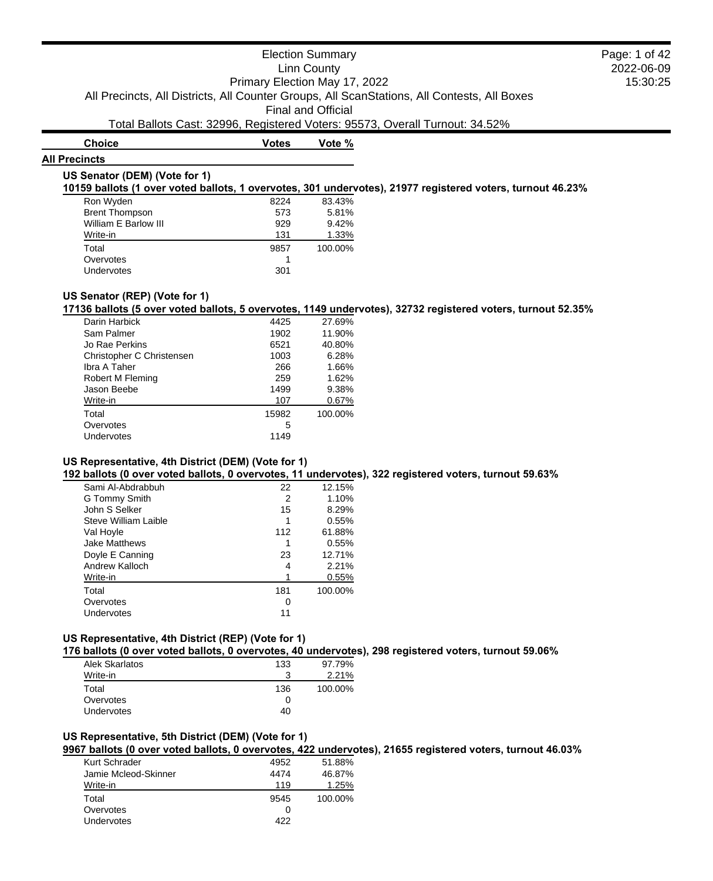# Election Summary

Linn County

Primary Election May 17, 2022

All Precincts, All Districts, All Counter Groups, All ScanStations, All Contests, All Boxes

Final and Official

Total Ballots Cast: 32996, Registered Voters: 95573, Overall Turnout: 34.52%

2022-06-09 15:30:25

## All Precincts

### US Senator (DEM) (Vote for 1)

**10159 ballots (1 over voted ballots, 1 overvotes, 301 undervotes), 21977 registered voters, turnout 46.23%**

| Choice | Votes | Vote % |
|---|---|---|
| Ron Wyden | 8224 | 83.43% |
| Brent Thompson | 573 | 5.81% |
| William E Barlow III | 929 | 9.42% |
| Write-in | 131 | 1.33% |
| Total | 9857 | 100.00% |
| Overvotes | 1 | |
| Undervotes | 301 | |

### US Senator (REP) (Vote for 1)

**17136 ballots (5 over voted ballots, 5 overvotes, 1149 undervotes), 32732 registered voters, turnout 52.35%**

| Choice | Votes | Vote % |
|---|---|---|
| Darin Harbick | 4425 | 27.69% |
| Sam Palmer | 1902 | 11.90% |
| Jo Rae Perkins | 6521 | 40.80% |
| Christopher C Christensen | 1003 | 6.28% |
| Ibra A Taher | 266 | 1.66% |
| Robert M Fleming | 259 | 1.62% |
| Jason Beebe | 1499 | 9.38% |
| Write-in | 107 | 0.67% |
| Total | 15982 | 100.00% |
| Overvotes | 5 | |
| Undervotes | 1149 | |

### US Representative, 4th District (DEM) (Vote for 1)

**192 ballots (0 over voted ballots, 0 overvotes, 11 undervotes), 322 registered voters, turnout 59.63%**

| Choice | Votes | Vote % |
|---|---|---|
| Sami Al-Abdrabbuh | 22 | 12.15% |
| G Tommy Smith | 2 | 1.10% |
| John S Selker | 15 | 8.29% |
| Steve William Laible | 1 | 0.55% |
| Val Hoyle | 112 | 61.88% |
| Jake Matthews | 1 | 0.55% |
| Doyle E Canning | 23 | 12.71% |
| Andrew Kalloch | 4 | 2.21% |
| Write-in | 1 | 0.55% |
| Total | 181 | 100.00% |
| Overvotes | 0 | |
| Undervotes | 11 | |

### US Representative, 4th District (REP) (Vote for 1)

**176 ballots (0 over voted ballots, 0 overvotes, 40 undervotes), 298 registered voters, turnout 59.06%**

| Choice | Votes | Vote % |
|---|---|---|
| Alek Skarlatos | 133 | 97.79% |
| Write-in | 3 | 2.21% |
| Total | 136 | 100.00% |
| Overvotes | 0 | |
| Undervotes | 40 | |

### US Representative, 5th District (DEM) (Vote for 1)

**9967 ballots (0 over voted ballots, 0 overvotes, 422 undervotes), 21655 registered voters, turnout 46.03%**

| Choice | Votes | Vote % |
|---|---|---|
| Kurt Schrader | 4952 | 51.88% |
| Jamie Mcleod-Skinner | 4474 | 46.87% |
| Write-in | 119 | 1.25% |
| Total | 9545 | 100.00% |
| Overvotes | 0 | |
| Undervotes | 422 | |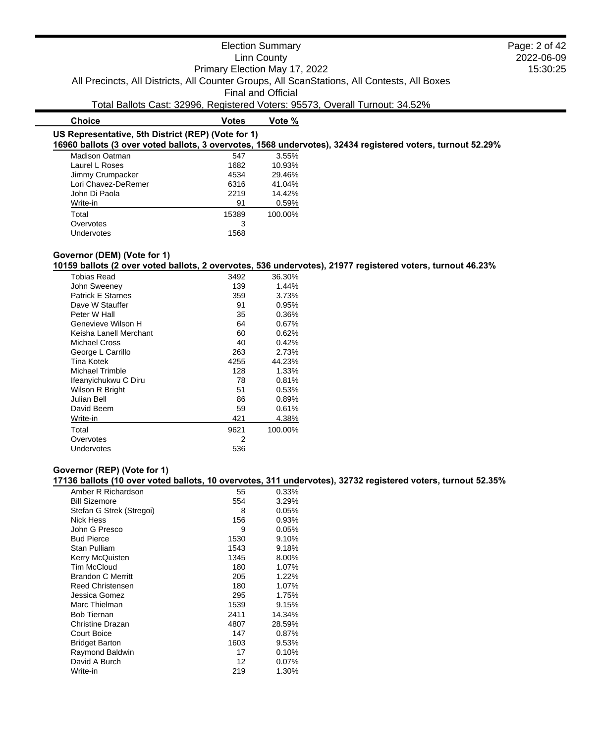Election Summary
Linn County
Primary Election May 17, 2022
All Precincts, All Districts, All Counter Groups, All ScanStations, All Contests, All Boxes
Final and Official
Total Ballots Cast: 32996, Registered Voters: 95573, Overall Turnout: 34.52%

### US Representative, 5th District (REP) (Vote for 1)

**16960 ballots (3 over voted ballots, 3 overvotes, 1568 undervotes), 32434 registered voters, turnout 52.29%**

| Choice | Votes | Vote % |
|---|---|---|
| Madison Oatman | 547 | 3.55% |
| Laurel L Roses | 1682 | 10.93% |
| Jimmy Crumpacker | 4534 | 29.46% |
| Lori Chavez-DeRemer | 6316 | 41.04% |
| John Di Paola | 2219 | 14.42% |
| Write-in | 91 | 0.59% |
| Total | 15389 | 100.00% |
| Overvotes | 3 | |
| Undervotes | 1568 | |

### Governor (DEM) (Vote for 1)

**10159 ballots (2 over voted ballots, 2 overvotes, 536 undervotes), 21977 registered voters, turnout 46.23%**

| Choice | Votes | Vote % |
|---|---|---|
| Tobias Read | 3492 | 36.30% |
| John Sweeney | 139 | 1.44% |
| Patrick E Starnes | 359 | 3.73% |
| Dave W Stauffer | 91 | 0.95% |
| Peter W Hall | 35 | 0.36% |
| Genevieve Wilson H | 64 | 0.67% |
| Keisha Lanell Merchant | 60 | 0.62% |
| Michael Cross | 40 | 0.42% |
| George L Carrillo | 263 | 2.73% |
| Tina Kotek | 4255 | 44.23% |
| Michael Trimble | 128 | 1.33% |
| Ifeanyichukwu C Diru | 78 | 0.81% |
| Wilson R Bright | 51 | 0.53% |
| Julian Bell | 86 | 0.89% |
| David Beem | 59 | 0.61% |
| Write-in | 421 | 4.38% |
| Total | 9621 | 100.00% |
| Overvotes | 2 | |
| Undervotes | 536 | |

### Governor (REP) (Vote for 1)

**17136 ballots (10 over voted ballots, 10 overvotes, 311 undervotes), 32732 registered voters, turnout 52.35%**

| Choice | Votes | Vote % |
|---|---|---|
| Amber R Richardson | 55 | 0.33% |
| Bill Sizemore | 554 | 3.29% |
| Stefan G Strek (Stregoi) | 8 | 0.05% |
| Nick Hess | 156 | 0.93% |
| John G Presco | 9 | 0.05% |
| Bud Pierce | 1530 | 9.10% |
| Stan Pulliam | 1543 | 9.18% |
| Kerry McQuisten | 1345 | 8.00% |
| Tim McCloud | 180 | 1.07% |
| Brandon C Merritt | 205 | 1.22% |
| Reed Christensen | 180 | 1.07% |
| Jessica Gomez | 295 | 1.75% |
| Marc Thielman | 1539 | 9.15% |
| Bob Tiernan | 2411 | 14.34% |
| Christine Drazan | 4807 | 28.59% |
| Court Boice | 147 | 0.87% |
| Bridget Barton | 1603 | 9.53% |
| Raymond Baldwin | 17 | 0.10% |
| David A Burch | 12 | 0.07% |
| Write-in | 219 | 1.30% |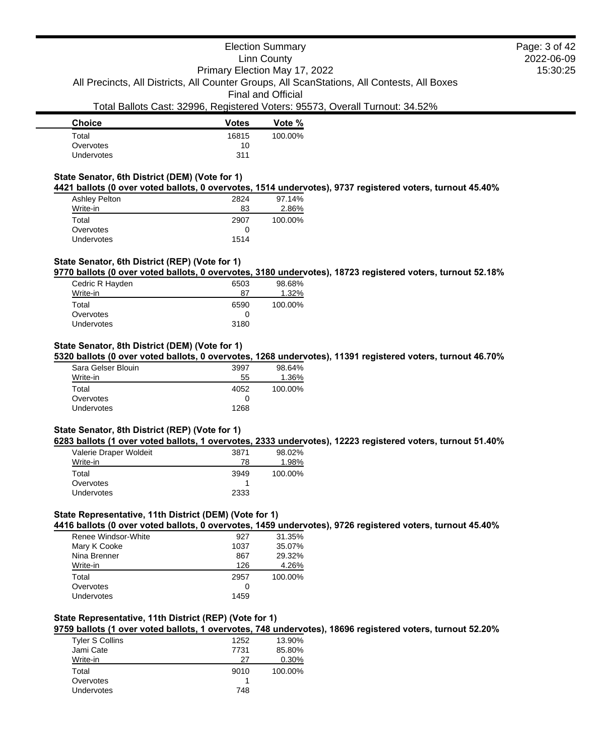| Choice | Votes | Vote % |
|---|---|---|
| Total | 16815 | 100.00% |
| Overvotes | 10 | |
| Undervotes | 311 | |

### State Senator, 6th District (DEM) (Vote for 1)

**4421 ballots (0 over voted ballots, 0 overvotes, 1514 undervotes), 9737 registered voters, turnout 45.40%**

| Choice | Votes | Vote % |
|---|---|---|
| Ashley Pelton | 2824 | 97.14% |
| Write-in | 83 | 2.86% |
| Total | 2907 | 100.00% |
| Overvotes | 0 | |
| Undervotes | 1514 | |

### State Senator, 6th District (REP) (Vote for 1)

**9770 ballots (0 over voted ballots, 0 overvotes, 3180 undervotes), 18723 registered voters, turnout 52.18%**

| Choice | Votes | Vote % |
|---|---|---|
| Cedric R Hayden | 6503 | 98.68% |
| Write-in | 87 | 1.32% |
| Total | 6590 | 100.00% |
| Overvotes | 0 | |
| Undervotes | 3180 | |

### State Senator, 8th District (DEM) (Vote for 1)

**5320 ballots (0 over voted ballots, 0 overvotes, 1268 undervotes), 11391 registered voters, turnout 46.70%**

| Choice | Votes | Vote % |
|---|---|---|
| Sara Gelser Blouin | 3997 | 98.64% |
| Write-in | 55 | 1.36% |
| Total | 4052 | 100.00% |
| Overvotes | 0 | |
| Undervotes | 1268 | |

### State Senator, 8th District (REP) (Vote for 1)

**6283 ballots (1 over voted ballots, 1 overvotes, 2333 undervotes), 12223 registered voters, turnout 51.40%**

| Choice | Votes | Vote % |
|---|---|---|
| Valerie Draper Woldeit | 3871 | 98.02% |
| Write-in | 78 | 1.98% |
| Total | 3949 | 100.00% |
| Overvotes | 1 | |
| Undervotes | 2333 | |

### State Representative, 11th District (DEM) (Vote for 1)

**4416 ballots (0 over voted ballots, 0 overvotes, 1459 undervotes), 9726 registered voters, turnout 45.40%**

| Choice | Votes | Vote % |
|---|---|---|
| Renee Windsor-White | 927 | 31.35% |
| Mary K Cooke | 1037 | 35.07% |
| Nina Brenner | 867 | 29.32% |
| Write-in | 126 | 4.26% |
| Total | 2957 | 100.00% |
| Overvotes | 0 | |
| Undervotes | 1459 | |

### State Representative, 11th District (REP) (Vote for 1)

**9759 ballots (1 over voted ballots, 1 overvotes, 748 undervotes), 18696 registered voters, turnout 52.20%**

| Choice | Votes | Vote % |
|---|---|---|
| Tyler S Collins | 1252 | 13.90% |
| Jami Cate | 7731 | 85.80% |
| Write-in | 27 | 0.30% |
| Total | 9010 | 100.00% |
| Overvotes | 1 | |
| Undervotes | 748 | |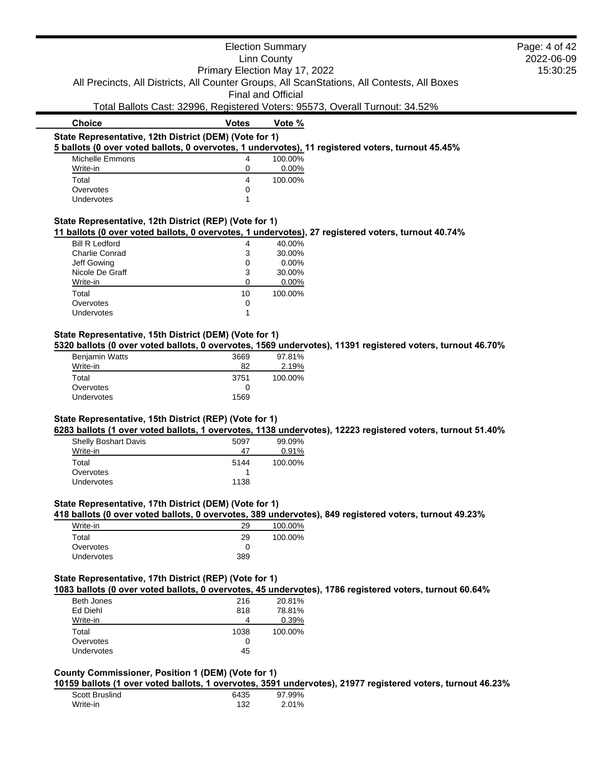Election Summary
Linn County
Primary Election May 17, 2022
All Precincts, All Districts, All Counter Groups, All ScanStations, All Contests, All Boxes
Final and Official
Total Ballots Cast: 32996, Registered Voters: 95573, Overall Turnout: 34.52%

| Choice | Votes | Vote % |
|---|---|---|

### State Representative, 12th District (DEM) (Vote for 1)

**5 ballots (0 over voted ballots, 0 overvotes, 1 undervotes), 11 registered voters, turnout 45.45%**

| Choice | Votes | Vote % |
|---|---|---|
| Michelle Emmons | 4 | 100.00% |
| Write-in | 0 | 0.00% |
| Total | 4 | 100.00% |
| Overvotes | 0 | |
| Undervotes | 1 | |

### State Representative, 12th District (REP) (Vote for 1)

**11 ballots (0 over voted ballots, 0 overvotes, 1 undervotes), 27 registered voters, turnout 40.74%**

| Choice | Votes | Vote % |
|---|---|---|
| Bill R Ledford | 4 | 40.00% |
| Charlie Conrad | 3 | 30.00% |
| Jeff Gowing | 0 | 0.00% |
| Nicole De Graff | 3 | 30.00% |
| Write-in | 0 | 0.00% |
| Total | 10 | 100.00% |
| Overvotes | 0 | |
| Undervotes | 1 | |

### State Representative, 15th District (DEM) (Vote for 1)

**5320 ballots (0 over voted ballots, 0 overvotes, 1569 undervotes), 11391 registered voters, turnout 46.70%**

| Choice | Votes | Vote % |
|---|---|---|
| Benjamin Watts | 3669 | 97.81% |
| Write-in | 82 | 2.19% |
| Total | 3751 | 100.00% |
| Overvotes | 0 | |
| Undervotes | 1569 | |

### State Representative, 15th District (REP) (Vote for 1)

**6283 ballots (1 over voted ballots, 1 overvotes, 1138 undervotes), 12223 registered voters, turnout 51.40%**

| Choice | Votes | Vote % |
|---|---|---|
| Shelly Boshart Davis | 5097 | 99.09% |
| Write-in | 47 | 0.91% |
| Total | 5144 | 100.00% |
| Overvotes | 1 | |
| Undervotes | 1138 | |

### State Representative, 17th District (DEM) (Vote for 1)

**418 ballots (0 over voted ballots, 0 overvotes, 389 undervotes), 849 registered voters, turnout 49.23%**

| Choice | Votes | Vote % |
|---|---|---|
| Write-in | 29 | 100.00% |
| Total | 29 | 100.00% |
| Overvotes | 0 | |
| Undervotes | 389 | |

### State Representative, 17th District (REP) (Vote for 1)

**1083 ballots (0 over voted ballots, 0 overvotes, 45 undervotes), 1786 registered voters, turnout 60.64%**

| Choice | Votes | Vote % |
|---|---|---|
| Beth Jones | 216 | 20.81% |
| Ed Diehl | 818 | 78.81% |
| Write-in | 4 | 0.39% |
| Total | 1038 | 100.00% |
| Overvotes | 0 | |
| Undervotes | 45 | |

### County Commissioner, Position 1 (DEM) (Vote for 1)

**10159 ballots (1 over voted ballots, 1 overvotes, 3591 undervotes), 21977 registered voters, turnout 46.23%**

| Choice | Votes | Vote % |
|---|---|---|
| Scott Bruslind | 6435 | 97.99% |
| Write-in | 132 | 2.01% |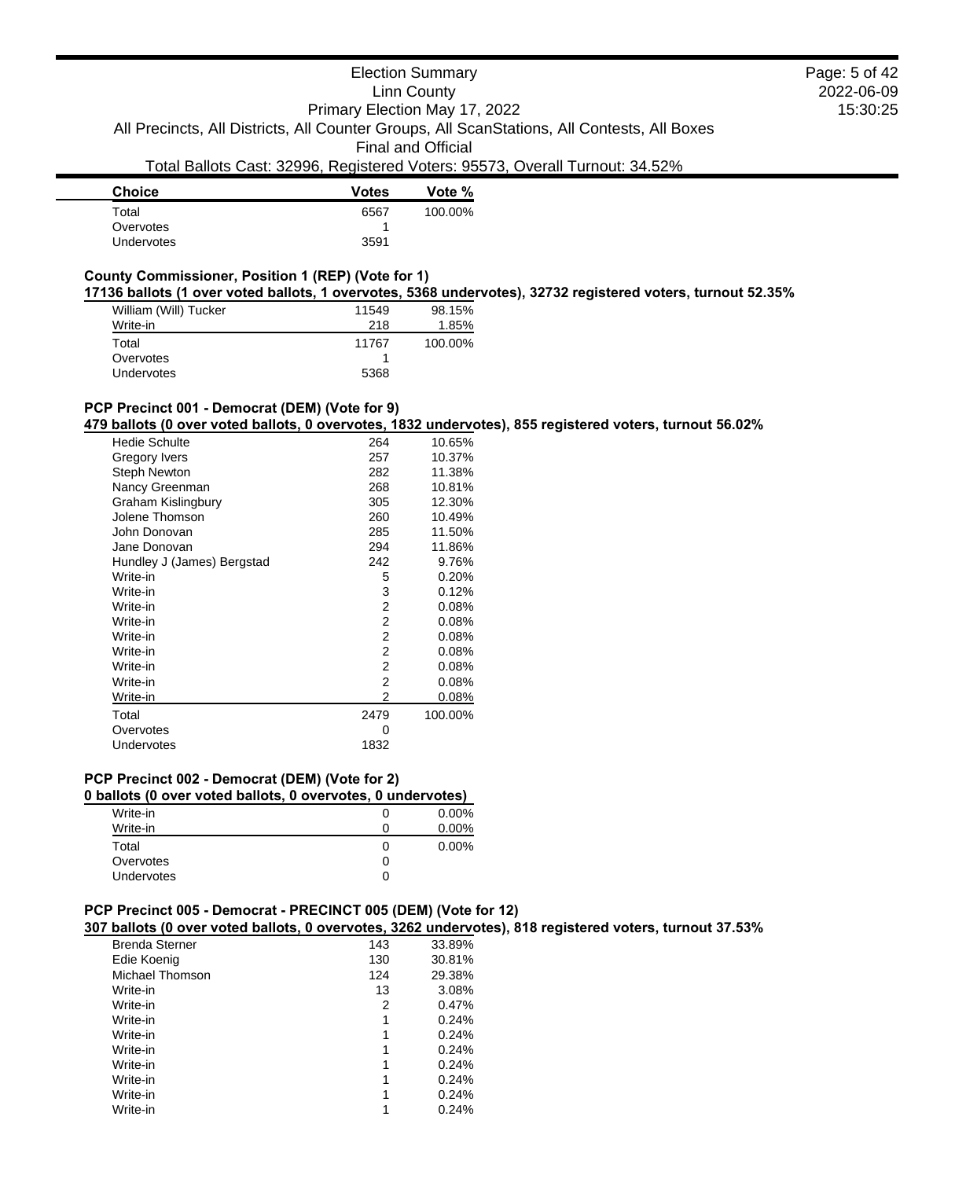| Choice | Votes | Vote % |
|---|---|---|
| Total | 6567 | 100.00% |
| Overvotes | 1 | |
| Undervotes | 3591 | |

### County Commissioner, Position 1 (REP) (Vote for 1)

**17136 ballots (1 over voted ballots, 1 overvotes, 5368 undervotes), 32732 registered voters, turnout 52.35%**

| Choice | Votes | Vote % |
|---|---|---|
| William (Will) Tucker | 11549 | 98.15% |
| Write-in | 218 | 1.85% |
| Total | 11767 | 100.00% |
| Overvotes | 1 | |
| Undervotes | 5368 | |

### PCP Precinct 001 - Democrat (DEM) (Vote for 9)

**479 ballots (0 over voted ballots, 0 overvotes, 1832 undervotes), 855 registered voters, turnout 56.02%**

| Choice | Votes | Vote % |
|---|---|---|
| Hedie Schulte | 264 | 10.65% |
| Gregory Ivers | 257 | 10.37% |
| Steph Newton | 282 | 11.38% |
| Nancy Greenman | 268 | 10.81% |
| Graham Kislingbury | 305 | 12.30% |
| Jolene Thomson | 260 | 10.49% |
| John Donovan | 285 | 11.50% |
| Jane Donovan | 294 | 11.86% |
| Hundley J (James) Bergstad | 242 | 9.76% |
| Write-in | 5 | 0.20% |
| Write-in | 3 | 0.12% |
| Write-in | 2 | 0.08% |
| Write-in | 2 | 0.08% |
| Write-in | 2 | 0.08% |
| Write-in | 2 | 0.08% |
| Write-in | 2 | 0.08% |
| Write-in | 2 | 0.08% |
| Write-in | 2 | 0.08% |
| Total | 2479 | 100.00% |
| Overvotes | 0 | |
| Undervotes | 1832 | |

### PCP Precinct 002 - Democrat (DEM) (Vote for 2)

**0 ballots (0 over voted ballots, 0 overvotes, 0 undervotes)**

| Choice | Votes | Vote % |
|---|---|---|
| Write-in | 0 | 0.00% |
| Write-in | 0 | 0.00% |
| Total | 0 | 0.00% |
| Overvotes | 0 | |
| Undervotes | 0 | |

### PCP Precinct 005 - Democrat - PRECINCT 005 (DEM) (Vote for 12)

**307 ballots (0 over voted ballots, 0 overvotes, 3262 undervotes), 818 registered voters, turnout 37.53%**

| Choice | Votes | Vote % |
|---|---|---|
| Brenda Sterner | 143 | 33.89% |
| Edie Koenig | 130 | 30.81% |
| Michael Thomson | 124 | 29.38% |
| Write-in | 13 | 3.08% |
| Write-in | 2 | 0.47% |
| Write-in | 1 | 0.24% |
| Write-in | 1 | 0.24% |
| Write-in | 1 | 0.24% |
| Write-in | 1 | 0.24% |
| Write-in | 1 | 0.24% |
| Write-in | 1 | 0.24% |
| Write-in | 1 | 0.24% |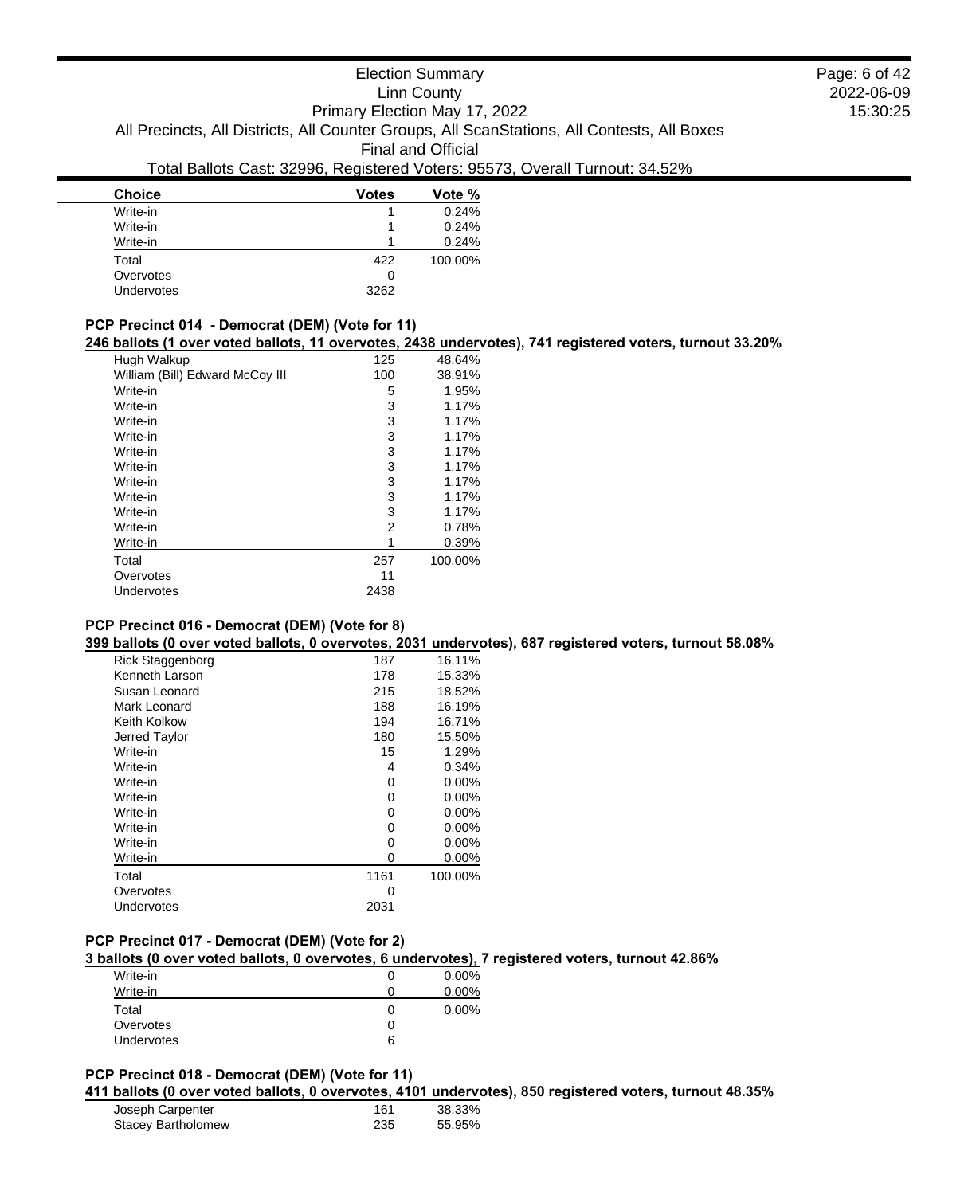| Choice | Votes | Vote % |
|---|---|---|
| Write-in | 1 | 0.24% |
| Write-in | 1 | 0.24% |
| Write-in | 1 | 0.24% |
| Total | 422 | 100.00% |
| Overvotes | 0 | |
| Undervotes | 3262 | |

### PCP Precinct 014 - Democrat (DEM) (Vote for 11)

**246 ballots (1 over voted ballots, 11 overvotes, 2438 undervotes), 741 registered voters, turnout 33.20%**

| Choice | Votes | Vote % |
|---|---|---|
| Hugh Walkup | 125 | 48.64% |
| William (Bill) Edward McCoy III | 100 | 38.91% |
| Write-in | 5 | 1.95% |
| Write-in | 3 | 1.17% |
| Write-in | 3 | 1.17% |
| Write-in | 3 | 1.17% |
| Write-in | 3 | 1.17% |
| Write-in | 3 | 1.17% |
| Write-in | 3 | 1.17% |
| Write-in | 3 | 1.17% |
| Write-in | 3 | 1.17% |
| Write-in | 2 | 0.78% |
| Write-in | 1 | 0.39% |
| Total | 257 | 100.00% |
| Overvotes | 11 | |
| Undervotes | 2438 | |

### PCP Precinct 016 - Democrat (DEM) (Vote for 8)

**399 ballots (0 over voted ballots, 0 overvotes, 2031 undervotes), 687 registered voters, turnout 58.08%**

| Choice | Votes | Vote % |
|---|---|---|
| Rick Staggenborg | 187 | 16.11% |
| Kenneth Larson | 178 | 15.33% |
| Susan Leonard | 215 | 18.52% |
| Mark Leonard | 188 | 16.19% |
| Keith Kolkow | 194 | 16.71% |
| Jerred Taylor | 180 | 15.50% |
| Write-in | 15 | 1.29% |
| Write-in | 4 | 0.34% |
| Write-in | 0 | 0.00% |
| Write-in | 0 | 0.00% |
| Write-in | 0 | 0.00% |
| Write-in | 0 | 0.00% |
| Write-in | 0 | 0.00% |
| Write-in | 0 | 0.00% |
| Total | 1161 | 100.00% |
| Overvotes | 0 | |
| Undervotes | 2031 | |

### PCP Precinct 017 - Democrat (DEM) (Vote for 2)

**3 ballots (0 over voted ballots, 0 overvotes, 6 undervotes), 7 registered voters, turnout 42.86%**

| Choice | Votes | Vote % |
|---|---|---|
| Write-in | 0 | 0.00% |
| Write-in | 0 | 0.00% |
| Total | 0 | 0.00% |
| Overvotes | 0 | |
| Undervotes | 6 | |

### PCP Precinct 018 - Democrat (DEM) (Vote for 11)

**411 ballots (0 over voted ballots, 0 overvotes, 4101 undervotes), 850 registered voters, turnout 48.35%**

| Choice | Votes | Vote % |
|---|---|---|
| Joseph Carpenter | 161 | 38.33% |
| Stacey Bartholomew | 235 | 55.95% |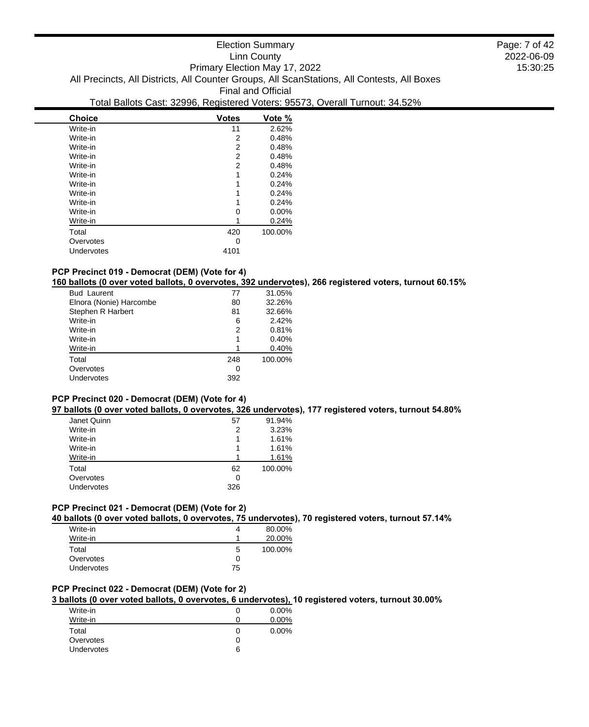| Choice | Votes | Vote % |
| --- | --- | --- |
| Write-in | 11 | 2.62% |
| Write-in | 2 | 0.48% |
| Write-in | 2 | 0.48% |
| Write-in | 2 | 0.48% |
| Write-in | 2 | 0.48% |
| Write-in | 1 | 0.24% |
| Write-in | 1 | 0.24% |
| Write-in | 1 | 0.24% |
| Write-in | 1 | 0.24% |
| Write-in | 0 | 0.00% |
| Write-in | 1 | 0.24% |
| Total | 420 | 100.00% |
| Overvotes | 0 | |
| Undervotes | 4101 | |

### PCP Precinct 019 - Democrat (DEM) (Vote for 4)

**160 ballots (0 over voted ballots, 0 overvotes, 392 undervotes), 266 registered voters, turnout 60.15%**

| Choice | Votes | Vote % |
| --- | --- | --- |
| Bud Laurent | 77 | 31.05% |
| Elnora (Nonie) Harcombe | 80 | 32.26% |
| Stephen R Harbert | 81 | 32.66% |
| Write-in | 6 | 2.42% |
| Write-in | 2 | 0.81% |
| Write-in | 1 | 0.40% |
| Write-in | 1 | 0.40% |
| Total | 248 | 100.00% |
| Overvotes | 0 | |
| Undervotes | 392 | |

### PCP Precinct 020 - Democrat (DEM) (Vote for 4)

**97 ballots (0 over voted ballots, 0 overvotes, 326 undervotes), 177 registered voters, turnout 54.80%**

| Choice | Votes | Vote % |
| --- | --- | --- |
| Janet Quinn | 57 | 91.94% |
| Write-in | 2 | 3.23% |
| Write-in | 1 | 1.61% |
| Write-in | 1 | 1.61% |
| Write-in | 1 | 1.61% |
| Total | 62 | 100.00% |
| Overvotes | 0 | |
| Undervotes | 326 | |

### PCP Precinct 021 - Democrat (DEM) (Vote for 2)

**40 ballots (0 over voted ballots, 0 overvotes, 75 undervotes), 70 registered voters, turnout 57.14%**

| Choice | Votes | Vote % |
| --- | --- | --- |
| Write-in | 4 | 80.00% |
| Write-in | 1 | 20.00% |
| Total | 5 | 100.00% |
| Overvotes | 0 | |
| Undervotes | 75 | |

### PCP Precinct 022 - Democrat (DEM) (Vote for 2)

**3 ballots (0 over voted ballots, 0 overvotes, 6 undervotes), 10 registered voters, turnout 30.00%**

| Choice | Votes | Vote % |
| --- | --- | --- |
| Write-in | 0 | 0.00% |
| Write-in | 0 | 0.00% |
| Total | 0 | 0.00% |
| Overvotes | 0 | |
| Undervotes | 6 | |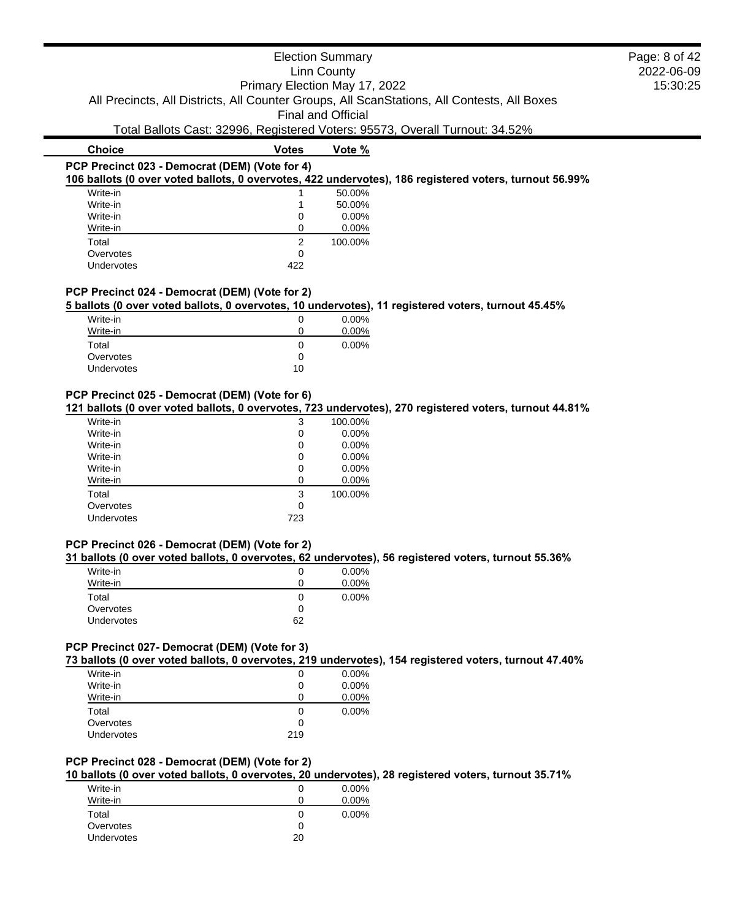Election Summary
Linn County
Primary Election May 17, 2022
All Precincts, All Districts, All Counter Groups, All ScanStations, All Contests, All Boxes
Final and Official
Total Ballots Cast: 32996, Registered Voters: 95573, Overall Turnout: 34.52%

| Choice | Votes | Vote % |
|---|---|---|

**PCP Precinct 023 - Democrat (DEM) (Vote for 4)**

**106 ballots (0 over voted ballots, 0 overvotes, 422 undervotes), 186 registered voters, turnout 56.99%**

| Choice | Votes | Vote % |
|---|---|---|
| Write-in | 1 | 50.00% |
| Write-in | 1 | 50.00% |
| Write-in | 0 | 0.00% |
| Write-in | 0 | 0.00% |
| Total | 2 | 100.00% |
| Overvotes | 0 | |
| Undervotes | 422 | |

**PCP Precinct 024 - Democrat (DEM) (Vote for 2)**

**5 ballots (0 over voted ballots, 0 overvotes, 10 undervotes), 11 registered voters, turnout 45.45%**

| Choice | Votes | Vote % |
|---|---|---|
| Write-in | 0 | 0.00% |
| Write-in | 0 | 0.00% |
| Total | 0 | 0.00% |
| Overvotes | 0 | |
| Undervotes | 10 | |

**PCP Precinct 025 - Democrat (DEM) (Vote for 6)**

**121 ballots (0 over voted ballots, 0 overvotes, 723 undervotes), 270 registered voters, turnout 44.81%**

| Choice | Votes | Vote % |
|---|---|---|
| Write-in | 3 | 100.00% |
| Write-in | 0 | 0.00% |
| Write-in | 0 | 0.00% |
| Write-in | 0 | 0.00% |
| Write-in | 0 | 0.00% |
| Write-in | 0 | 0.00% |
| Total | 3 | 100.00% |
| Overvotes | 0 | |
| Undervotes | 723 | |

**PCP Precinct 026 - Democrat (DEM) (Vote for 2)**

**31 ballots (0 over voted ballots, 0 overvotes, 62 undervotes), 56 registered voters, turnout 55.36%**

| Choice | Votes | Vote % |
|---|---|---|
| Write-in | 0 | 0.00% |
| Write-in | 0 | 0.00% |
| Total | 0 | 0.00% |
| Overvotes | 0 | |
| Undervotes | 62 | |

**PCP Precinct 027- Democrat (DEM) (Vote for 3)**

**73 ballots (0 over voted ballots, 0 overvotes, 219 undervotes), 154 registered voters, turnout 47.40%**

| Choice | Votes | Vote % |
|---|---|---|
| Write-in | 0 | 0.00% |
| Write-in | 0 | 0.00% |
| Write-in | 0 | 0.00% |
| Total | 0 | 0.00% |
| Overvotes | 0 | |
| Undervotes | 219 | |

**PCP Precinct 028 - Democrat (DEM) (Vote for 2)**

**10 ballots (0 over voted ballots, 0 overvotes, 20 undervotes), 28 registered voters, turnout 35.71%**

| Choice | Votes | Vote % |
|---|---|---|
| Write-in | 0 | 0.00% |
| Write-in | 0 | 0.00% |
| Total | 0 | 0.00% |
| Overvotes | 0 | |
| Undervotes | 20 | |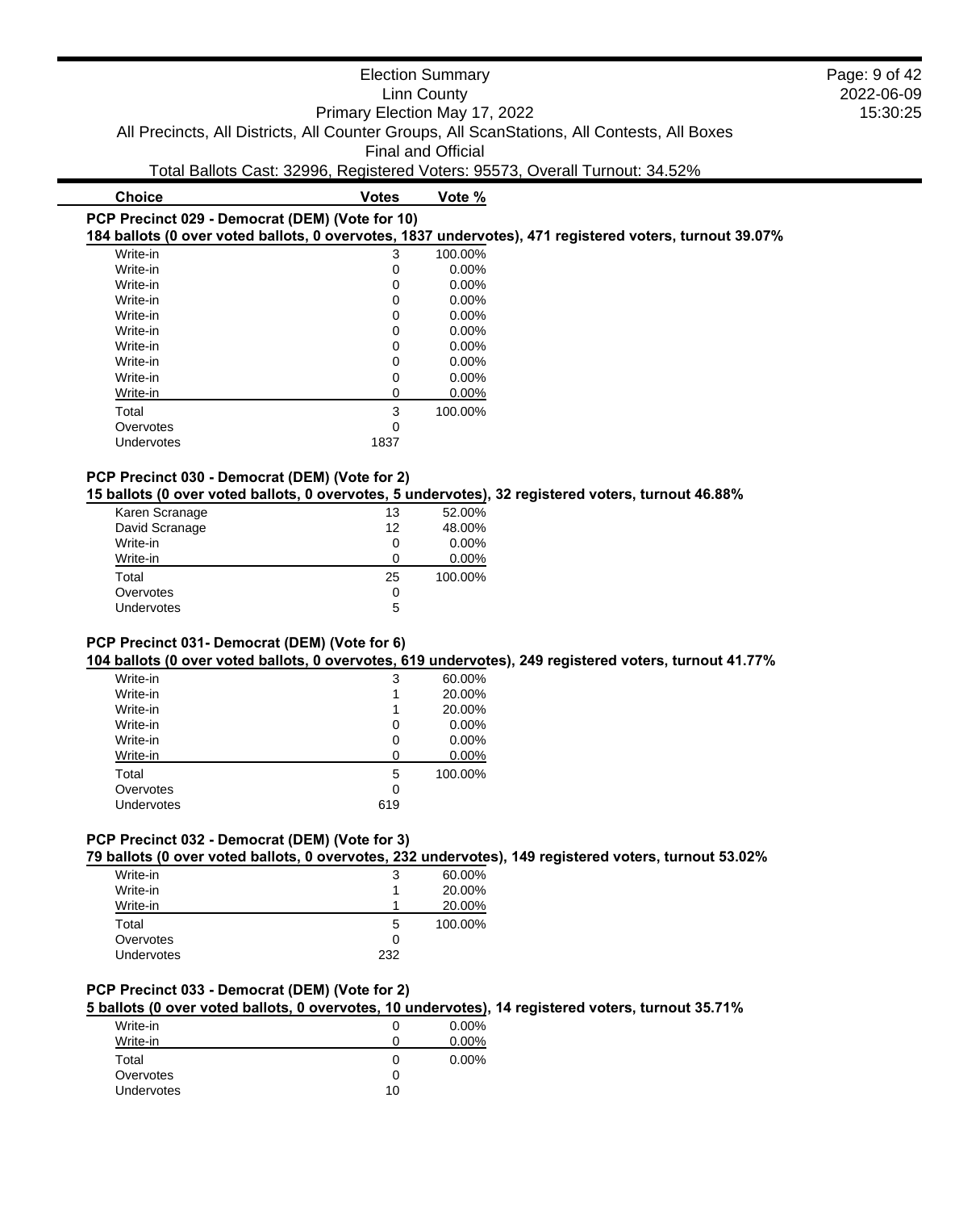| Choice | Votes | Vote % |
|---|---|---|

**PCP Precinct 029 - Democrat (DEM) (Vote for 10)**

**184 ballots (0 over voted ballots, 0 overvotes, 1837 undervotes), 471 registered voters, turnout 39.07%**

| Choice | Votes | Vote % |
|---|---|---|
| Write-in | 3 | 100.00% |
| Write-in | 0 | 0.00% |
| Write-in | 0 | 0.00% |
| Write-in | 0 | 0.00% |
| Write-in | 0 | 0.00% |
| Write-in | 0 | 0.00% |
| Write-in | 0 | 0.00% |
| Write-in | 0 | 0.00% |
| Write-in | 0 | 0.00% |
| Write-in | 0 | 0.00% |
| Total | 3 | 100.00% |
| Overvotes | 0 | |
| Undervotes | 1837 | |

**PCP Precinct 030 - Democrat (DEM) (Vote for 2)**

**15 ballots (0 over voted ballots, 0 overvotes, 5 undervotes), 32 registered voters, turnout 46.88%**

| Choice | Votes | Vote % |
|---|---|---|
| Karen Scranage | 13 | 52.00% |
| David Scranage | 12 | 48.00% |
| Write-in | 0 | 0.00% |
| Write-in | 0 | 0.00% |
| Total | 25 | 100.00% |
| Overvotes | 0 | |
| Undervotes | 5 | |

**PCP Precinct 031- Democrat (DEM) (Vote for 6)**

**104 ballots (0 over voted ballots, 0 overvotes, 619 undervotes), 249 registered voters, turnout 41.77%**

| Choice | Votes | Vote % |
|---|---|---|
| Write-in | 3 | 60.00% |
| Write-in | 1 | 20.00% |
| Write-in | 1 | 20.00% |
| Write-in | 0 | 0.00% |
| Write-in | 0 | 0.00% |
| Write-in | 0 | 0.00% |
| Total | 5 | 100.00% |
| Overvotes | 0 | |
| Undervotes | 619 | |

**PCP Precinct 032 - Democrat (DEM) (Vote for 3)**

**79 ballots (0 over voted ballots, 0 overvotes, 232 undervotes), 149 registered voters, turnout 53.02%**

| Choice | Votes | Vote % |
|---|---|---|
| Write-in | 3 | 60.00% |
| Write-in | 1 | 20.00% |
| Write-in | 1 | 20.00% |
| Total | 5 | 100.00% |
| Overvotes | 0 | |
| Undervotes | 232 | |

**PCP Precinct 033 - Democrat (DEM) (Vote for 2)**

**5 ballots (0 over voted ballots, 0 overvotes, 10 undervotes), 14 registered voters, turnout 35.71%**

| Choice | Votes | Vote % |
|---|---|---|
| Write-in | 0 | 0.00% |
| Write-in | 0 | 0.00% |
| Total | 0 | 0.00% |
| Overvotes | 0 | |
| Undervotes | 10 | |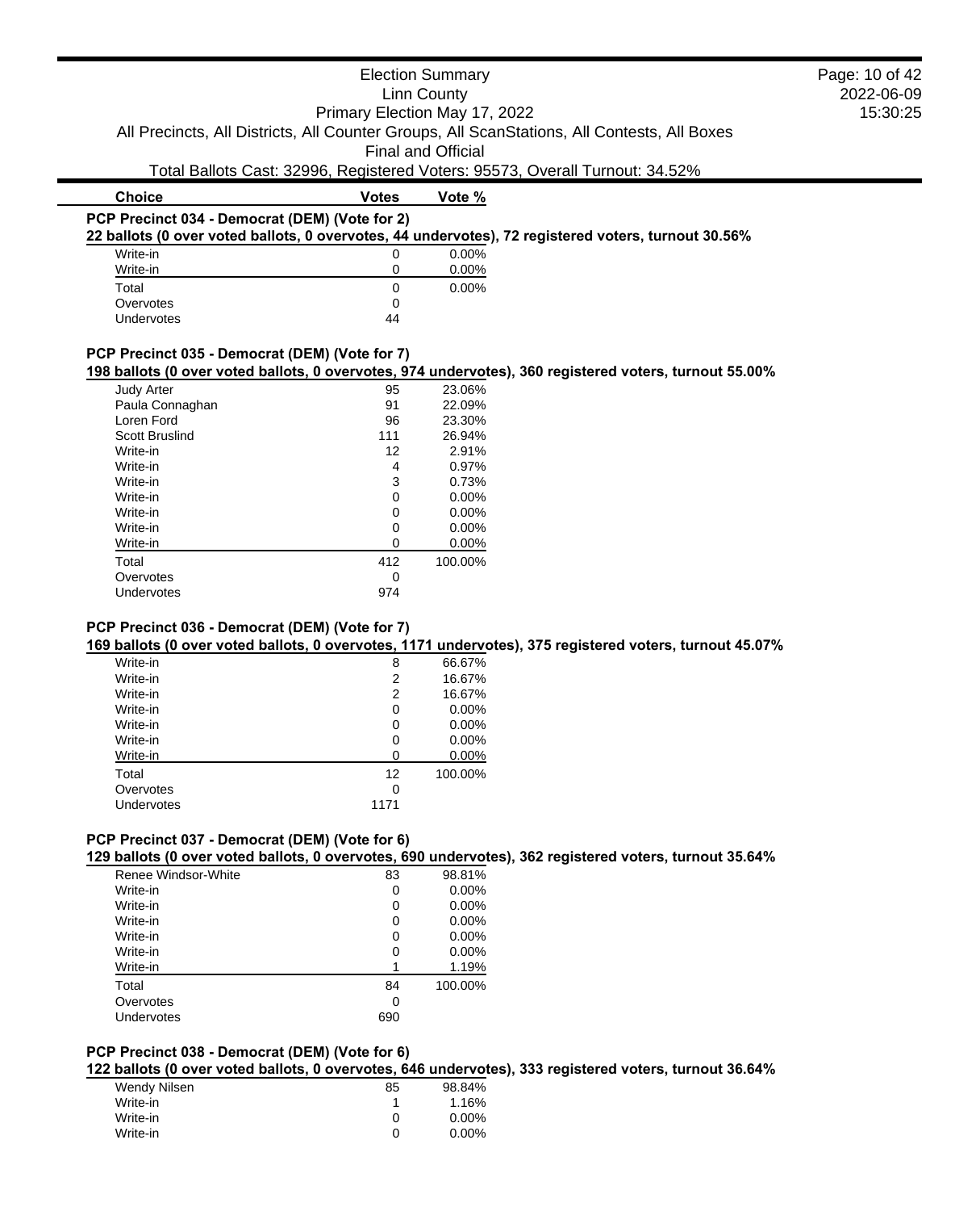Election Summary
Linn County
Primary Election May 17, 2022
All Precincts, All Districts, All Counter Groups, All ScanStations, All Contests, All Boxes
Final and Official
Total Ballots Cast: 32996, Registered Voters: 95573, Overall Turnout: 34.52%

### PCP Precinct 034 - Democrat (DEM) (Vote for 2)

**22 ballots (0 over voted ballots, 0 overvotes, 44 undervotes), 72 registered voters, turnout 30.56%**

| Choice | Votes | Vote % |
|---|---|---|
| Write-in | 0 | 0.00% |
| Write-in | 0 | 0.00% |
| Total | 0 | 0.00% |
| Overvotes | 0 | |
| Undervotes | 44 | |

### PCP Precinct 035 - Democrat (DEM) (Vote for 7)

**198 ballots (0 over voted ballots, 0 overvotes, 974 undervotes), 360 registered voters, turnout 55.00%**

| Choice | Votes | Vote % |
|---|---|---|
| Judy Arter | 95 | 23.06% |
| Paula Connaghan | 91 | 22.09% |
| Loren Ford | 96 | 23.30% |
| Scott Bruslind | 111 | 26.94% |
| Write-in | 12 | 2.91% |
| Write-in | 4 | 0.97% |
| Write-in | 3 | 0.73% |
| Write-in | 0 | 0.00% |
| Write-in | 0 | 0.00% |
| Write-in | 0 | 0.00% |
| Write-in | 0 | 0.00% |
| Total | 412 | 100.00% |
| Overvotes | 0 | |
| Undervotes | 974 | |

### PCP Precinct 036 - Democrat (DEM) (Vote for 7)

**169 ballots (0 over voted ballots, 0 overvotes, 1171 undervotes), 375 registered voters, turnout 45.07%**

| Choice | Votes | Vote % |
|---|---|---|
| Write-in | 8 | 66.67% |
| Write-in | 2 | 16.67% |
| Write-in | 2 | 16.67% |
| Write-in | 0 | 0.00% |
| Write-in | 0 | 0.00% |
| Write-in | 0 | 0.00% |
| Write-in | 0 | 0.00% |
| Total | 12 | 100.00% |
| Overvotes | 0 | |
| Undervotes | 1171 | |

### PCP Precinct 037 - Democrat (DEM) (Vote for 6)

**129 ballots (0 over voted ballots, 0 overvotes, 690 undervotes), 362 registered voters, turnout 35.64%**

| Choice | Votes | Vote % |
|---|---|---|
| Renee Windsor-White | 83 | 98.81% |
| Write-in | 0 | 0.00% |
| Write-in | 0 | 0.00% |
| Write-in | 0 | 0.00% |
| Write-in | 0 | 0.00% |
| Write-in | 0 | 0.00% |
| Write-in | 1 | 1.19% |
| Total | 84 | 100.00% |
| Overvotes | 0 | |
| Undervotes | 690 | |

### PCP Precinct 038 - Democrat (DEM) (Vote for 6)

**122 ballots (0 over voted ballots, 0 overvotes, 646 undervotes), 333 registered voters, turnout 36.64%**

| Choice | Votes | Vote % |
|---|---|---|
| Wendy Nilsen | 85 | 98.84% |
| Write-in | 1 | 1.16% |
| Write-in | 0 | 0.00% |
| Write-in | 0 | 0.00% |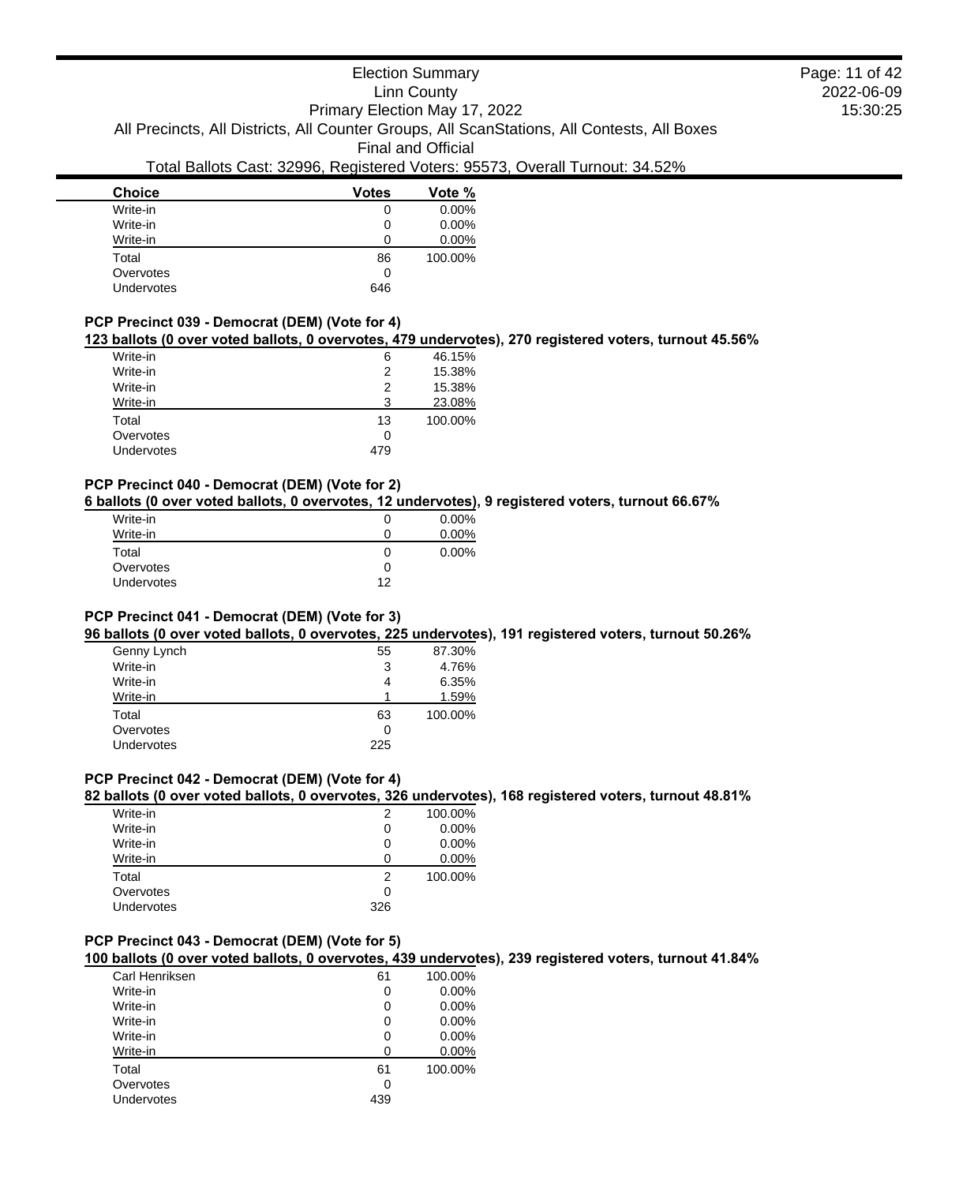| Choice | Votes | Vote % |
| --- | --- | --- |
| Write-in | 0 | 0.00% |
| Write-in | 0 | 0.00% |
| Write-in | 0 | 0.00% |
| Total | 86 | 100.00% |
| Overvotes | 0 | |
| Undervotes | 646 | |

### PCP Precinct 039 - Democrat (DEM) (Vote for 4)

**123 ballots (0 over voted ballots, 0 overvotes, 479 undervotes), 270 registered voters, turnout 45.56%**

| Choice | Votes | Vote % |
| --- | --- | --- |
| Write-in | 6 | 46.15% |
| Write-in | 2 | 15.38% |
| Write-in | 2 | 15.38% |
| Write-in | 3 | 23.08% |
| Total | 13 | 100.00% |
| Overvotes | 0 | |
| Undervotes | 479 | |

### PCP Precinct 040 - Democrat (DEM) (Vote for 2)

**6 ballots (0 over voted ballots, 0 overvotes, 12 undervotes), 9 registered voters, turnout 66.67%**

| Choice | Votes | Vote % |
| --- | --- | --- |
| Write-in | 0 | 0.00% |
| Write-in | 0 | 0.00% |
| Total | 0 | 0.00% |
| Overvotes | 0 | |
| Undervotes | 12 | |

### PCP Precinct 041 - Democrat (DEM) (Vote for 3)

**96 ballots (0 over voted ballots, 0 overvotes, 225 undervotes), 191 registered voters, turnout 50.26%**

| Choice | Votes | Vote % |
| --- | --- | --- |
| Genny Lynch | 55 | 87.30% |
| Write-in | 3 | 4.76% |
| Write-in | 4 | 6.35% |
| Write-in | 1 | 1.59% |
| Total | 63 | 100.00% |
| Overvotes | 0 | |
| Undervotes | 225 | |

### PCP Precinct 042 - Democrat (DEM) (Vote for 4)

**82 ballots (0 over voted ballots, 0 overvotes, 326 undervotes), 168 registered voters, turnout 48.81%**

| Choice | Votes | Vote % |
| --- | --- | --- |
| Write-in | 2 | 100.00% |
| Write-in | 0 | 0.00% |
| Write-in | 0 | 0.00% |
| Write-in | 0 | 0.00% |
| Total | 2 | 100.00% |
| Overvotes | 0 | |
| Undervotes | 326 | |

### PCP Precinct 043 - Democrat (DEM) (Vote for 5)

**100 ballots (0 over voted ballots, 0 overvotes, 439 undervotes), 239 registered voters, turnout 41.84%**

| Choice | Votes | Vote % |
| --- | --- | --- |
| Carl Henriksen | 61 | 100.00% |
| Write-in | 0 | 0.00% |
| Write-in | 0 | 0.00% |
| Write-in | 0 | 0.00% |
| Write-in | 0 | 0.00% |
| Write-in | 0 | 0.00% |
| Total | 61 | 100.00% |
| Overvotes | 0 | |
| Undervotes | 439 | |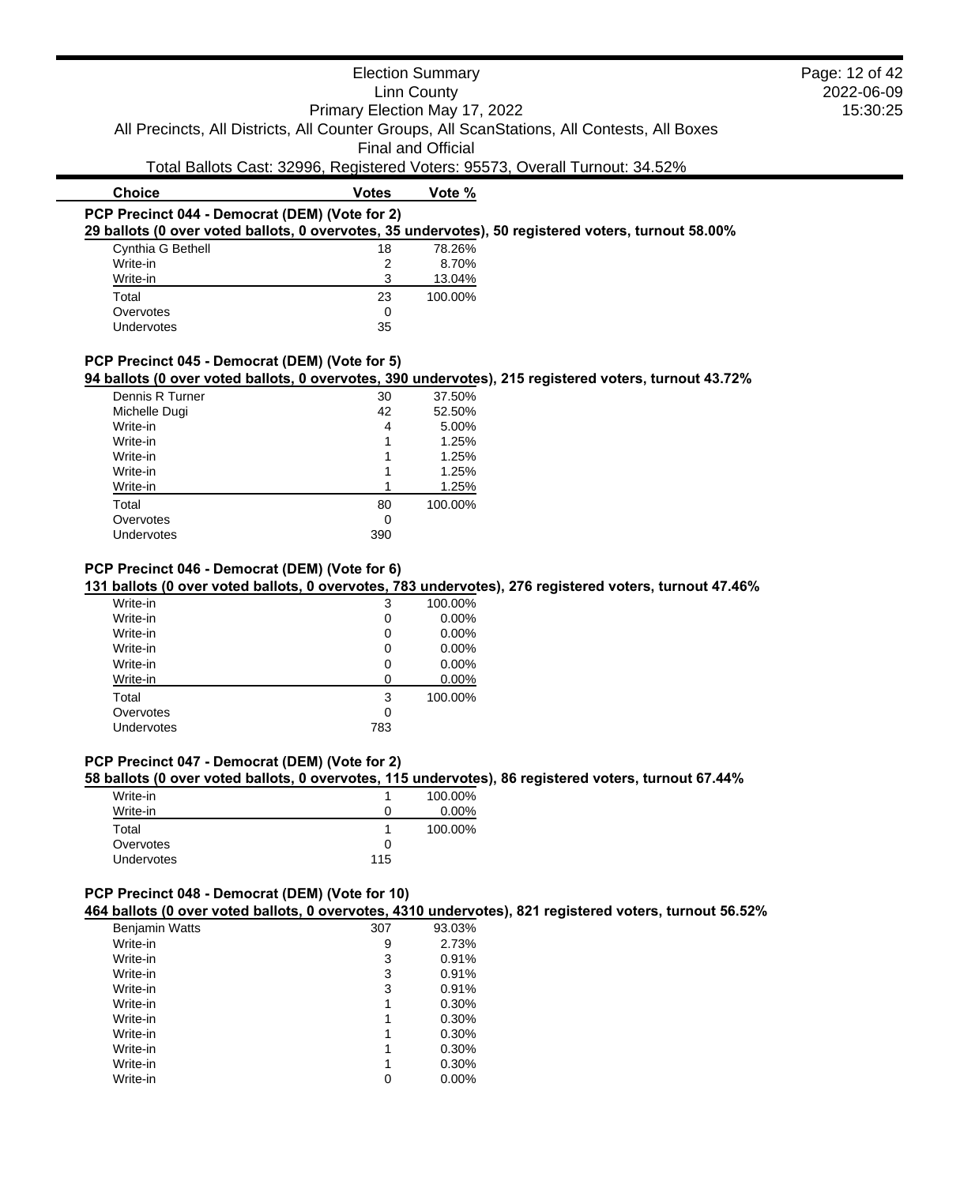Election Summary
Linn County
Primary Election May 17, 2022
All Precincts, All Districts, All Counter Groups, All ScanStations, All Contests, All Boxes
Final and Official
Total Ballots Cast: 32996, Registered Voters: 95573, Overall Turnout: 34.52%

### PCP Precinct 044 - Democrat (DEM) (Vote for 2)

**29 ballots (0 over voted ballots, 0 overvotes, 35 undervotes), 50 registered voters, turnout 58.00%**

| Choice | Votes | Vote % |
|---|---|---|
| Cynthia G Bethell | 18 | 78.26% |
| Write-in | 2 | 8.70% |
| Write-in | 3 | 13.04% |
| Total | 23 | 100.00% |
| Overvotes | 0 | |
| Undervotes | 35 | |

### PCP Precinct 045 - Democrat (DEM) (Vote for 5)

**94 ballots (0 over voted ballots, 0 overvotes, 390 undervotes), 215 registered voters, turnout 43.72%**

| Choice | Votes | Vote % |
|---|---|---|
| Dennis R Turner | 30 | 37.50% |
| Michelle Dugi | 42 | 52.50% |
| Write-in | 4 | 5.00% |
| Write-in | 1 | 1.25% |
| Write-in | 1 | 1.25% |
| Write-in | 1 | 1.25% |
| Write-in | 1 | 1.25% |
| Total | 80 | 100.00% |
| Overvotes | 0 | |
| Undervotes | 390 | |

### PCP Precinct 046 - Democrat (DEM) (Vote for 6)

**131 ballots (0 over voted ballots, 0 overvotes, 783 undervotes), 276 registered voters, turnout 47.46%**

| Choice | Votes | Vote % |
|---|---|---|
| Write-in | 3 | 100.00% |
| Write-in | 0 | 0.00% |
| Write-in | 0 | 0.00% |
| Write-in | 0 | 0.00% |
| Write-in | 0 | 0.00% |
| Write-in | 0 | 0.00% |
| Total | 3 | 100.00% |
| Overvotes | 0 | |
| Undervotes | 783 | |

### PCP Precinct 047 - Democrat (DEM) (Vote for 2)

**58 ballots (0 over voted ballots, 0 overvotes, 115 undervotes), 86 registered voters, turnout 67.44%**

| Choice | Votes | Vote % |
|---|---|---|
| Write-in | 1 | 100.00% |
| Write-in | 0 | 0.00% |
| Total | 1 | 100.00% |
| Overvotes | 0 | |
| Undervotes | 115 | |

### PCP Precinct 048 - Democrat (DEM) (Vote for 10)

**464 ballots (0 over voted ballots, 0 overvotes, 4310 undervotes), 821 registered voters, turnout 56.52%**

| Choice | Votes | Vote % |
|---|---|---|
| Benjamin Watts | 307 | 93.03% |
| Write-in | 9 | 2.73% |
| Write-in | 3 | 0.91% |
| Write-in | 3 | 0.91% |
| Write-in | 3 | 0.91% |
| Write-in | 1 | 0.30% |
| Write-in | 1 | 0.30% |
| Write-in | 1 | 0.30% |
| Write-in | 1 | 0.30% |
| Write-in | 1 | 0.30% |
| Write-in | 0 | 0.00% |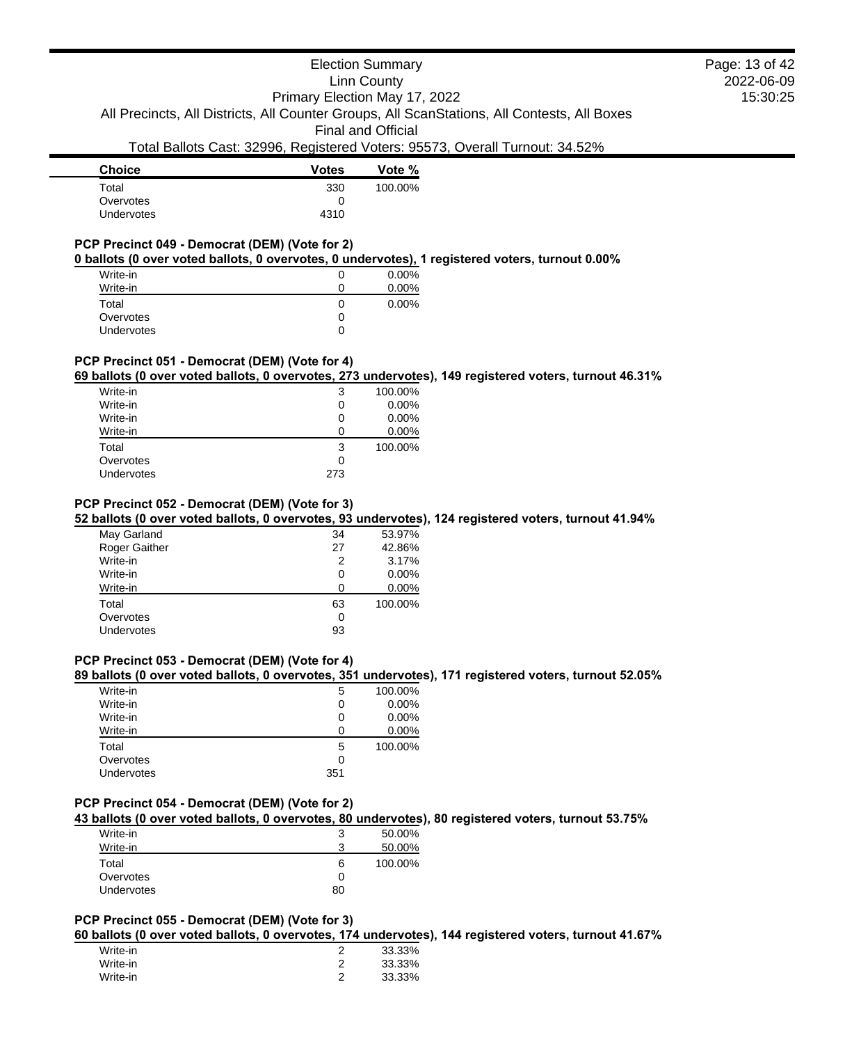| Choice | Votes | Vote % |
| --- | --- | --- |
| Total | 330 | 100.00% |
| Overvotes | 0 | |
| Undervotes | 4310 | |

### PCP Precinct 049 - Democrat (DEM) (Vote for 2)

**0 ballots (0 over voted ballots, 0 overvotes, 0 undervotes), 1 registered voters, turnout 0.00%**

| Choice | Votes | Vote % |
| --- | --- | --- |
| Write-in | 0 | 0.00% |
| Write-in | 0 | 0.00% |
| Total | 0 | 0.00% |
| Overvotes | 0 | |
| Undervotes | 0 | |

### PCP Precinct 051 - Democrat (DEM) (Vote for 4)

**69 ballots (0 over voted ballots, 0 overvotes, 273 undervotes), 149 registered voters, turnout 46.31%**

| Choice | Votes | Vote % |
| --- | --- | --- |
| Write-in | 3 | 100.00% |
| Write-in | 0 | 0.00% |
| Write-in | 0 | 0.00% |
| Write-in | 0 | 0.00% |
| Total | 3 | 100.00% |
| Overvotes | 0 | |
| Undervotes | 273 | |

### PCP Precinct 052 - Democrat (DEM) (Vote for 3)

**52 ballots (0 over voted ballots, 0 overvotes, 93 undervotes), 124 registered voters, turnout 41.94%**

| Choice | Votes | Vote % |
| --- | --- | --- |
| May Garland | 34 | 53.97% |
| Roger Gaither | 27 | 42.86% |
| Write-in | 2 | 3.17% |
| Write-in | 0 | 0.00% |
| Write-in | 0 | 0.00% |
| Total | 63 | 100.00% |
| Overvotes | 0 | |
| Undervotes | 93 | |

### PCP Precinct 053 - Democrat (DEM) (Vote for 4)

**89 ballots (0 over voted ballots, 0 overvotes, 351 undervotes), 171 registered voters, turnout 52.05%**

| Choice | Votes | Vote % |
| --- | --- | --- |
| Write-in | 5 | 100.00% |
| Write-in | 0 | 0.00% |
| Write-in | 0 | 0.00% |
| Write-in | 0 | 0.00% |
| Total | 5 | 100.00% |
| Overvotes | 0 | |
| Undervotes | 351 | |

### PCP Precinct 054 - Democrat (DEM) (Vote for 2)

**43 ballots (0 over voted ballots, 0 overvotes, 80 undervotes), 80 registered voters, turnout 53.75%**

| Choice | Votes | Vote % |
| --- | --- | --- |
| Write-in | 3 | 50.00% |
| Write-in | 3 | 50.00% |
| Total | 6 | 100.00% |
| Overvotes | 0 | |
| Undervotes | 80 | |

### PCP Precinct 055 - Democrat (DEM) (Vote for 3)

**60 ballots (0 over voted ballots, 0 overvotes, 174 undervotes), 144 registered voters, turnout 41.67%**

| Choice | Votes | Vote % |
| --- | --- | --- |
| Write-in | 2 | 33.33% |
| Write-in | 2 | 33.33% |
| Write-in | 2 | 33.33% |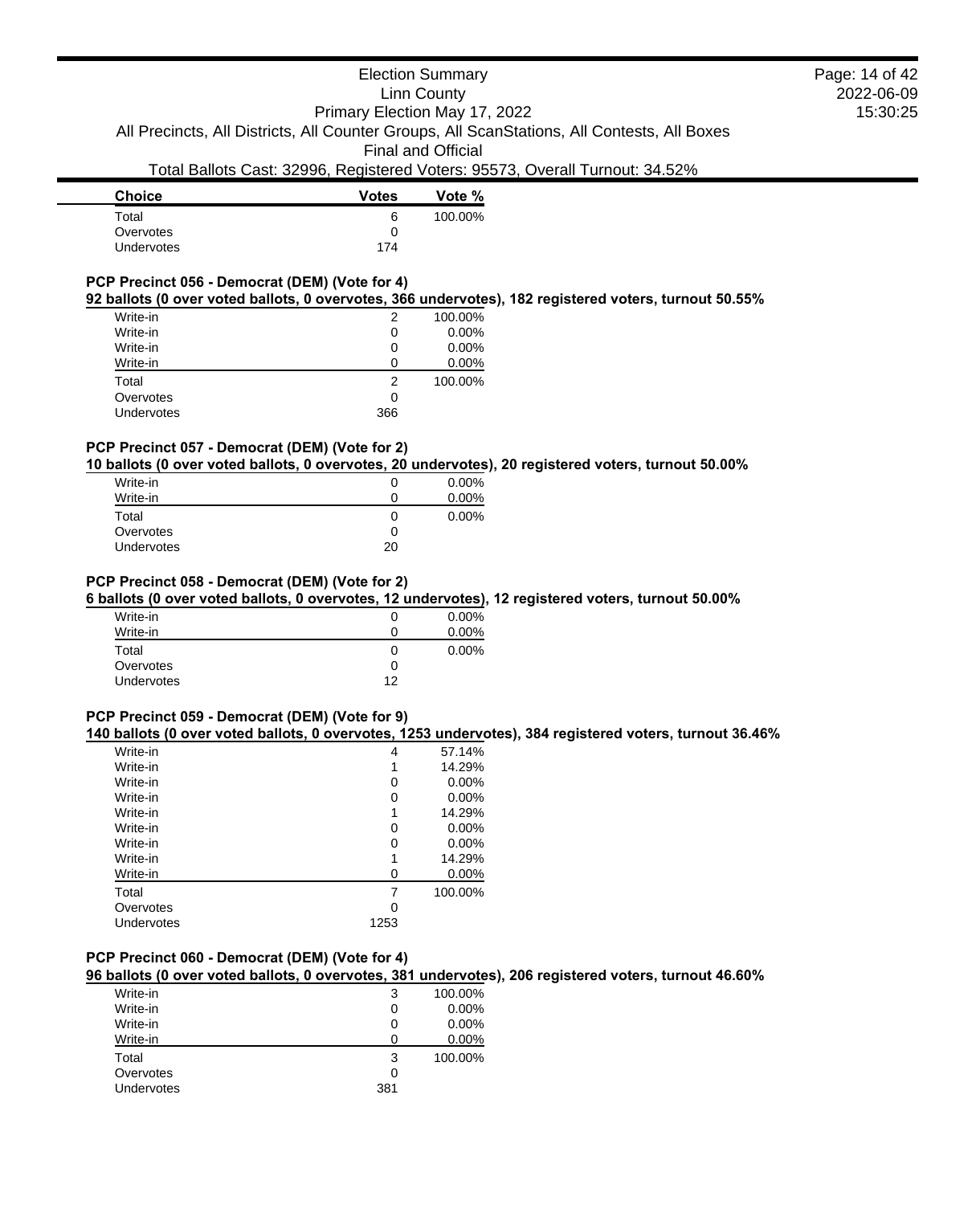| Choice | Votes | Vote % |
|---|---|---|
| Total | 6 | 100.00% |
| Overvotes | 0 | |
| Undervotes | 174 | |

### PCP Precinct 056 - Democrat (DEM) (Vote for 4)

**92 ballots (0 over voted ballots, 0 overvotes, 366 undervotes), 182 registered voters, turnout 50.55%**

| Choice | Votes | Vote % |
|---|---|---|
| Write-in | 2 | 100.00% |
| Write-in | 0 | 0.00% |
| Write-in | 0 | 0.00% |
| Write-in | 0 | 0.00% |
| Total | 2 | 100.00% |
| Overvotes | 0 | |
| Undervotes | 366 | |

### PCP Precinct 057 - Democrat (DEM) (Vote for 2)

**10 ballots (0 over voted ballots, 0 overvotes, 20 undervotes), 20 registered voters, turnout 50.00%**

| Choice | Votes | Vote % |
|---|---|---|
| Write-in | 0 | 0.00% |
| Write-in | 0 | 0.00% |
| Total | 0 | 0.00% |
| Overvotes | 0 | |
| Undervotes | 20 | |

### PCP Precinct 058 - Democrat (DEM) (Vote for 2)

**6 ballots (0 over voted ballots, 0 overvotes, 12 undervotes), 12 registered voters, turnout 50.00%**

| Choice | Votes | Vote % |
|---|---|---|
| Write-in | 0 | 0.00% |
| Write-in | 0 | 0.00% |
| Total | 0 | 0.00% |
| Overvotes | 0 | |
| Undervotes | 12 | |

### PCP Precinct 059 - Democrat (DEM) (Vote for 9)

**140 ballots (0 over voted ballots, 0 overvotes, 1253 undervotes), 384 registered voters, turnout 36.46%**

| Choice | Votes | Vote % |
|---|---|---|
| Write-in | 4 | 57.14% |
| Write-in | 1 | 14.29% |
| Write-in | 0 | 0.00% |
| Write-in | 0 | 0.00% |
| Write-in | 1 | 14.29% |
| Write-in | 0 | 0.00% |
| Write-in | 0 | 0.00% |
| Write-in | 1 | 14.29% |
| Write-in | 0 | 0.00% |
| Total | 7 | 100.00% |
| Overvotes | 0 | |
| Undervotes | 1253 | |

### PCP Precinct 060 - Democrat (DEM) (Vote for 4)

**96 ballots (0 over voted ballots, 0 overvotes, 381 undervotes), 206 registered voters, turnout 46.60%**

| Choice | Votes | Vote % |
|---|---|---|
| Write-in | 3 | 100.00% |
| Write-in | 0 | 0.00% |
| Write-in | 0 | 0.00% |
| Write-in | 0 | 0.00% |
| Total | 3 | 100.00% |
| Overvotes | 0 | |
| Undervotes | 381 | |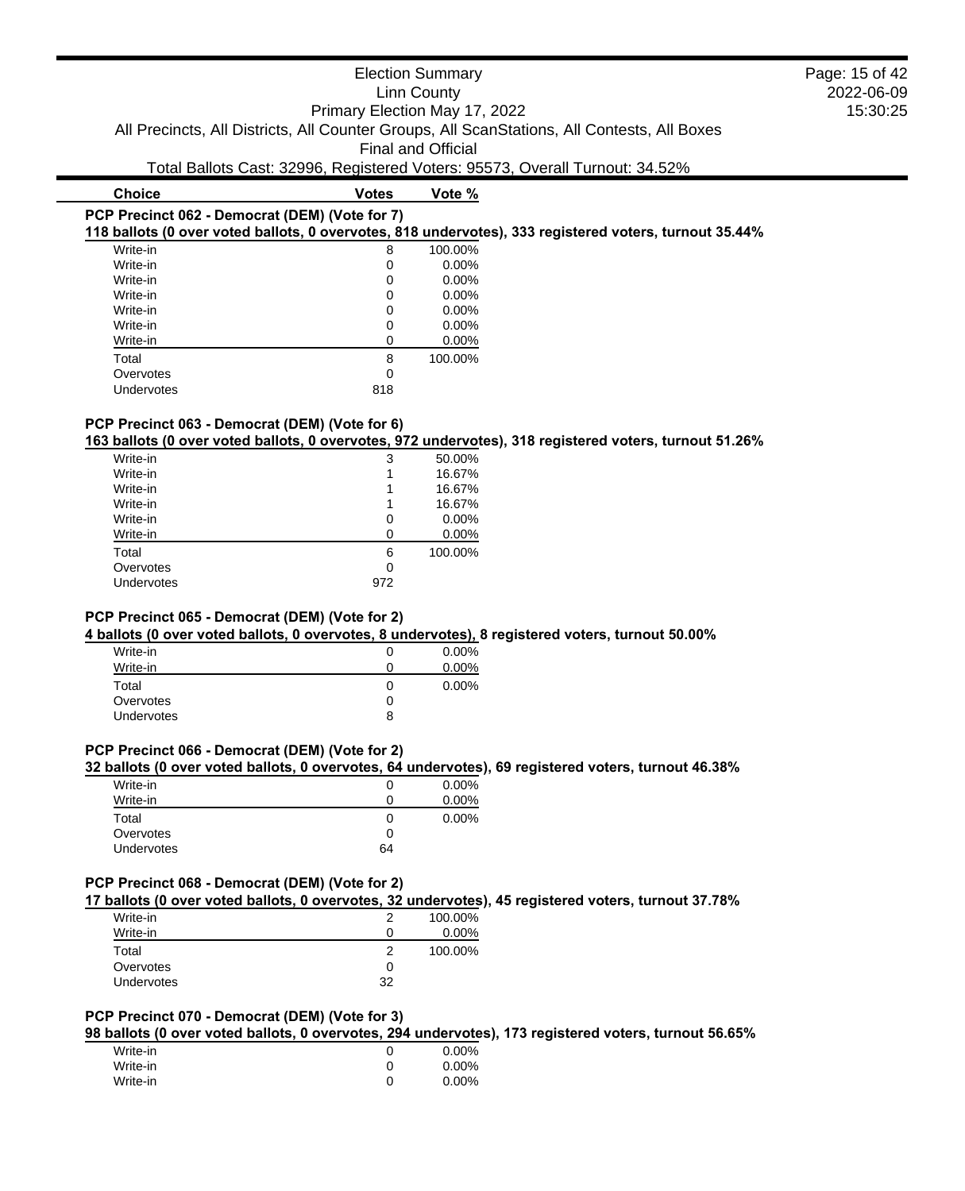Election Summary
Linn County
Primary Election May 17, 2022
All Precincts, All Districts, All Counter Groups, All ScanStations, All Contests, All Boxes
Final and Official
Total Ballots Cast: 32996, Registered Voters: 95573, Overall Turnout: 34.52%

| Choice | Votes | Vote % |
|---|---|---|

### PCP Precinct 062 - Democrat (DEM) (Vote for 7)

**118 ballots (0 over voted ballots, 0 overvotes, 818 undervotes), 333 registered voters, turnout 35.44%**

| Choice | Votes | Vote % |
|---|---|---|
| Write-in | 8 | 100.00% |
| Write-in | 0 | 0.00% |
| Write-in | 0 | 0.00% |
| Write-in | 0 | 0.00% |
| Write-in | 0 | 0.00% |
| Write-in | 0 | 0.00% |
| Write-in | 0 | 0.00% |
| Total | 8 | 100.00% |
| Overvotes | 0 | |
| Undervotes | 818 | |

### PCP Precinct 063 - Democrat (DEM) (Vote for 6)

**163 ballots (0 over voted ballots, 0 overvotes, 972 undervotes), 318 registered voters, turnout 51.26%**

| Choice | Votes | Vote % |
|---|---|---|
| Write-in | 3 | 50.00% |
| Write-in | 1 | 16.67% |
| Write-in | 1 | 16.67% |
| Write-in | 1 | 16.67% |
| Write-in | 0 | 0.00% |
| Write-in | 0 | 0.00% |
| Total | 6 | 100.00% |
| Overvotes | 0 | |
| Undervotes | 972 | |

### PCP Precinct 065 - Democrat (DEM) (Vote for 2)

**4 ballots (0 over voted ballots, 0 overvotes, 8 undervotes), 8 registered voters, turnout 50.00%**

| Choice | Votes | Vote % |
|---|---|---|
| Write-in | 0 | 0.00% |
| Write-in | 0 | 0.00% |
| Total | 0 | 0.00% |
| Overvotes | 0 | |
| Undervotes | 8 | |

### PCP Precinct 066 - Democrat (DEM) (Vote for 2)

**32 ballots (0 over voted ballots, 0 overvotes, 64 undervotes), 69 registered voters, turnout 46.38%**

| Choice | Votes | Vote % |
|---|---|---|
| Write-in | 0 | 0.00% |
| Write-in | 0 | 0.00% |
| Total | 0 | 0.00% |
| Overvotes | 0 | |
| Undervotes | 64 | |

### PCP Precinct 068 - Democrat (DEM) (Vote for 2)

**17 ballots (0 over voted ballots, 0 overvotes, 32 undervotes), 45 registered voters, turnout 37.78%**

| Choice | Votes | Vote % |
|---|---|---|
| Write-in | 2 | 100.00% |
| Write-in | 0 | 0.00% |
| Total | 2 | 100.00% |
| Overvotes | 0 | |
| Undervotes | 32 | |

### PCP Precinct 070 - Democrat (DEM) (Vote for 3)

**98 ballots (0 over voted ballots, 0 overvotes, 294 undervotes), 173 registered voters, turnout 56.65%**

| Choice | Votes | Vote % |
|---|---|---|
| Write-in | 0 | 0.00% |
| Write-in | 0 | 0.00% |
| Write-in | 0 | 0.00% |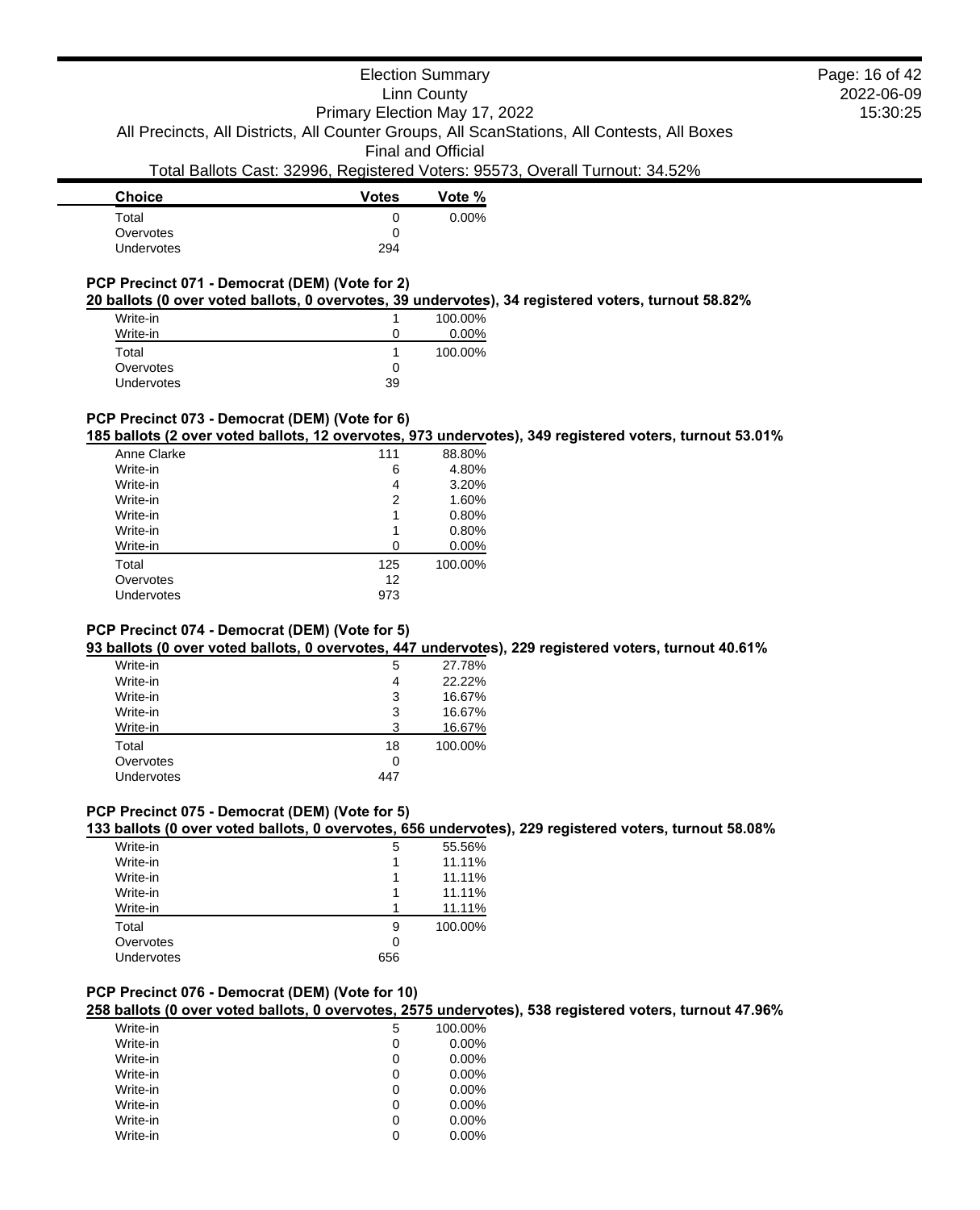| Choice | Votes | Vote % |
|---|---|---|
| Total | 0 | 0.00% |
| Overvotes | 0 | |
| Undervotes | 294 | |

### PCP Precinct 071 - Democrat (DEM) (Vote for 2)

**20 ballots (0 over voted ballots, 0 overvotes, 39 undervotes), 34 registered voters, turnout 58.82%**

| Choice | Votes | Vote % |
|---|---|---|
| Write-in | 1 | 100.00% |
| Write-in | 0 | 0.00% |
| Total | 1 | 100.00% |
| Overvotes | 0 | |
| Undervotes | 39 | |

### PCP Precinct 073 - Democrat (DEM) (Vote for 6)

**185 ballots (2 over voted ballots, 12 overvotes, 973 undervotes), 349 registered voters, turnout 53.01%**

| Choice | Votes | Vote % |
|---|---|---|
| Anne Clarke | 111 | 88.80% |
| Write-in | 6 | 4.80% |
| Write-in | 4 | 3.20% |
| Write-in | 2 | 1.60% |
| Write-in | 1 | 0.80% |
| Write-in | 1 | 0.80% |
| Write-in | 0 | 0.00% |
| Total | 125 | 100.00% |
| Overvotes | 12 | |
| Undervotes | 973 | |

### PCP Precinct 074 - Democrat (DEM) (Vote for 5)

**93 ballots (0 over voted ballots, 0 overvotes, 447 undervotes), 229 registered voters, turnout 40.61%**

| Choice | Votes | Vote % |
|---|---|---|
| Write-in | 5 | 27.78% |
| Write-in | 4 | 22.22% |
| Write-in | 3 | 16.67% |
| Write-in | 3 | 16.67% |
| Write-in | 3 | 16.67% |
| Total | 18 | 100.00% |
| Overvotes | 0 | |
| Undervotes | 447 | |

### PCP Precinct 075 - Democrat (DEM) (Vote for 5)

**133 ballots (0 over voted ballots, 0 overvotes, 656 undervotes), 229 registered voters, turnout 58.08%**

| Choice | Votes | Vote % |
|---|---|---|
| Write-in | 5 | 55.56% |
| Write-in | 1 | 11.11% |
| Write-in | 1 | 11.11% |
| Write-in | 1 | 11.11% |
| Write-in | 1 | 11.11% |
| Total | 9 | 100.00% |
| Overvotes | 0 | |
| Undervotes | 656 | |

### PCP Precinct 076 - Democrat (DEM) (Vote for 10)

**258 ballots (0 over voted ballots, 0 overvotes, 2575 undervotes), 538 registered voters, turnout 47.96%**

| Choice | Votes | Vote % |
|---|---|---|
| Write-in | 5 | 100.00% |
| Write-in | 0 | 0.00% |
| Write-in | 0 | 0.00% |
| Write-in | 0 | 0.00% |
| Write-in | 0 | 0.00% |
| Write-in | 0 | 0.00% |
| Write-in | 0 | 0.00% |
| Write-in | 0 | 0.00% |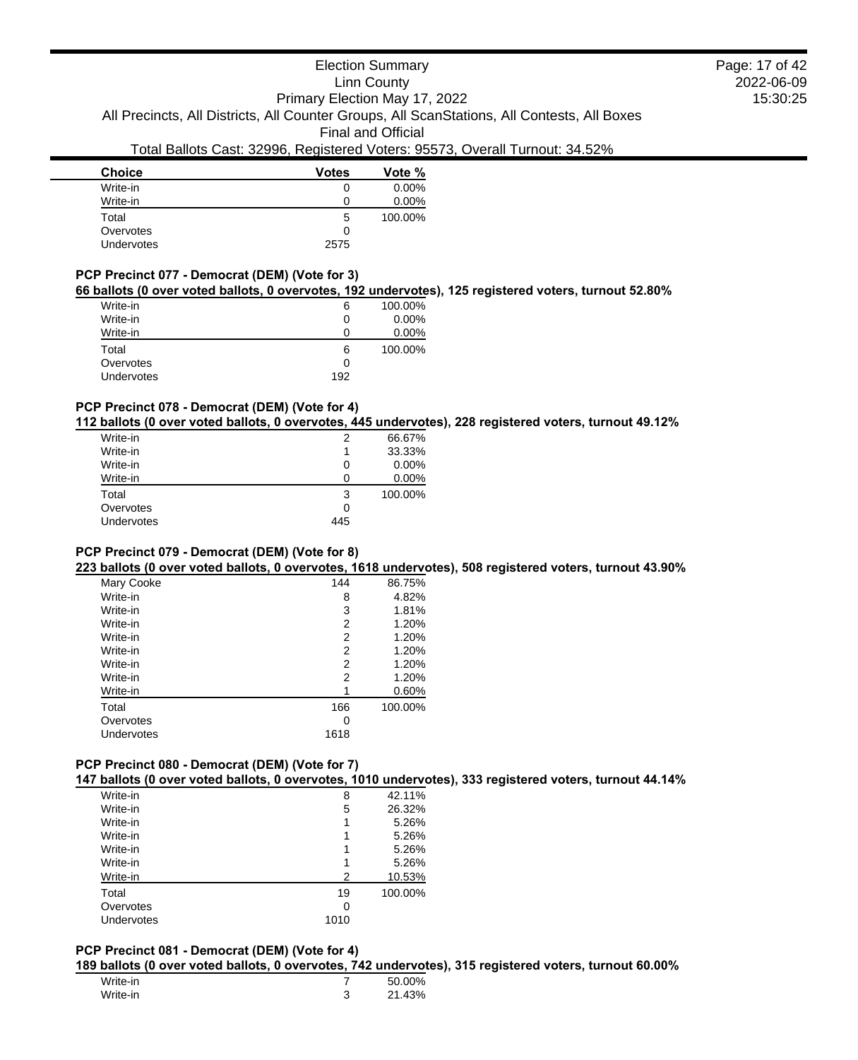| Choice | Votes | Vote % |
| --- | --- | --- |
| Write-in | 0 | 0.00% |
| Write-in | 0 | 0.00% |
| Total | 5 | 100.00% |
| Overvotes | 0 | |
| Undervotes | 2575 | |

### PCP Precinct 077 - Democrat (DEM) (Vote for 3)

**66 ballots (0 over voted ballots, 0 overvotes, 192 undervotes), 125 registered voters, turnout 52.80%**

| Choice | Votes | Vote % |
| --- | --- | --- |
| Write-in | 6 | 100.00% |
| Write-in | 0 | 0.00% |
| Write-in | 0 | 0.00% |
| Total | 6 | 100.00% |
| Overvotes | 0 | |
| Undervotes | 192 | |

### PCP Precinct 078 - Democrat (DEM) (Vote for 4)

**112 ballots (0 over voted ballots, 0 overvotes, 445 undervotes), 228 registered voters, turnout 49.12%**

| Choice | Votes | Vote % |
| --- | --- | --- |
| Write-in | 2 | 66.67% |
| Write-in | 1 | 33.33% |
| Write-in | 0 | 0.00% |
| Write-in | 0 | 0.00% |
| Total | 3 | 100.00% |
| Overvotes | 0 | |
| Undervotes | 445 | |

### PCP Precinct 079 - Democrat (DEM) (Vote for 8)

**223 ballots (0 over voted ballots, 0 overvotes, 1618 undervotes), 508 registered voters, turnout 43.90%**

| Choice | Votes | Vote % |
| --- | --- | --- |
| Mary Cooke | 144 | 86.75% |
| Write-in | 8 | 4.82% |
| Write-in | 3 | 1.81% |
| Write-in | 2 | 1.20% |
| Write-in | 2 | 1.20% |
| Write-in | 2 | 1.20% |
| Write-in | 2 | 1.20% |
| Write-in | 2 | 1.20% |
| Write-in | 1 | 0.60% |
| Total | 166 | 100.00% |
| Overvotes | 0 | |
| Undervotes | 1618 | |

### PCP Precinct 080 - Democrat (DEM) (Vote for 7)

**147 ballots (0 over voted ballots, 0 overvotes, 1010 undervotes), 333 registered voters, turnout 44.14%**

| Choice | Votes | Vote % |
| --- | --- | --- |
| Write-in | 8 | 42.11% |
| Write-in | 5 | 26.32% |
| Write-in | 1 | 5.26% |
| Write-in | 1 | 5.26% |
| Write-in | 1 | 5.26% |
| Write-in | 1 | 5.26% |
| Write-in | 2 | 10.53% |
| Total | 19 | 100.00% |
| Overvotes | 0 | |
| Undervotes | 1010 | |

### PCP Precinct 081 - Democrat (DEM) (Vote for 4)

**189 ballots (0 over voted ballots, 0 overvotes, 742 undervotes), 315 registered voters, turnout 60.00%**

| Choice | Votes | Vote % |
| --- | --- | --- |
| Write-in | 7 | 50.00% |
| Write-in | 3 | 21.43% |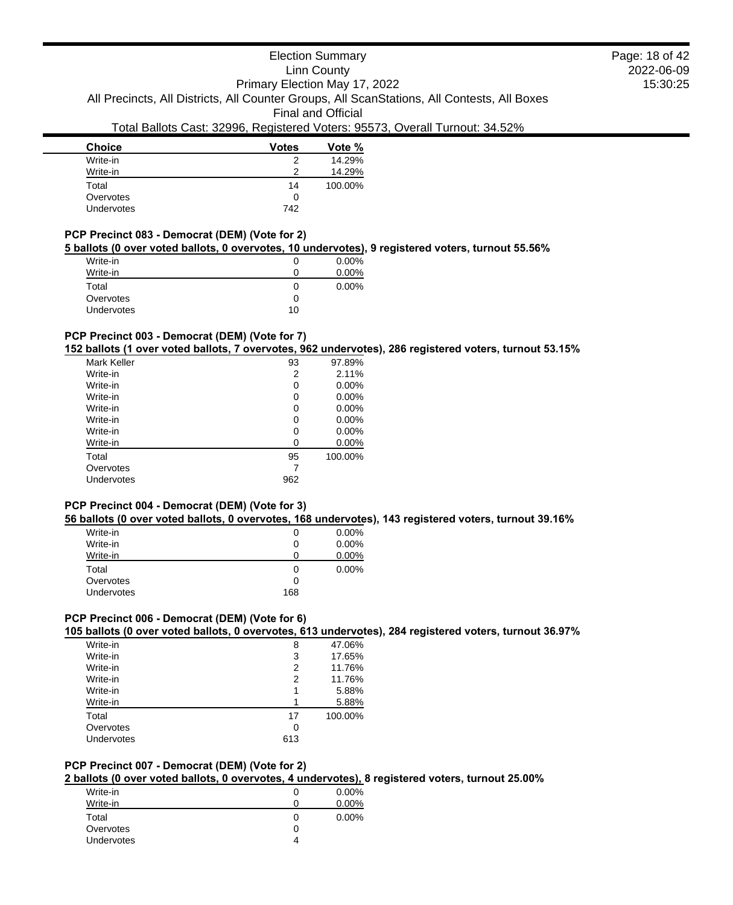| Choice | Votes | Vote % |
| --- | --- | --- |
| Write-in | 2 | 14.29% |
| Write-in | 2 | 14.29% |
| Total | 14 | 100.00% |
| Overvotes | 0 | |
| Undervotes | 742 | |

### PCP Precinct 083 - Democrat (DEM) (Vote for 2)

**5 ballots (0 over voted ballots, 0 overvotes, 10 undervotes), 9 registered voters, turnout 55.56%**

| Choice | Votes | Vote % |
| --- | --- | --- |
| Write-in | 0 | 0.00% |
| Write-in | 0 | 0.00% |
| Total | 0 | 0.00% |
| Overvotes | 0 | |
| Undervotes | 10 | |

### PCP Precinct 003 - Democrat (DEM) (Vote for 7)

**152 ballots (1 over voted ballots, 7 overvotes, 962 undervotes), 286 registered voters, turnout 53.15%**

| Choice | Votes | Vote % |
| --- | --- | --- |
| Mark Keller | 93 | 97.89% |
| Write-in | 2 | 2.11% |
| Write-in | 0 | 0.00% |
| Write-in | 0 | 0.00% |
| Write-in | 0 | 0.00% |
| Write-in | 0 | 0.00% |
| Write-in | 0 | 0.00% |
| Write-in | 0 | 0.00% |
| Total | 95 | 100.00% |
| Overvotes | 7 | |
| Undervotes | 962 | |

### PCP Precinct 004 - Democrat (DEM) (Vote for 3)

**56 ballots (0 over voted ballots, 0 overvotes, 168 undervotes), 143 registered voters, turnout 39.16%**

| Choice | Votes | Vote % |
| --- | --- | --- |
| Write-in | 0 | 0.00% |
| Write-in | 0 | 0.00% |
| Write-in | 0 | 0.00% |
| Total | 0 | 0.00% |
| Overvotes | 0 | |
| Undervotes | 168 | |

### PCP Precinct 006 - Democrat (DEM) (Vote for 6)

**105 ballots (0 over voted ballots, 0 overvotes, 613 undervotes), 284 registered voters, turnout 36.97%**

| Choice | Votes | Vote % |
| --- | --- | --- |
| Write-in | 8 | 47.06% |
| Write-in | 3 | 17.65% |
| Write-in | 2 | 11.76% |
| Write-in | 2 | 11.76% |
| Write-in | 1 | 5.88% |
| Write-in | 1 | 5.88% |
| Total | 17 | 100.00% |
| Overvotes | 0 | |
| Undervotes | 613 | |

### PCP Precinct 007 - Democrat (DEM) (Vote for 2)

**2 ballots (0 over voted ballots, 0 overvotes, 4 undervotes), 8 registered voters, turnout 25.00%**

| Choice | Votes | Vote % |
| --- | --- | --- |
| Write-in | 0 | 0.00% |
| Write-in | 0 | 0.00% |
| Total | 0 | 0.00% |
| Overvotes | 0 | |
| Undervotes | 4 | |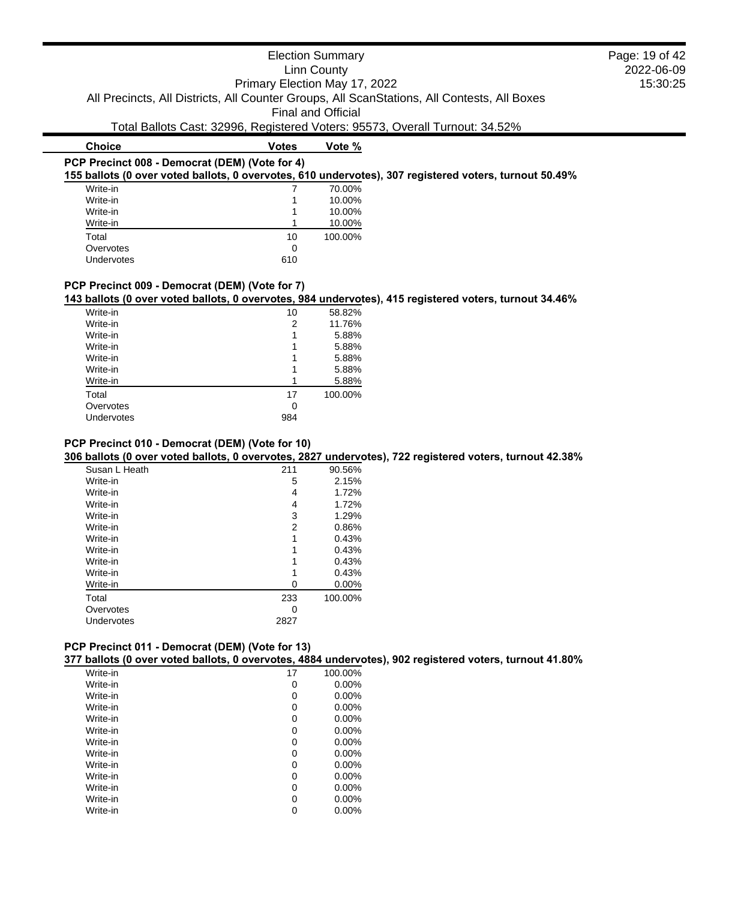| Choice | Votes | Vote % |
|---|---|---|

**PCP Precinct 008 - Democrat (DEM) (Vote for 4)**

**155 ballots (0 over voted ballots, 0 overvotes, 610 undervotes), 307 registered voters, turnout 50.49%**

| Choice | Votes | Vote % |
|---|---|---|
| Write-in | 7 | 70.00% |
| Write-in | 1 | 10.00% |
| Write-in | 1 | 10.00% |
| Write-in | 1 | 10.00% |
| Total | 10 | 100.00% |
| Overvotes | 0 | |
| Undervotes | 610 | |

**PCP Precinct 009 - Democrat (DEM) (Vote for 7)**

**143 ballots (0 over voted ballots, 0 overvotes, 984 undervotes), 415 registered voters, turnout 34.46%**

| Choice | Votes | Vote % |
|---|---|---|
| Write-in | 10 | 58.82% |
| Write-in | 2 | 11.76% |
| Write-in | 1 | 5.88% |
| Write-in | 1 | 5.88% |
| Write-in | 1 | 5.88% |
| Write-in | 1 | 5.88% |
| Write-in | 1 | 5.88% |
| Total | 17 | 100.00% |
| Overvotes | 0 | |
| Undervotes | 984 | |

**PCP Precinct 010 - Democrat (DEM) (Vote for 10)**

**306 ballots (0 over voted ballots, 0 overvotes, 2827 undervotes), 722 registered voters, turnout 42.38%**

| Choice | Votes | Vote % |
|---|---|---|
| Susan L Heath | 211 | 90.56% |
| Write-in | 5 | 2.15% |
| Write-in | 4 | 1.72% |
| Write-in | 4 | 1.72% |
| Write-in | 3 | 1.29% |
| Write-in | 2 | 0.86% |
| Write-in | 1 | 0.43% |
| Write-in | 1 | 0.43% |
| Write-in | 1 | 0.43% |
| Write-in | 1 | 0.43% |
| Write-in | 0 | 0.00% |
| Total | 233 | 100.00% |
| Overvotes | 0 | |
| Undervotes | 2827 | |

**PCP Precinct 011 - Democrat (DEM) (Vote for 13)**

**377 ballots (0 over voted ballots, 0 overvotes, 4884 undervotes), 902 registered voters, turnout 41.80%**

| Choice | Votes | Vote % |
|---|---|---|
| Write-in | 17 | 100.00% |
| Write-in | 0 | 0.00% |
| Write-in | 0 | 0.00% |
| Write-in | 0 | 0.00% |
| Write-in | 0 | 0.00% |
| Write-in | 0 | 0.00% |
| Write-in | 0 | 0.00% |
| Write-in | 0 | 0.00% |
| Write-in | 0 | 0.00% |
| Write-in | 0 | 0.00% |
| Write-in | 0 | 0.00% |
| Write-in | 0 | 0.00% |
| Write-in | 0 | 0.00% |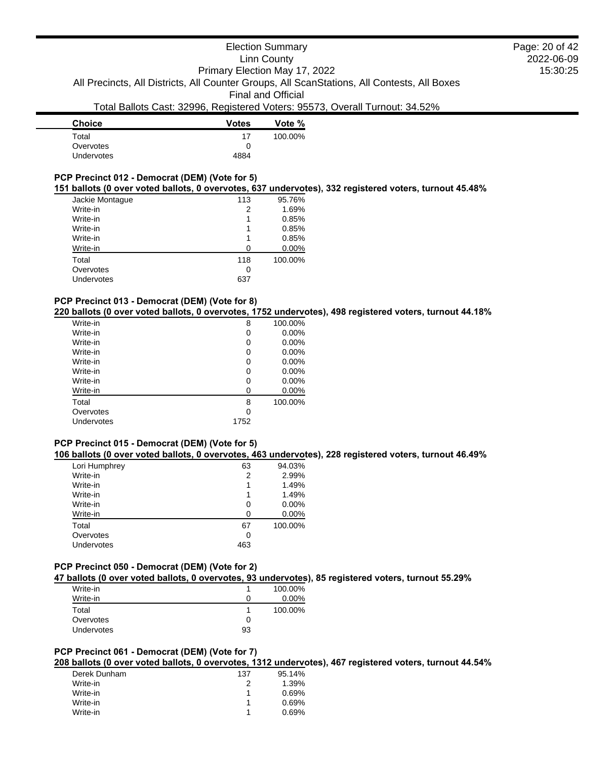Election Summary
Linn County
Primary Election May 17, 2022
All Precincts, All Districts, All Counter Groups, All ScanStations, All Contests, All Boxes
Final and Official
Total Ballots Cast: 32996, Registered Voters: 95573, Overall Turnout: 34.52%

| Choice | Votes | Vote % |
|---|---|---|
| Total | 17 | 100.00% |
| Overvotes | 0 | |
| Undervotes | 4884 | |

### PCP Precinct 012 - Democrat (DEM) (Vote for 5)

**151 ballots (0 over voted ballots, 0 overvotes, 637 undervotes), 332 registered voters, turnout 45.48%**

| Choice | Votes | Vote % |
|---|---|---|
| Jackie Montague | 113 | 95.76% |
| Write-in | 2 | 1.69% |
| Write-in | 1 | 0.85% |
| Write-in | 1 | 0.85% |
| Write-in | 1 | 0.85% |
| Write-in | 0 | 0.00% |
| Total | 118 | 100.00% |
| Overvotes | 0 | |
| Undervotes | 637 | |

### PCP Precinct 013 - Democrat (DEM) (Vote for 8)

**220 ballots (0 over voted ballots, 0 overvotes, 1752 undervotes), 498 registered voters, turnout 44.18%**

| Choice | Votes | Vote % |
|---|---|---|
| Write-in | 8 | 100.00% |
| Write-in | 0 | 0.00% |
| Write-in | 0 | 0.00% |
| Write-in | 0 | 0.00% |
| Write-in | 0 | 0.00% |
| Write-in | 0 | 0.00% |
| Write-in | 0 | 0.00% |
| Write-in | 0 | 0.00% |
| Total | 8 | 100.00% |
| Overvotes | 0 | |
| Undervotes | 1752 | |

### PCP Precinct 015 - Democrat (DEM) (Vote for 5)

**106 ballots (0 over voted ballots, 0 overvotes, 463 undervotes), 228 registered voters, turnout 46.49%**

| Choice | Votes | Vote % |
|---|---|---|
| Lori Humphrey | 63 | 94.03% |
| Write-in | 2 | 2.99% |
| Write-in | 1 | 1.49% |
| Write-in | 1 | 1.49% |
| Write-in | 0 | 0.00% |
| Write-in | 0 | 0.00% |
| Total | 67 | 100.00% |
| Overvotes | 0 | |
| Undervotes | 463 | |

### PCP Precinct 050 - Democrat (DEM) (Vote for 2)

**47 ballots (0 over voted ballots, 0 overvotes, 93 undervotes), 85 registered voters, turnout 55.29%**

| Choice | Votes | Vote % |
|---|---|---|
| Write-in | 1 | 100.00% |
| Write-in | 0 | 0.00% |
| Total | 1 | 100.00% |
| Overvotes | 0 | |
| Undervotes | 93 | |

### PCP Precinct 061 - Democrat (DEM) (Vote for 7)

**208 ballots (0 over voted ballots, 0 overvotes, 1312 undervotes), 467 registered voters, turnout 44.54%**

| Choice | Votes | Vote % |
|---|---|---|
| Derek Dunham | 137 | 95.14% |
| Write-in | 2 | 1.39% |
| Write-in | 1 | 0.69% |
| Write-in | 1 | 0.69% |
| Write-in | 1 | 0.69% |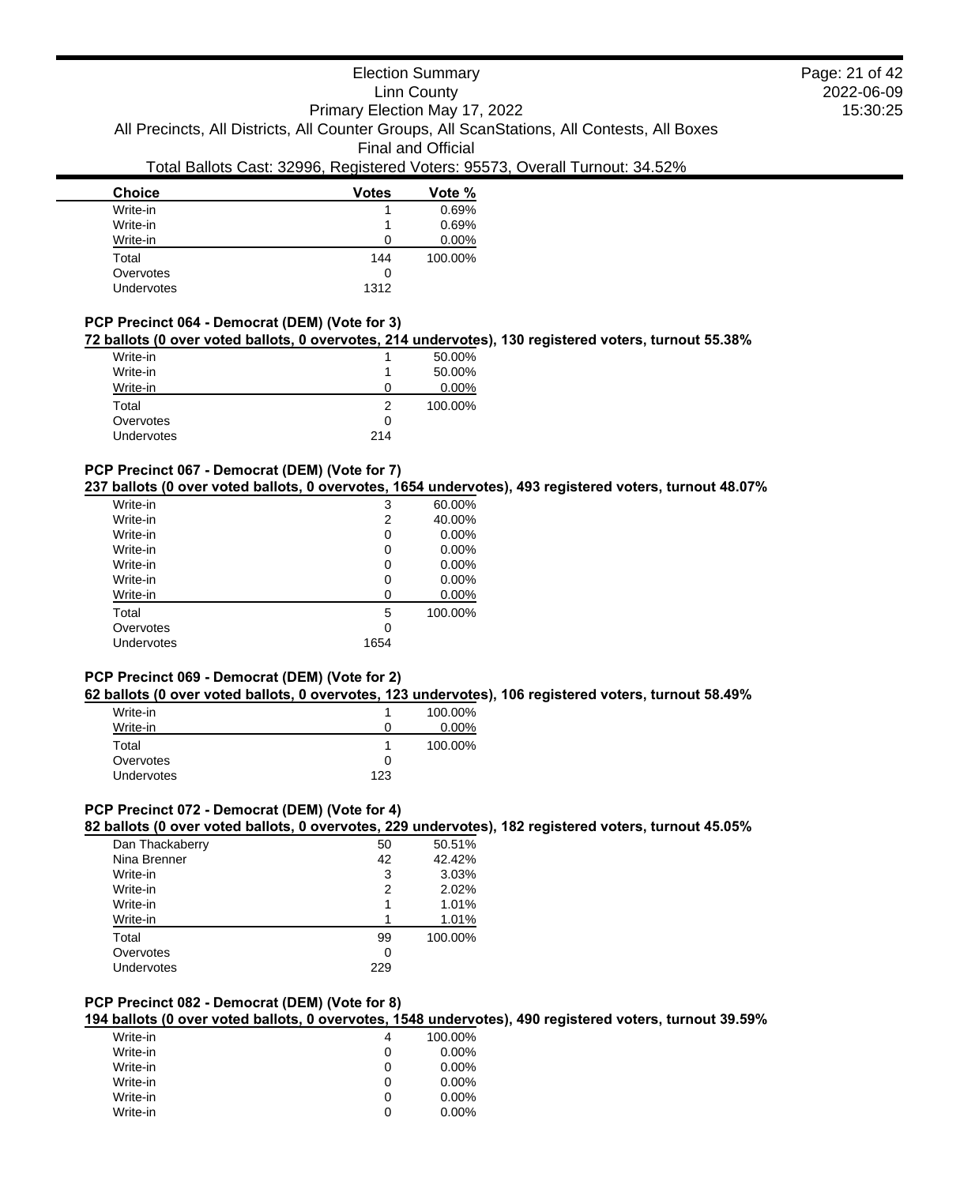| Choice | Votes | Vote % |
|---|---|---|
| Write-in | 1 | 0.69% |
| Write-in | 1 | 0.69% |
| Write-in | 0 | 0.00% |
| Total | 144 | 100.00% |
| Overvotes | 0 | |
| Undervotes | 1312 | |

### PCP Precinct 064 - Democrat (DEM) (Vote for 3)

**72 ballots (0 over voted ballots, 0 overvotes, 214 undervotes), 130 registered voters, turnout 55.38%**

| Choice | Votes | Vote % |
|---|---|---|
| Write-in | 1 | 50.00% |
| Write-in | 1 | 50.00% |
| Write-in | 0 | 0.00% |
| Total | 2 | 100.00% |
| Overvotes | 0 | |
| Undervotes | 214 | |

### PCP Precinct 067 - Democrat (DEM) (Vote for 7)

**237 ballots (0 over voted ballots, 0 overvotes, 1654 undervotes), 493 registered voters, turnout 48.07%**

| Choice | Votes | Vote % |
|---|---|---|
| Write-in | 3 | 60.00% |
| Write-in | 2 | 40.00% |
| Write-in | 0 | 0.00% |
| Write-in | 0 | 0.00% |
| Write-in | 0 | 0.00% |
| Write-in | 0 | 0.00% |
| Write-in | 0 | 0.00% |
| Total | 5 | 100.00% |
| Overvotes | 0 | |
| Undervotes | 1654 | |

### PCP Precinct 069 - Democrat (DEM) (Vote for 2)

**62 ballots (0 over voted ballots, 0 overvotes, 123 undervotes), 106 registered voters, turnout 58.49%**

| Choice | Votes | Vote % |
|---|---|---|
| Write-in | 1 | 100.00% |
| Write-in | 0 | 0.00% |
| Total | 1 | 100.00% |
| Overvotes | 0 | |
| Undervotes | 123 | |

### PCP Precinct 072 - Democrat (DEM) (Vote for 4)

**82 ballots (0 over voted ballots, 0 overvotes, 229 undervotes), 182 registered voters, turnout 45.05%**

| Choice | Votes | Vote % |
|---|---|---|
| Dan Thackaberry | 50 | 50.51% |
| Nina Brenner | 42 | 42.42% |
| Write-in | 3 | 3.03% |
| Write-in | 2 | 2.02% |
| Write-in | 1 | 1.01% |
| Write-in | 1 | 1.01% |
| Total | 99 | 100.00% |
| Overvotes | 0 | |
| Undervotes | 229 | |

### PCP Precinct 082 - Democrat (DEM) (Vote for 8)

**194 ballots (0 over voted ballots, 0 overvotes, 1548 undervotes), 490 registered voters, turnout 39.59%**

| Choice | Votes | Vote % |
|---|---|---|
| Write-in | 4 | 100.00% |
| Write-in | 0 | 0.00% |
| Write-in | 0 | 0.00% |
| Write-in | 0 | 0.00% |
| Write-in | 0 | 0.00% |
| Write-in | 0 | 0.00% |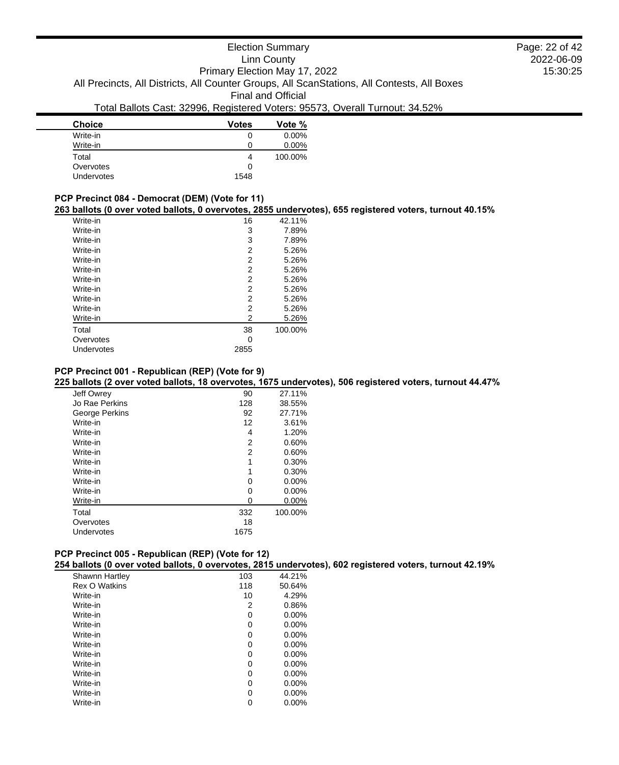Election Summary
Linn County
Primary Election May 17, 2022
All Precincts, All Districts, All Counter Groups, All ScanStations, All Contests, All Boxes
Final and Official
Total Ballots Cast: 32996, Registered Voters: 95573, Overall Turnout: 34.52%

| Choice | Votes | Vote % |
|---|---|---|
| Write-in | 0 | 0.00% |
| Write-in | 0 | 0.00% |
| Total | 4 | 100.00% |
| Overvotes | 0 | |
| Undervotes | 1548 | |

### PCP Precinct 084 - Democrat (DEM) (Vote for 11)

**263 ballots (0 over voted ballots, 0 overvotes, 2855 undervotes), 655 registered voters, turnout 40.15%**

| Choice | Votes | Vote % |
|---|---|---|
| Write-in | 16 | 42.11% |
| Write-in | 3 | 7.89% |
| Write-in | 3 | 7.89% |
| Write-in | 2 | 5.26% |
| Write-in | 2 | 5.26% |
| Write-in | 2 | 5.26% |
| Write-in | 2 | 5.26% |
| Write-in | 2 | 5.26% |
| Write-in | 2 | 5.26% |
| Write-in | 2 | 5.26% |
| Write-in | 2 | 5.26% |
| Total | 38 | 100.00% |
| Overvotes | 0 | |
| Undervotes | 2855 | |

### PCP Precinct 001 - Republican (REP) (Vote for 9)

**225 ballots (2 over voted ballots, 18 overvotes, 1675 undervotes), 506 registered voters, turnout 44.47%**

| Choice | Votes | Vote % |
|---|---|---|
| Jeff Owrey | 90 | 27.11% |
| Jo Rae Perkins | 128 | 38.55% |
| George Perkins | 92 | 27.71% |
| Write-in | 12 | 3.61% |
| Write-in | 4 | 1.20% |
| Write-in | 2 | 0.60% |
| Write-in | 2 | 0.60% |
| Write-in | 1 | 0.30% |
| Write-in | 1 | 0.30% |
| Write-in | 0 | 0.00% |
| Write-in | 0 | 0.00% |
| Write-in | 0 | 0.00% |
| Total | 332 | 100.00% |
| Overvotes | 18 | |
| Undervotes | 1675 | |

### PCP Precinct 005 - Republican (REP) (Vote for 12)

**254 ballots (0 over voted ballots, 0 overvotes, 2815 undervotes), 602 registered voters, turnout 42.19%**

| Choice | Votes | Vote % |
|---|---|---|
| Shawnn Hartley | 103 | 44.21% |
| Rex O Watkins | 118 | 50.64% |
| Write-in | 10 | 4.29% |
| Write-in | 2 | 0.86% |
| Write-in | 0 | 0.00% |
| Write-in | 0 | 0.00% |
| Write-in | 0 | 0.00% |
| Write-in | 0 | 0.00% |
| Write-in | 0 | 0.00% |
| Write-in | 0 | 0.00% |
| Write-in | 0 | 0.00% |
| Write-in | 0 | 0.00% |
| Write-in | 0 | 0.00% |
| Write-in | 0 | 0.00% |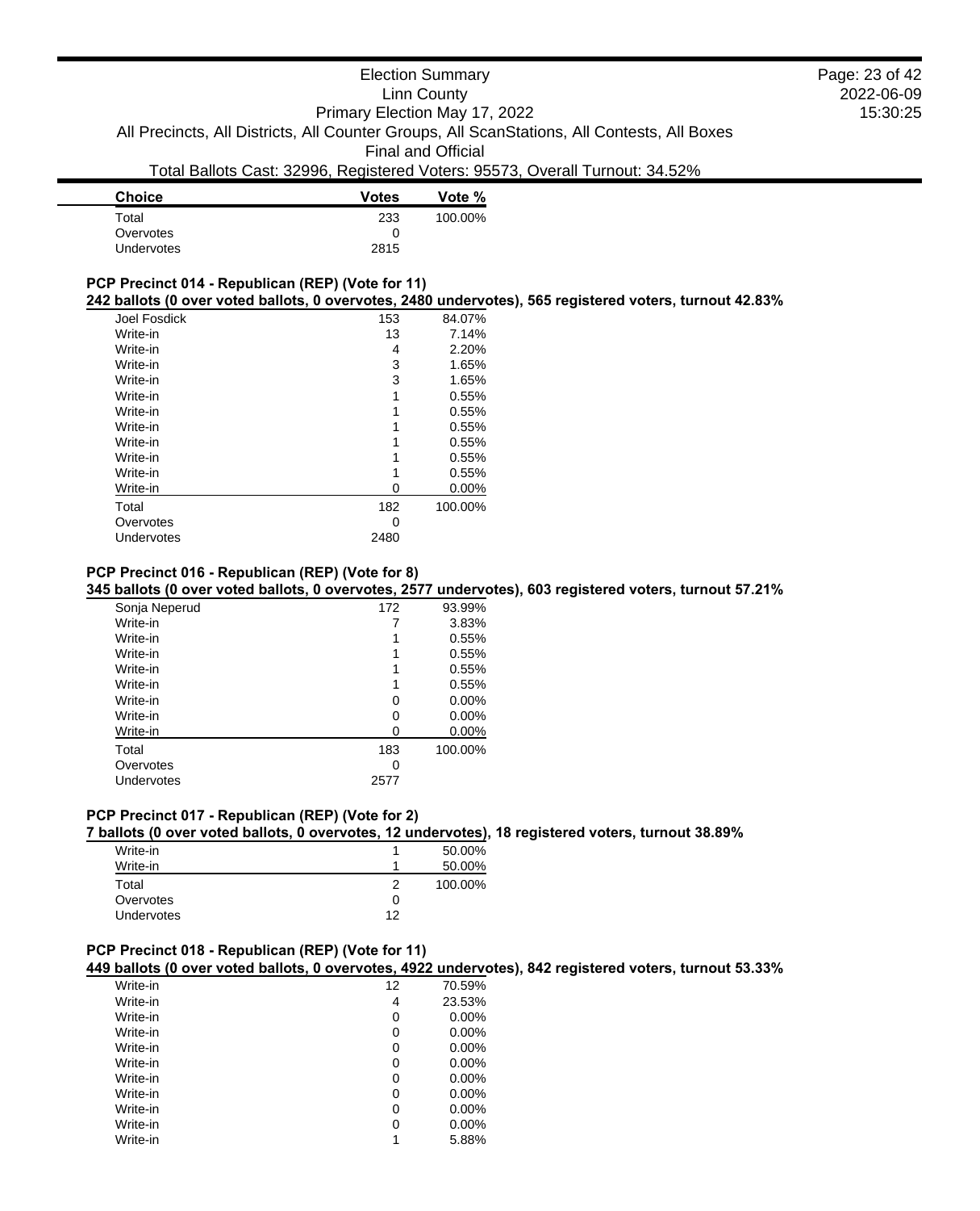| Choice | Votes | Vote % |
|---|---|---|
| Total | 233 | 100.00% |
| Overvotes | 0 | |
| Undervotes | 2815 | |

### PCP Precinct 014 - Republican (REP) (Vote for 11)

**242 ballots (0 over voted ballots, 0 overvotes, 2480 undervotes), 565 registered voters, turnout 42.83%**

| Choice | Votes | Vote % |
|---|---|---|
| Joel Fosdick | 153 | 84.07% |
| Write-in | 13 | 7.14% |
| Write-in | 4 | 2.20% |
| Write-in | 3 | 1.65% |
| Write-in | 3 | 1.65% |
| Write-in | 1 | 0.55% |
| Write-in | 1 | 0.55% |
| Write-in | 1 | 0.55% |
| Write-in | 1 | 0.55% |
| Write-in | 1 | 0.55% |
| Write-in | 1 | 0.55% |
| Write-in | 0 | 0.00% |
| Total | 182 | 100.00% |
| Overvotes | 0 | |
| Undervotes | 2480 | |

### PCP Precinct 016 - Republican (REP) (Vote for 8)

**345 ballots (0 over voted ballots, 0 overvotes, 2577 undervotes), 603 registered voters, turnout 57.21%**

| Choice | Votes | Vote % |
|---|---|---|
| Sonja Neperud | 172 | 93.99% |
| Write-in | 7 | 3.83% |
| Write-in | 1 | 0.55% |
| Write-in | 1 | 0.55% |
| Write-in | 1 | 0.55% |
| Write-in | 1 | 0.55% |
| Write-in | 0 | 0.00% |
| Write-in | 0 | 0.00% |
| Write-in | 0 | 0.00% |
| Total | 183 | 100.00% |
| Overvotes | 0 | |
| Undervotes | 2577 | |

### PCP Precinct 017 - Republican (REP) (Vote for 2)

**7 ballots (0 over voted ballots, 0 overvotes, 12 undervotes), 18 registered voters, turnout 38.89%**

| Choice | Votes | Vote % |
|---|---|---|
| Write-in | 1 | 50.00% |
| Write-in | 1 | 50.00% |
| Total | 2 | 100.00% |
| Overvotes | 0 | |
| Undervotes | 12 | |

### PCP Precinct 018 - Republican (REP) (Vote for 11)

**449 ballots (0 over voted ballots, 0 overvotes, 4922 undervotes), 842 registered voters, turnout 53.33%**

| Choice | Votes | Vote % |
|---|---|---|
| Write-in | 12 | 70.59% |
| Write-in | 4 | 23.53% |
| Write-in | 0 | 0.00% |
| Write-in | 0 | 0.00% |
| Write-in | 0 | 0.00% |
| Write-in | 0 | 0.00% |
| Write-in | 0 | 0.00% |
| Write-in | 0 | 0.00% |
| Write-in | 0 | 0.00% |
| Write-in | 0 | 0.00% |
| Write-in | 1 | 5.88% |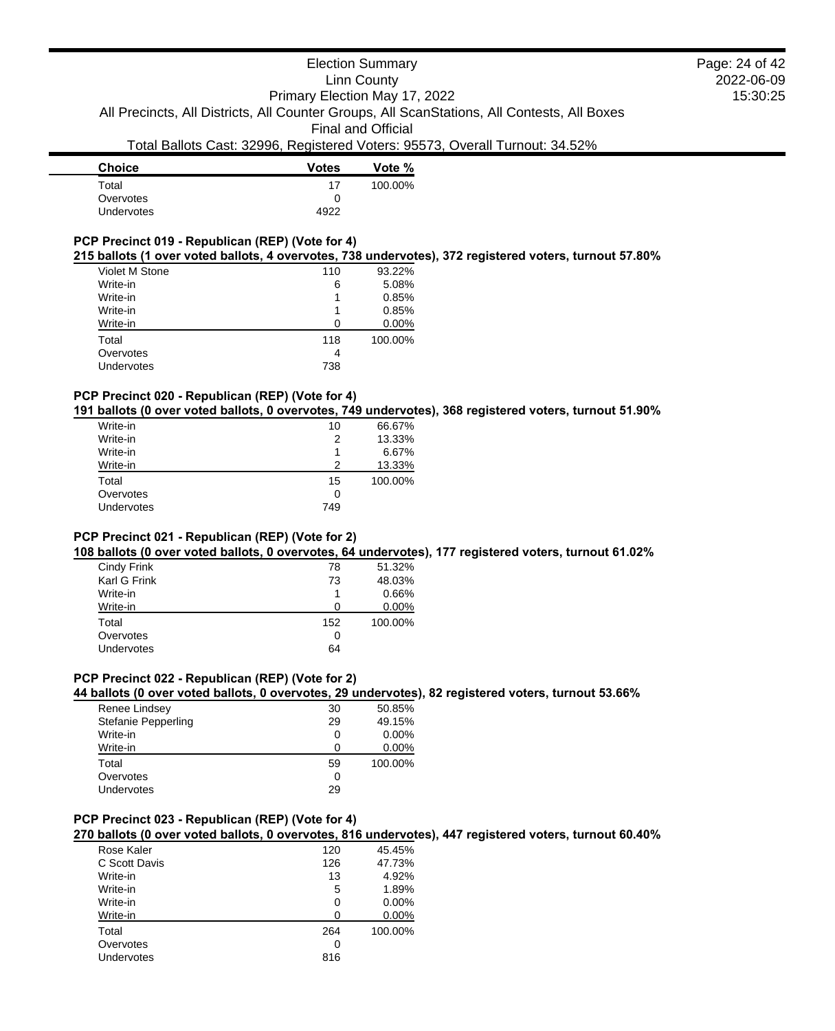| Choice | Votes | Vote % |
|---|---|---|
| Total | 17 | 100.00% |
| Overvotes | 0 | |
| Undervotes | 4922 | |

### PCP Precinct 019 - Republican (REP) (Vote for 4)

**215 ballots (1 over voted ballots, 4 overvotes, 738 undervotes), 372 registered voters, turnout 57.80%**

| Choice | Votes | Vote % |
|---|---|---|
| Violet M Stone | 110 | 93.22% |
| Write-in | 6 | 5.08% |
| Write-in | 1 | 0.85% |
| Write-in | 1 | 0.85% |
| Write-in | 0 | 0.00% |
| Total | 118 | 100.00% |
| Overvotes | 4 | |
| Undervotes | 738 | |

### PCP Precinct 020 - Republican (REP) (Vote for 4)

**191 ballots (0 over voted ballots, 0 overvotes, 749 undervotes), 368 registered voters, turnout 51.90%**

| Choice | Votes | Vote % |
|---|---|---|
| Write-in | 10 | 66.67% |
| Write-in | 2 | 13.33% |
| Write-in | 1 | 6.67% |
| Write-in | 2 | 13.33% |
| Total | 15 | 100.00% |
| Overvotes | 0 | |
| Undervotes | 749 | |

### PCP Precinct 021 - Republican (REP) (Vote for 2)

**108 ballots (0 over voted ballots, 0 overvotes, 64 undervotes), 177 registered voters, turnout 61.02%**

| Choice | Votes | Vote % |
|---|---|---|
| Cindy Frink | 78 | 51.32% |
| Karl G Frink | 73 | 48.03% |
| Write-in | 1 | 0.66% |
| Write-in | 0 | 0.00% |
| Total | 152 | 100.00% |
| Overvotes | 0 | |
| Undervotes | 64 | |

### PCP Precinct 022 - Republican (REP) (Vote for 2)

**44 ballots (0 over voted ballots, 0 overvotes, 29 undervotes), 82 registered voters, turnout 53.66%**

| Choice | Votes | Vote % |
|---|---|---|
| Renee Lindsey | 30 | 50.85% |
| Stefanie Pepperling | 29 | 49.15% |
| Write-in | 0 | 0.00% |
| Write-in | 0 | 0.00% |
| Total | 59 | 100.00% |
| Overvotes | 0 | |
| Undervotes | 29 | |

### PCP Precinct 023 - Republican (REP) (Vote for 4)

**270 ballots (0 over voted ballots, 0 overvotes, 816 undervotes), 447 registered voters, turnout 60.40%**

| Choice | Votes | Vote % |
|---|---|---|
| Rose Kaler | 120 | 45.45% |
| C Scott Davis | 126 | 47.73% |
| Write-in | 13 | 4.92% |
| Write-in | 5 | 1.89% |
| Write-in | 0 | 0.00% |
| Write-in | 0 | 0.00% |
| Total | 264 | 100.00% |
| Overvotes | 0 | |
| Undervotes | 816 | |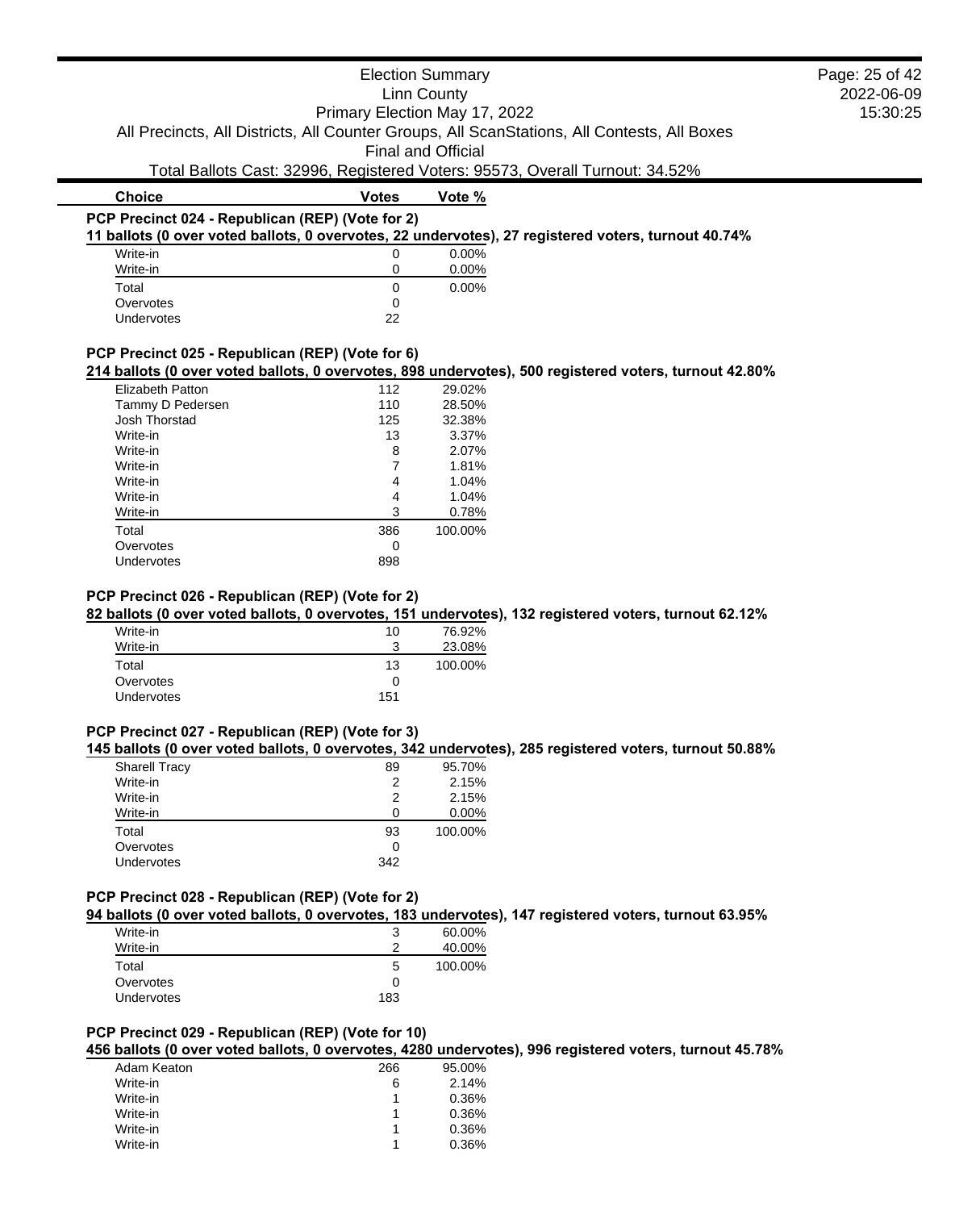Election Summary
Linn County
Primary Election May 17, 2022
All Precincts, All Districts, All Counter Groups, All ScanStations, All Contests, All Boxes
Final and Official
Total Ballots Cast: 32996, Registered Voters: 95573, Overall Turnout: 34.52%

### PCP Precinct 024 - Republican (REP) (Vote for 2)

**11 ballots (0 over voted ballots, 0 overvotes, 22 undervotes), 27 registered voters, turnout 40.74%**

| Choice | Votes | Vote % |
|---|---|---|
| Write-in | 0 | 0.00% |
| Write-in | 0 | 0.00% |
| Total | 0 | 0.00% |
| Overvotes | 0 | |
| Undervotes | 22 | |

### PCP Precinct 025 - Republican (REP) (Vote for 6)

**214 ballots (0 over voted ballots, 0 overvotes, 898 undervotes), 500 registered voters, turnout 42.80%**

| Choice | Votes | Vote % |
|---|---|---|
| Elizabeth Patton | 112 | 29.02% |
| Tammy D Pedersen | 110 | 28.50% |
| Josh Thorstad | 125 | 32.38% |
| Write-in | 13 | 3.37% |
| Write-in | 8 | 2.07% |
| Write-in | 7 | 1.81% |
| Write-in | 4 | 1.04% |
| Write-in | 4 | 1.04% |
| Write-in | 3 | 0.78% |
| Total | 386 | 100.00% |
| Overvotes | 0 | |
| Undervotes | 898 | |

### PCP Precinct 026 - Republican (REP) (Vote for 2)

**82 ballots (0 over voted ballots, 0 overvotes, 151 undervotes), 132 registered voters, turnout 62.12%**

| Choice | Votes | Vote % |
|---|---|---|
| Write-in | 10 | 76.92% |
| Write-in | 3 | 23.08% |
| Total | 13 | 100.00% |
| Overvotes | 0 | |
| Undervotes | 151 | |

### PCP Precinct 027 - Republican (REP) (Vote for 3)

**145 ballots (0 over voted ballots, 0 overvotes, 342 undervotes), 285 registered voters, turnout 50.88%**

| Choice | Votes | Vote % |
|---|---|---|
| Sharell Tracy | 89 | 95.70% |
| Write-in | 2 | 2.15% |
| Write-in | 2 | 2.15% |
| Write-in | 0 | 0.00% |
| Total | 93 | 100.00% |
| Overvotes | 0 | |
| Undervotes | 342 | |

### PCP Precinct 028 - Republican (REP) (Vote for 2)

**94 ballots (0 over voted ballots, 0 overvotes, 183 undervotes), 147 registered voters, turnout 63.95%**

| Choice | Votes | Vote % |
|---|---|---|
| Write-in | 3 | 60.00% |
| Write-in | 2 | 40.00% |
| Total | 5 | 100.00% |
| Overvotes | 0 | |
| Undervotes | 183 | |

### PCP Precinct 029 - Republican (REP) (Vote for 10)

**456 ballots (0 over voted ballots, 0 overvotes, 4280 undervotes), 996 registered voters, turnout 45.78%**

| Choice | Votes | Vote % |
|---|---|---|
| Adam Keaton | 266 | 95.00% |
| Write-in | 6 | 2.14% |
| Write-in | 1 | 0.36% |
| Write-in | 1 | 0.36% |
| Write-in | 1 | 0.36% |
| Write-in | 1 | 0.36% |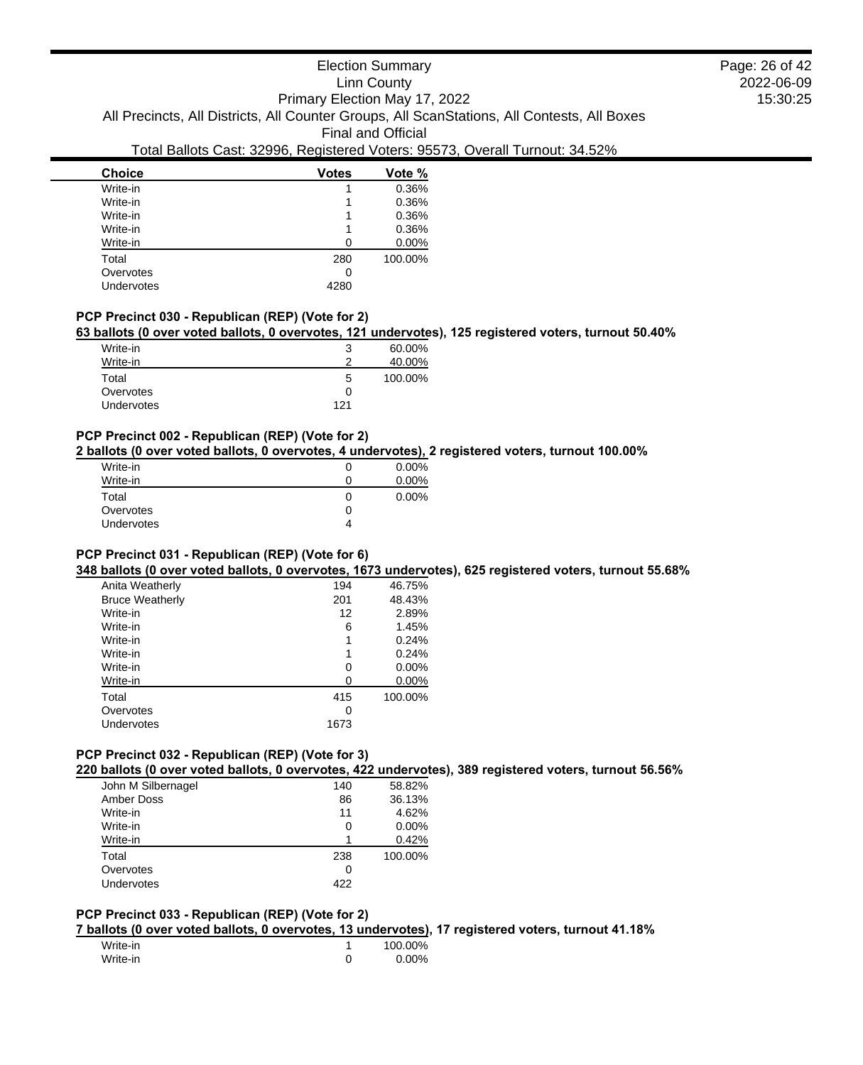| Choice | Votes | Vote % |
| --- | --- | --- |
| Write-in | 1 | 0.36% |
| Write-in | 1 | 0.36% |
| Write-in | 1 | 0.36% |
| Write-in | 1 | 0.36% |
| Write-in | 0 | 0.00% |
| Total | 280 | 100.00% |
| Overvotes | 0 | |
| Undervotes | 4280 | |

### PCP Precinct 030 - Republican (REP) (Vote for 2)

**63 ballots (0 over voted ballots, 0 overvotes, 121 undervotes), 125 registered voters, turnout 50.40%**

| Choice | Votes | Vote % |
| --- | --- | --- |
| Write-in | 3 | 60.00% |
| Write-in | 2 | 40.00% |
| Total | 5 | 100.00% |
| Overvotes | 0 | |
| Undervotes | 121 | |

### PCP Precinct 002 - Republican (REP) (Vote for 2)

**2 ballots (0 over voted ballots, 0 overvotes, 4 undervotes), 2 registered voters, turnout 100.00%**

| Choice | Votes | Vote % |
| --- | --- | --- |
| Write-in | 0 | 0.00% |
| Write-in | 0 | 0.00% |
| Total | 0 | 0.00% |
| Overvotes | 0 | |
| Undervotes | 4 | |

### PCP Precinct 031 - Republican (REP) (Vote for 6)

**348 ballots (0 over voted ballots, 0 overvotes, 1673 undervotes), 625 registered voters, turnout 55.68%**

| Choice | Votes | Vote % |
| --- | --- | --- |
| Anita Weatherly | 194 | 46.75% |
| Bruce Weatherly | 201 | 48.43% |
| Write-in | 12 | 2.89% |
| Write-in | 6 | 1.45% |
| Write-in | 1 | 0.24% |
| Write-in | 1 | 0.24% |
| Write-in | 0 | 0.00% |
| Write-in | 0 | 0.00% |
| Total | 415 | 100.00% |
| Overvotes | 0 | |
| Undervotes | 1673 | |

### PCP Precinct 032 - Republican (REP) (Vote for 3)

**220 ballots (0 over voted ballots, 0 overvotes, 422 undervotes), 389 registered voters, turnout 56.56%**

| Choice | Votes | Vote % |
| --- | --- | --- |
| John M Silbernagel | 140 | 58.82% |
| Amber Doss | 86 | 36.13% |
| Write-in | 11 | 4.62% |
| Write-in | 0 | 0.00% |
| Write-in | 1 | 0.42% |
| Total | 238 | 100.00% |
| Overvotes | 0 | |
| Undervotes | 422 | |

### PCP Precinct 033 - Republican (REP) (Vote for 2)

**7 ballots (0 over voted ballots, 0 overvotes, 13 undervotes), 17 registered voters, turnout 41.18%**

| Choice | Votes | Vote % |
| --- | --- | --- |
| Write-in | 1 | 100.00% |
| Write-in | 0 | 0.00% |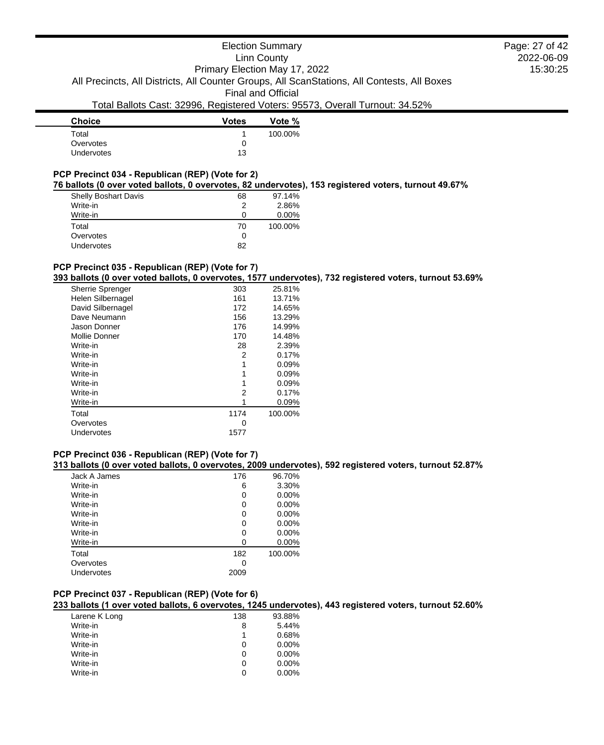Election Summary
Linn County
Primary Election May 17, 2022
All Precincts, All Districts, All Counter Groups, All ScanStations, All Contests, All Boxes
Final and Official
Total Ballots Cast: 32996, Registered Voters: 95573, Overall Turnout: 34.52%

| Choice | Votes | Vote % |
|---|---|---|
| Total | 1 | 100.00% |
| Overvotes | 0 | |
| Undervotes | 13 | |

### PCP Precinct 034 - Republican (REP) (Vote for 2)

**76 ballots (0 over voted ballots, 0 overvotes, 82 undervotes), 153 registered voters, turnout 49.67%**

| Choice | Votes | Vote % |
|---|---|---|
| Shelly Boshart Davis | 68 | 97.14% |
| Write-in | 2 | 2.86% |
| Write-in | 0 | 0.00% |
| Total | 70 | 100.00% |
| Overvotes | 0 | |
| Undervotes | 82 | |

### PCP Precinct 035 - Republican (REP) (Vote for 7)

**393 ballots (0 over voted ballots, 0 overvotes, 1577 undervotes), 732 registered voters, turnout 53.69%**

| Choice | Votes | Vote % |
|---|---|---|
| Sherrie Sprenger | 303 | 25.81% |
| Helen Silbernagel | 161 | 13.71% |
| David Silbernagel | 172 | 14.65% |
| Dave Neumann | 156 | 13.29% |
| Jason Donner | 176 | 14.99% |
| Mollie Donner | 170 | 14.48% |
| Write-in | 28 | 2.39% |
| Write-in | 2 | 0.17% |
| Write-in | 1 | 0.09% |
| Write-in | 1 | 0.09% |
| Write-in | 1 | 0.09% |
| Write-in | 2 | 0.17% |
| Write-in | 1 | 0.09% |
| Total | 1174 | 100.00% |
| Overvotes | 0 | |
| Undervotes | 1577 | |

### PCP Precinct 036 - Republican (REP) (Vote for 7)

**313 ballots (0 over voted ballots, 0 overvotes, 2009 undervotes), 592 registered voters, turnout 52.87%**

| Choice | Votes | Vote % |
|---|---|---|
| Jack A James | 176 | 96.70% |
| Write-in | 6 | 3.30% |
| Write-in | 0 | 0.00% |
| Write-in | 0 | 0.00% |
| Write-in | 0 | 0.00% |
| Write-in | 0 | 0.00% |
| Write-in | 0 | 0.00% |
| Write-in | 0 | 0.00% |
| Total | 182 | 100.00% |
| Overvotes | 0 | |
| Undervotes | 2009 | |

### PCP Precinct 037 - Republican (REP) (Vote for 6)

**233 ballots (1 over voted ballots, 6 overvotes, 1245 undervotes), 443 registered voters, turnout 52.60%**

| Choice | Votes | Vote % |
|---|---|---|
| Larene K Long | 138 | 93.88% |
| Write-in | 8 | 5.44% |
| Write-in | 1 | 0.68% |
| Write-in | 0 | 0.00% |
| Write-in | 0 | 0.00% |
| Write-in | 0 | 0.00% |
| Write-in | 0 | 0.00% |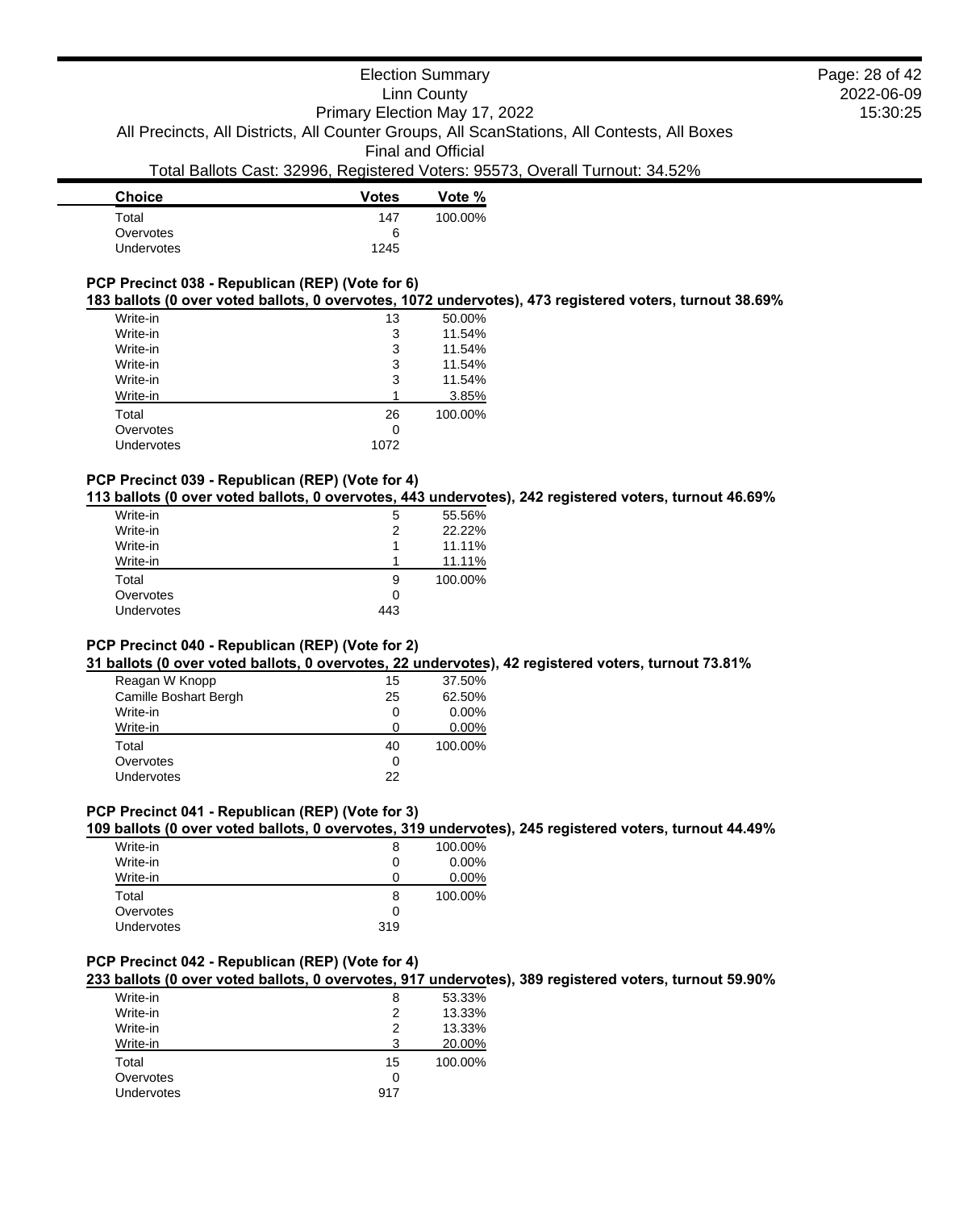| Choice | Votes | Vote % |
|---|---|---|
| Total | 147 | 100.00% |
| Overvotes | 6 | |
| Undervotes | 1245 | |

### PCP Precinct 038 - Republican (REP) (Vote for 6)

**183 ballots (0 over voted ballots, 0 overvotes, 1072 undervotes), 473 registered voters, turnout 38.69%**

| Choice | Votes | Vote % |
|---|---|---|
| Write-in | 13 | 50.00% |
| Write-in | 3 | 11.54% |
| Write-in | 3 | 11.54% |
| Write-in | 3 | 11.54% |
| Write-in | 3 | 11.54% |
| Write-in | 1 | 3.85% |
| Total | 26 | 100.00% |
| Overvotes | 0 | |
| Undervotes | 1072 | |

### PCP Precinct 039 - Republican (REP) (Vote for 4)

**113 ballots (0 over voted ballots, 0 overvotes, 443 undervotes), 242 registered voters, turnout 46.69%**

| Choice | Votes | Vote % |
|---|---|---|
| Write-in | 5 | 55.56% |
| Write-in | 2 | 22.22% |
| Write-in | 1 | 11.11% |
| Write-in | 1 | 11.11% |
| Total | 9 | 100.00% |
| Overvotes | 0 | |
| Undervotes | 443 | |

### PCP Precinct 040 - Republican (REP) (Vote for 2)

**31 ballots (0 over voted ballots, 0 overvotes, 22 undervotes), 42 registered voters, turnout 73.81%**

| Choice | Votes | Vote % |
|---|---|---|
| Reagan W Knopp | 15 | 37.50% |
| Camille Boshart Bergh | 25 | 62.50% |
| Write-in | 0 | 0.00% |
| Write-in | 0 | 0.00% |
| Total | 40 | 100.00% |
| Overvotes | 0 | |
| Undervotes | 22 | |

### PCP Precinct 041 - Republican (REP) (Vote for 3)

**109 ballots (0 over voted ballots, 0 overvotes, 319 undervotes), 245 registered voters, turnout 44.49%**

| Choice | Votes | Vote % |
|---|---|---|
| Write-in | 8 | 100.00% |
| Write-in | 0 | 0.00% |
| Write-in | 0 | 0.00% |
| Total | 8 | 100.00% |
| Overvotes | 0 | |
| Undervotes | 319 | |

### PCP Precinct 042 - Republican (REP) (Vote for 4)

**233 ballots (0 over voted ballots, 0 overvotes, 917 undervotes), 389 registered voters, turnout 59.90%**

| Choice | Votes | Vote % |
|---|---|---|
| Write-in | 8 | 53.33% |
| Write-in | 2 | 13.33% |
| Write-in | 2 | 13.33% |
| Write-in | 3 | 20.00% |
| Total | 15 | 100.00% |
| Overvotes | 0 | |
| Undervotes | 917 | |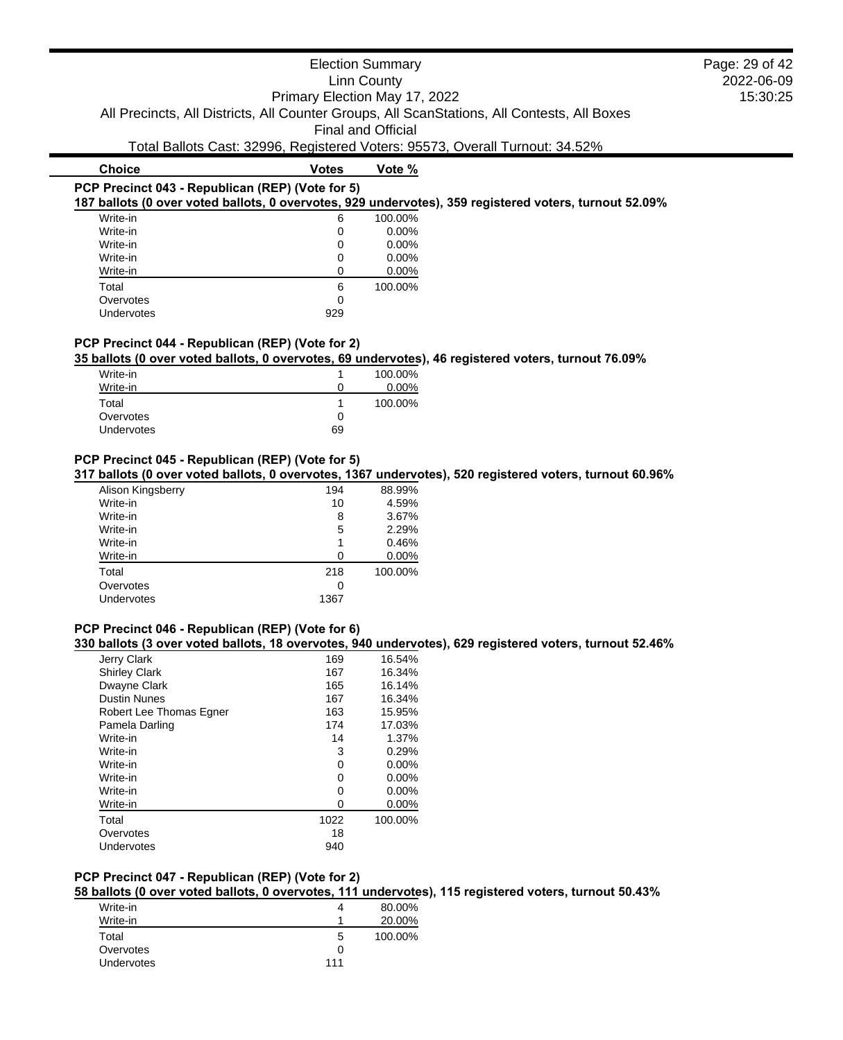Election Summary
Linn County
Primary Election May 17, 2022
All Precincts, All Districts, All Counter Groups, All ScanStations, All Contests, All Boxes
Final and Official
Total Ballots Cast: 32996, Registered Voters: 95573, Overall Turnout: 34.52%

### PCP Precinct 043 - Republican (REP) (Vote for 5)

**187 ballots (0 over voted ballots, 0 overvotes, 929 undervotes), 359 registered voters, turnout 52.09%**

| Choice | Votes | Vote % |
|---|---|---|
| Write-in | 6 | 100.00% |
| Write-in | 0 | 0.00% |
| Write-in | 0 | 0.00% |
| Write-in | 0 | 0.00% |
| Write-in | 0 | 0.00% |
| Total | 6 | 100.00% |
| Overvotes | 0 | |
| Undervotes | 929 | |

### PCP Precinct 044 - Republican (REP) (Vote for 2)

**35 ballots (0 over voted ballots, 0 overvotes, 69 undervotes), 46 registered voters, turnout 76.09%**

| Choice | Votes | Vote % |
|---|---|---|
| Write-in | 1 | 100.00% |
| Write-in | 0 | 0.00% |
| Total | 1 | 100.00% |
| Overvotes | 0 | |
| Undervotes | 69 | |

### PCP Precinct 045 - Republican (REP) (Vote for 5)

**317 ballots (0 over voted ballots, 0 overvotes, 1367 undervotes), 520 registered voters, turnout 60.96%**

| Choice | Votes | Vote % |
|---|---|---|
| Alison Kingsberry | 194 | 88.99% |
| Write-in | 10 | 4.59% |
| Write-in | 8 | 3.67% |
| Write-in | 5 | 2.29% |
| Write-in | 1 | 0.46% |
| Write-in | 0 | 0.00% |
| Total | 218 | 100.00% |
| Overvotes | 0 | |
| Undervotes | 1367 | |

### PCP Precinct 046 - Republican (REP) (Vote for 6)

**330 ballots (3 over voted ballots, 18 overvotes, 940 undervotes), 629 registered voters, turnout 52.46%**

| Choice | Votes | Vote % |
|---|---|---|
| Jerry Clark | 169 | 16.54% |
| Shirley Clark | 167 | 16.34% |
| Dwayne Clark | 165 | 16.14% |
| Dustin Nunes | 167 | 16.34% |
| Robert Lee Thomas Egner | 163 | 15.95% |
| Pamela Darling | 174 | 17.03% |
| Write-in | 14 | 1.37% |
| Write-in | 3 | 0.29% |
| Write-in | 0 | 0.00% |
| Write-in | 0 | 0.00% |
| Write-in | 0 | 0.00% |
| Write-in | 0 | 0.00% |
| Total | 1022 | 100.00% |
| Overvotes | 18 | |
| Undervotes | 940 | |

### PCP Precinct 047 - Republican (REP) (Vote for 2)

**58 ballots (0 over voted ballots, 0 overvotes, 111 undervotes), 115 registered voters, turnout 50.43%**

| Choice | Votes | Vote % |
|---|---|---|
| Write-in | 4 | 80.00% |
| Write-in | 1 | 20.00% |
| Total | 5 | 100.00% |
| Overvotes | 0 | |
| Undervotes | 111 | |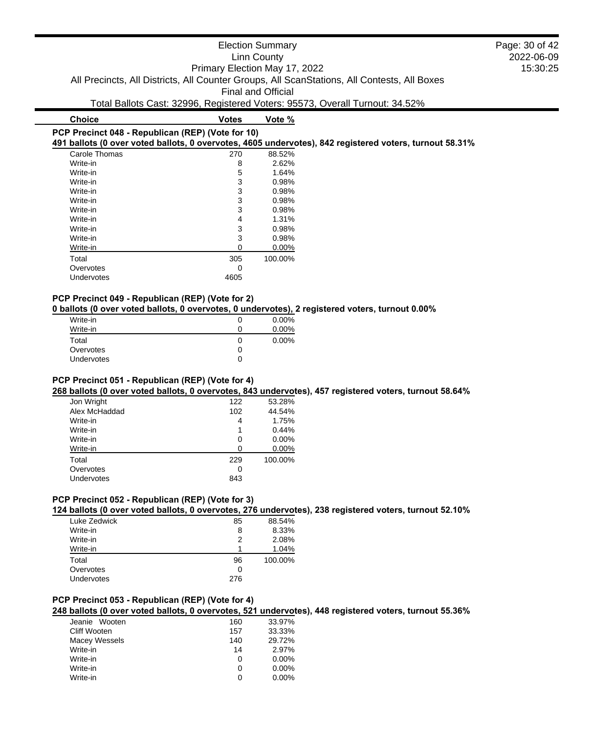Election Summary
Linn County
Primary Election May 17, 2022
All Precincts, All Districts, All Counter Groups, All ScanStations, All Contests, All Boxes
Final and Official
Total Ballots Cast: 32996, Registered Voters: 95573, Overall Turnout: 34.52%

| Choice | Votes | Vote % |
|---|---|---|

### PCP Precinct 048 - Republican (REP) (Vote for 10)

**491 ballots (0 over voted ballots, 0 overvotes, 4605 undervotes), 842 registered voters, turnout 58.31%**

| Choice | Votes | Vote % |
|---|---|---|
| Carole Thomas | 270 | 88.52% |
| Write-in | 8 | 2.62% |
| Write-in | 5 | 1.64% |
| Write-in | 3 | 0.98% |
| Write-in | 3 | 0.98% |
| Write-in | 3 | 0.98% |
| Write-in | 3 | 0.98% |
| Write-in | 4 | 1.31% |
| Write-in | 3 | 0.98% |
| Write-in | 3 | 0.98% |
| Write-in | 0 | 0.00% |
| Total | 305 | 100.00% |
| Overvotes | 0 | |
| Undervotes | 4605 | |

### PCP Precinct 049 - Republican (REP) (Vote for 2)

**0 ballots (0 over voted ballots, 0 overvotes, 0 undervotes), 2 registered voters, turnout 0.00%**

| Choice | Votes | Vote % |
|---|---|---|
| Write-in | 0 | 0.00% |
| Write-in | 0 | 0.00% |
| Total | 0 | 0.00% |
| Overvotes | 0 | |
| Undervotes | 0 | |

### PCP Precinct 051 - Republican (REP) (Vote for 4)

**268 ballots (0 over voted ballots, 0 overvotes, 843 undervotes), 457 registered voters, turnout 58.64%**

| Choice | Votes | Vote % |
|---|---|---|
| Jon Wright | 122 | 53.28% |
| Alex McHaddad | 102 | 44.54% |
| Write-in | 4 | 1.75% |
| Write-in | 1 | 0.44% |
| Write-in | 0 | 0.00% |
| Write-in | 0 | 0.00% |
| Total | 229 | 100.00% |
| Overvotes | 0 | |
| Undervotes | 843 | |

### PCP Precinct 052 - Republican (REP) (Vote for 3)

**124 ballots (0 over voted ballots, 0 overvotes, 276 undervotes), 238 registered voters, turnout 52.10%**

| Choice | Votes | Vote % |
|---|---|---|
| Luke Zedwick | 85 | 88.54% |
| Write-in | 8 | 8.33% |
| Write-in | 2 | 2.08% |
| Write-in | 1 | 1.04% |
| Total | 96 | 100.00% |
| Overvotes | 0 | |
| Undervotes | 276 | |

### PCP Precinct 053 - Republican (REP) (Vote for 4)

**248 ballots (0 over voted ballots, 0 overvotes, 521 undervotes), 448 registered voters, turnout 55.36%**

| Choice | Votes | Vote % |
|---|---|---|
| Jeanie Wooten | 160 | 33.97% |
| Cliff Wooten | 157 | 33.33% |
| Macey Wessels | 140 | 29.72% |
| Write-in | 14 | 2.97% |
| Write-in | 0 | 0.00% |
| Write-in | 0 | 0.00% |
| Write-in | 0 | 0.00% |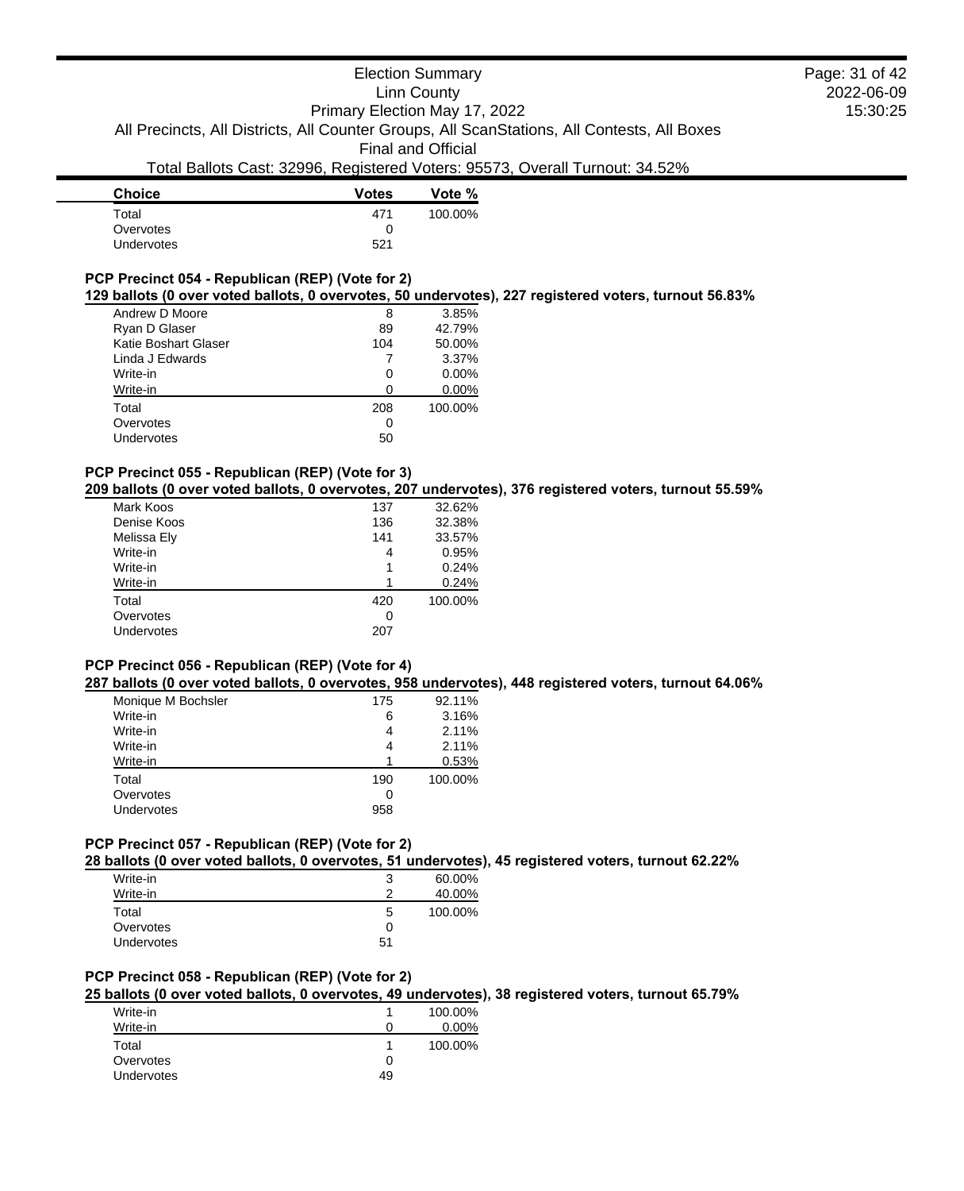| Choice | Votes | Vote % |
|---|---|---|
| Total | 471 | 100.00% |
| Overvotes | 0 | |
| Undervotes | 521 | |

**PCP Precinct 054 - Republican (REP) (Vote for 2)**

**129 ballots (0 over voted ballots, 0 overvotes, 50 undervotes), 227 registered voters, turnout 56.83%**

| Choice | Votes | Vote % |
|---|---|---|
| Andrew D Moore | 8 | 3.85% |
| Ryan D Glaser | 89 | 42.79% |
| Katie Boshart Glaser | 104 | 50.00% |
| Linda J Edwards | 7 | 3.37% |
| Write-in | 0 | 0.00% |
| Write-in | 0 | 0.00% |
| Total | 208 | 100.00% |
| Overvotes | 0 | |
| Undervotes | 50 | |

**PCP Precinct 055 - Republican (REP) (Vote for 3)**

**209 ballots (0 over voted ballots, 0 overvotes, 207 undervotes), 376 registered voters, turnout 55.59%**

| Choice | Votes | Vote % |
|---|---|---|
| Mark Koos | 137 | 32.62% |
| Denise Koos | 136 | 32.38% |
| Melissa Ely | 141 | 33.57% |
| Write-in | 4 | 0.95% |
| Write-in | 1 | 0.24% |
| Write-in | 1 | 0.24% |
| Total | 420 | 100.00% |
| Overvotes | 0 | |
| Undervotes | 207 | |

**PCP Precinct 056 - Republican (REP) (Vote for 4)**

**287 ballots (0 over voted ballots, 0 overvotes, 958 undervotes), 448 registered voters, turnout 64.06%**

| Choice | Votes | Vote % |
|---|---|---|
| Monique M Bochsler | 175 | 92.11% |
| Write-in | 6 | 3.16% |
| Write-in | 4 | 2.11% |
| Write-in | 4 | 2.11% |
| Write-in | 1 | 0.53% |
| Total | 190 | 100.00% |
| Overvotes | 0 | |
| Undervotes | 958 | |

**PCP Precinct 057 - Republican (REP) (Vote for 2)**

**28 ballots (0 over voted ballots, 0 overvotes, 51 undervotes), 45 registered voters, turnout 62.22%**

| Choice | Votes | Vote % |
|---|---|---|
| Write-in | 3 | 60.00% |
| Write-in | 2 | 40.00% |
| Total | 5 | 100.00% |
| Overvotes | 0 | |
| Undervotes | 51 | |

**PCP Precinct 058 - Republican (REP) (Vote for 2)**

**25 ballots (0 over voted ballots, 0 overvotes, 49 undervotes), 38 registered voters, turnout 65.79%**

| Choice | Votes | Vote % |
|---|---|---|
| Write-in | 1 | 100.00% |
| Write-in | 0 | 0.00% |
| Total | 1 | 100.00% |
| Overvotes | 0 | |
| Undervotes | 49 | |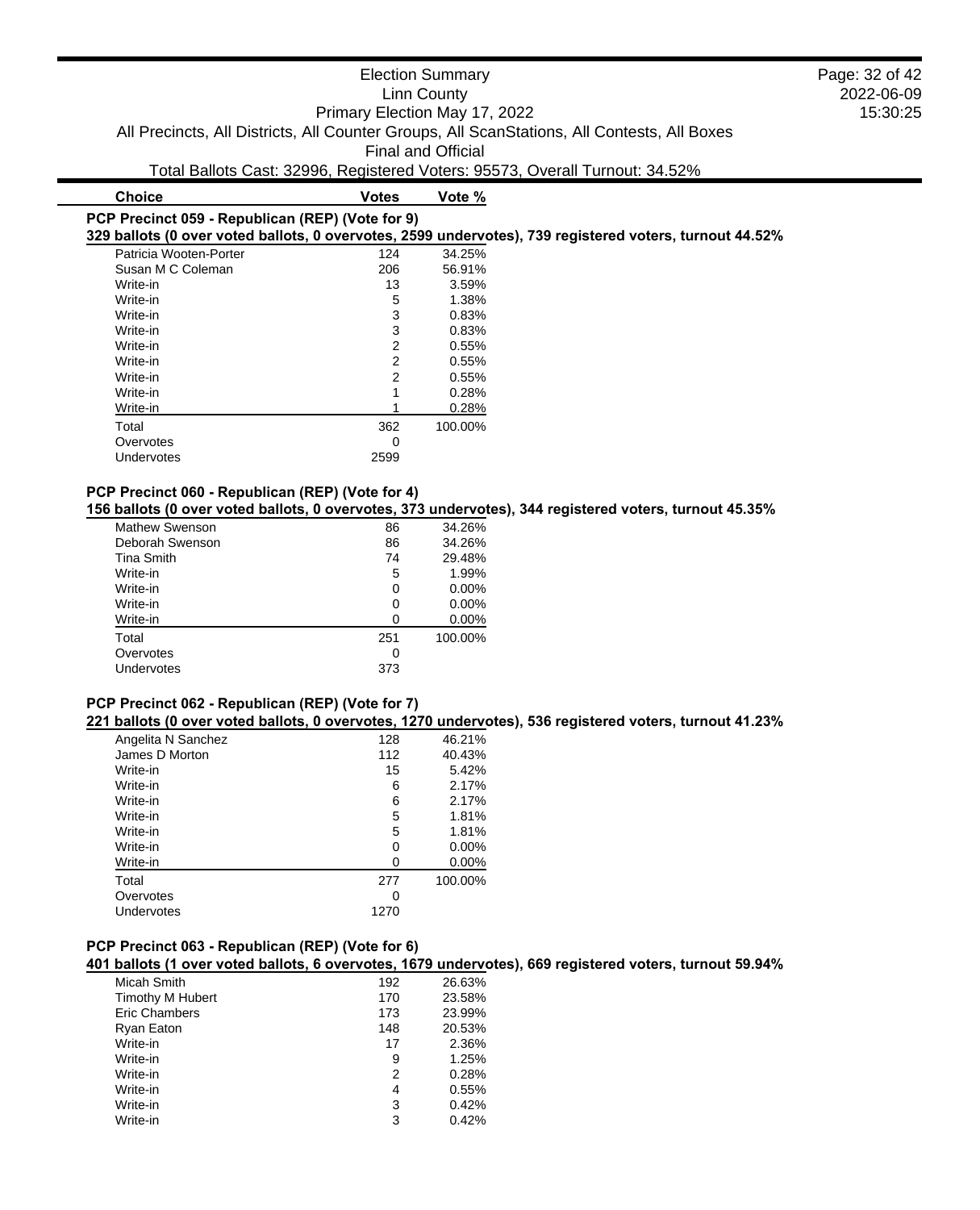| Choice | Votes | Vote % |
|---|---|---|

**PCP Precinct 059 - Republican (REP) (Vote for 9)**

**329 ballots (0 over voted ballots, 0 overvotes, 2599 undervotes), 739 registered voters, turnout 44.52%**

| Choice | Votes | Vote % |
|---|---|---|
| Patricia Wooten-Porter | 124 | 34.25% |
| Susan M C Coleman | 206 | 56.91% |
| Write-in | 13 | 3.59% |
| Write-in | 5 | 1.38% |
| Write-in | 3 | 0.83% |
| Write-in | 3 | 0.83% |
| Write-in | 2 | 0.55% |
| Write-in | 2 | 0.55% |
| Write-in | 2 | 0.55% |
| Write-in | 1 | 0.28% |
| Write-in | 1 | 0.28% |
| Total | 362 | 100.00% |
| Overvotes | 0 | |
| Undervotes | 2599 | |

**PCP Precinct 060 - Republican (REP) (Vote for 4)**

**156 ballots (0 over voted ballots, 0 overvotes, 373 undervotes), 344 registered voters, turnout 45.35%**

| Choice | Votes | Vote % |
|---|---|---|
| Mathew Swenson | 86 | 34.26% |
| Deborah Swenson | 86 | 34.26% |
| Tina Smith | 74 | 29.48% |
| Write-in | 5 | 1.99% |
| Write-in | 0 | 0.00% |
| Write-in | 0 | 0.00% |
| Write-in | 0 | 0.00% |
| Total | 251 | 100.00% |
| Overvotes | 0 | |
| Undervotes | 373 | |

**PCP Precinct 062 - Republican (REP) (Vote for 7)**

**221 ballots (0 over voted ballots, 0 overvotes, 1270 undervotes), 536 registered voters, turnout 41.23%**

| Choice | Votes | Vote % |
|---|---|---|
| Angelita N Sanchez | 128 | 46.21% |
| James D Morton | 112 | 40.43% |
| Write-in | 15 | 5.42% |
| Write-in | 6 | 2.17% |
| Write-in | 6 | 2.17% |
| Write-in | 5 | 1.81% |
| Write-in | 5 | 1.81% |
| Write-in | 0 | 0.00% |
| Write-in | 0 | 0.00% |
| Total | 277 | 100.00% |
| Overvotes | 0 | |
| Undervotes | 1270 | |

**PCP Precinct 063 - Republican (REP) (Vote for 6)**

**401 ballots (1 over voted ballots, 6 overvotes, 1679 undervotes), 669 registered voters, turnout 59.94%**

| Choice | Votes | Vote % |
|---|---|---|
| Micah Smith | 192 | 26.63% |
| Timothy M Hubert | 170 | 23.58% |
| Eric Chambers | 173 | 23.99% |
| Ryan Eaton | 148 | 20.53% |
| Write-in | 17 | 2.36% |
| Write-in | 9 | 1.25% |
| Write-in | 2 | 0.28% |
| Write-in | 4 | 0.55% |
| Write-in | 3 | 0.42% |
| Write-in | 3 | 0.42% |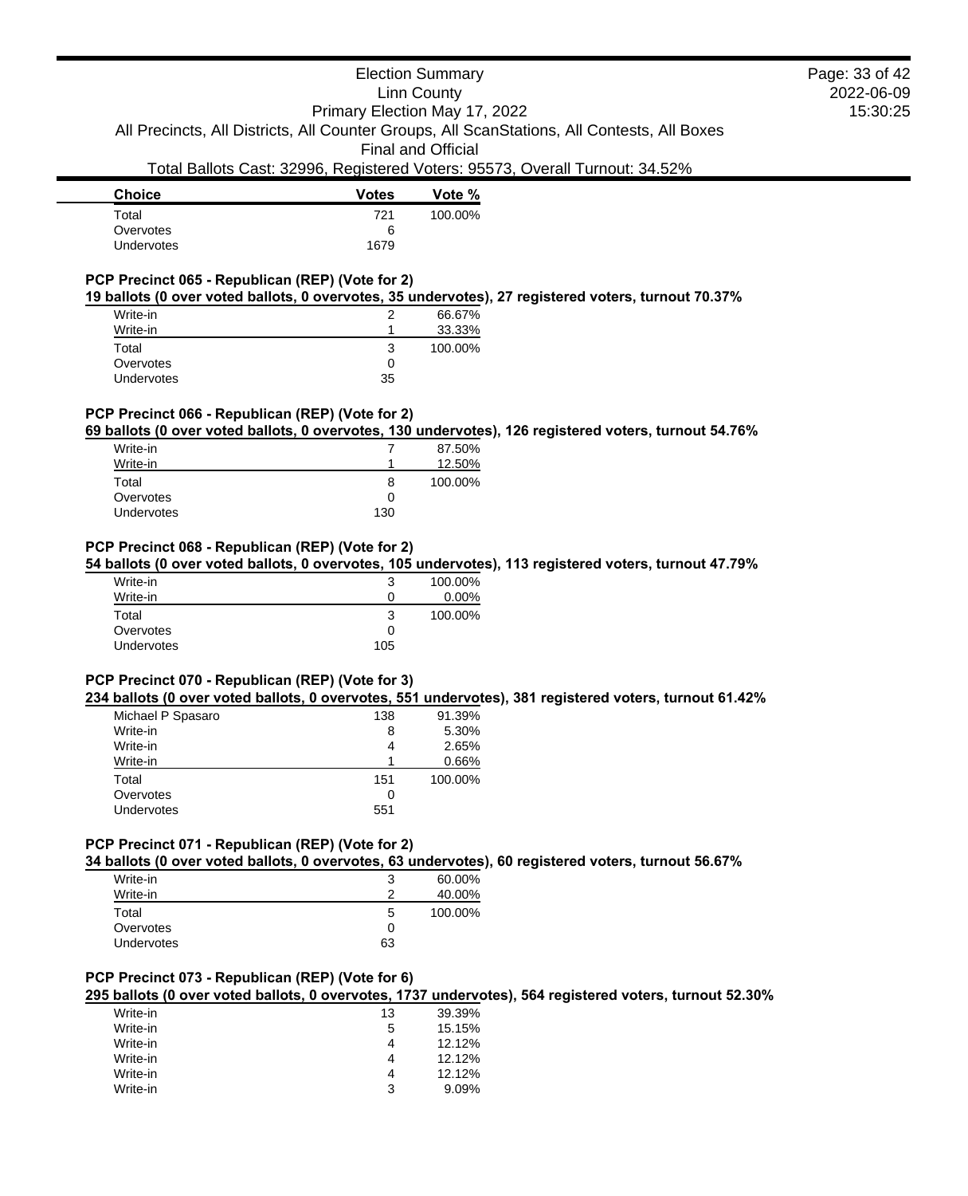| Choice | Votes | Vote % |
| --- | --- | --- |
| Total | 721 | 100.00% |
| Overvotes | 6 | |
| Undervotes | 1679 | |

**PCP Precinct 065 - Republican (REP) (Vote for 2)**

**19 ballots (0 over voted ballots, 0 overvotes, 35 undervotes), 27 registered voters, turnout 70.37%**

| Choice | Votes | Vote % |
| --- | --- | --- |
| Write-in | 2 | 66.67% |
| Write-in | 1 | 33.33% |
| Total | 3 | 100.00% |
| Overvotes | 0 | |
| Undervotes | 35 | |

**PCP Precinct 066 - Republican (REP) (Vote for 2)**

**69 ballots (0 over voted ballots, 0 overvotes, 130 undervotes), 126 registered voters, turnout 54.76%**

| Choice | Votes | Vote % |
| --- | --- | --- |
| Write-in | 7 | 87.50% |
| Write-in | 1 | 12.50% |
| Total | 8 | 100.00% |
| Overvotes | 0 | |
| Undervotes | 130 | |

**PCP Precinct 068 - Republican (REP) (Vote for 2)**

**54 ballots (0 over voted ballots, 0 overvotes, 105 undervotes), 113 registered voters, turnout 47.79%**

| Choice | Votes | Vote % |
| --- | --- | --- |
| Write-in | 3 | 100.00% |
| Write-in | 0 | 0.00% |
| Total | 3 | 100.00% |
| Overvotes | 0 | |
| Undervotes | 105 | |

**PCP Precinct 070 - Republican (REP) (Vote for 3)**

**234 ballots (0 over voted ballots, 0 overvotes, 551 undervotes), 381 registered voters, turnout 61.42%**

| Choice | Votes | Vote % |
| --- | --- | --- |
| Michael P Spasaro | 138 | 91.39% |
| Write-in | 8 | 5.30% |
| Write-in | 4 | 2.65% |
| Write-in | 1 | 0.66% |
| Total | 151 | 100.00% |
| Overvotes | 0 | |
| Undervotes | 551 | |

**PCP Precinct 071 - Republican (REP) (Vote for 2)**

**34 ballots (0 over voted ballots, 0 overvotes, 63 undervotes), 60 registered voters, turnout 56.67%**

| Choice | Votes | Vote % |
| --- | --- | --- |
| Write-in | 3 | 60.00% |
| Write-in | 2 | 40.00% |
| Total | 5 | 100.00% |
| Overvotes | 0 | |
| Undervotes | 63 | |

**PCP Precinct 073 - Republican (REP) (Vote for 6)**

**295 ballots (0 over voted ballots, 0 overvotes, 1737 undervotes), 564 registered voters, turnout 52.30%**

| Choice | Votes | Vote % |
| --- | --- | --- |
| Write-in | 13 | 39.39% |
| Write-in | 5 | 15.15% |
| Write-in | 4 | 12.12% |
| Write-in | 4 | 12.12% |
| Write-in | 4 | 12.12% |
| Write-in | 3 | 9.09% |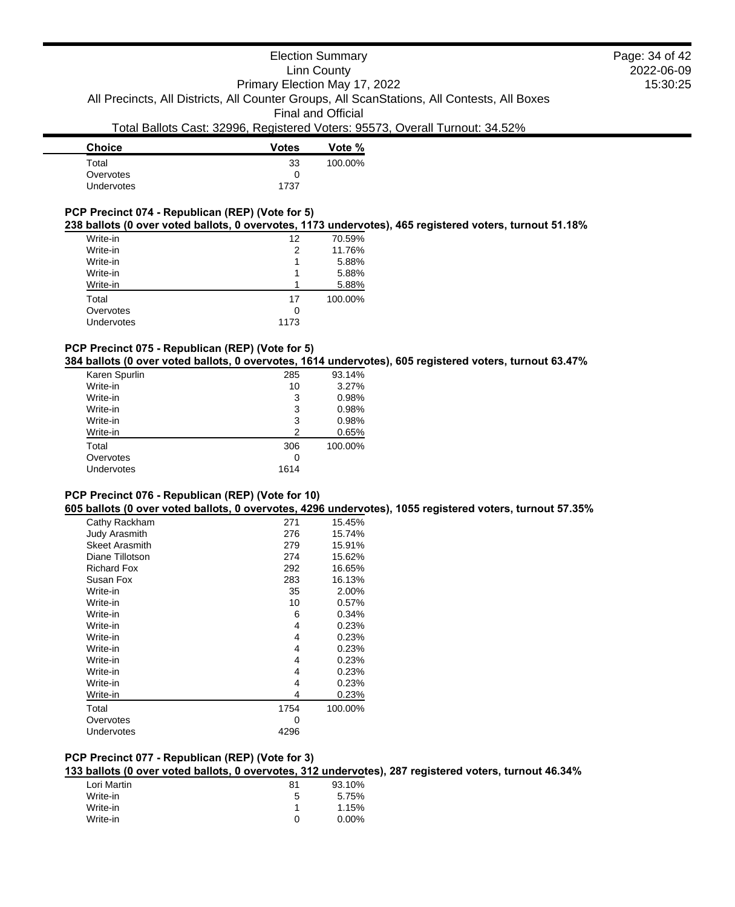| Choice | Votes | Vote % |
|---|---|---|
| Total | 33 | 100.00% |
| Overvotes | 0 | |
| Undervotes | 1737 | |

### PCP Precinct 074 - Republican (REP) (Vote for 5)

**238 ballots (0 over voted ballots, 0 overvotes, 1173 undervotes), 465 registered voters, turnout 51.18%**

| Choice | Votes | Vote % |
|---|---|---|
| Write-in | 12 | 70.59% |
| Write-in | 2 | 11.76% |
| Write-in | 1 | 5.88% |
| Write-in | 1 | 5.88% |
| Write-in | 1 | 5.88% |
| Total | 17 | 100.00% |
| Overvotes | 0 | |
| Undervotes | 1173 | |

### PCP Precinct 075 - Republican (REP) (Vote for 5)

**384 ballots (0 over voted ballots, 0 overvotes, 1614 undervotes), 605 registered voters, turnout 63.47%**

| Choice | Votes | Vote % |
|---|---|---|
| Karen Spurlin | 285 | 93.14% |
| Write-in | 10 | 3.27% |
| Write-in | 3 | 0.98% |
| Write-in | 3 | 0.98% |
| Write-in | 3 | 0.98% |
| Write-in | 2 | 0.65% |
| Total | 306 | 100.00% |
| Overvotes | 0 | |
| Undervotes | 1614 | |

### PCP Precinct 076 - Republican (REP) (Vote for 10)

**605 ballots (0 over voted ballots, 0 overvotes, 4296 undervotes), 1055 registered voters, turnout 57.35%**

| Choice | Votes | Vote % |
|---|---|---|
| Cathy Rackham | 271 | 15.45% |
| Judy Arasmith | 276 | 15.74% |
| Skeet Arasmith | 279 | 15.91% |
| Diane Tillotson | 274 | 15.62% |
| Richard Fox | 292 | 16.65% |
| Susan Fox | 283 | 16.13% |
| Write-in | 35 | 2.00% |
| Write-in | 10 | 0.57% |
| Write-in | 6 | 0.34% |
| Write-in | 4 | 0.23% |
| Write-in | 4 | 0.23% |
| Write-in | 4 | 0.23% |
| Write-in | 4 | 0.23% |
| Write-in | 4 | 0.23% |
| Write-in | 4 | 0.23% |
| Write-in | 4 | 0.23% |
| Total | 1754 | 100.00% |
| Overvotes | 0 | |
| Undervotes | 4296 | |

### PCP Precinct 077 - Republican (REP) (Vote for 3)

**133 ballots (0 over voted ballots, 0 overvotes, 312 undervotes), 287 registered voters, turnout 46.34%**

| Choice | Votes | Vote % |
|---|---|---|
| Lori Martin | 81 | 93.10% |
| Write-in | 5 | 5.75% |
| Write-in | 1 | 1.15% |
| Write-in | 0 | 0.00% |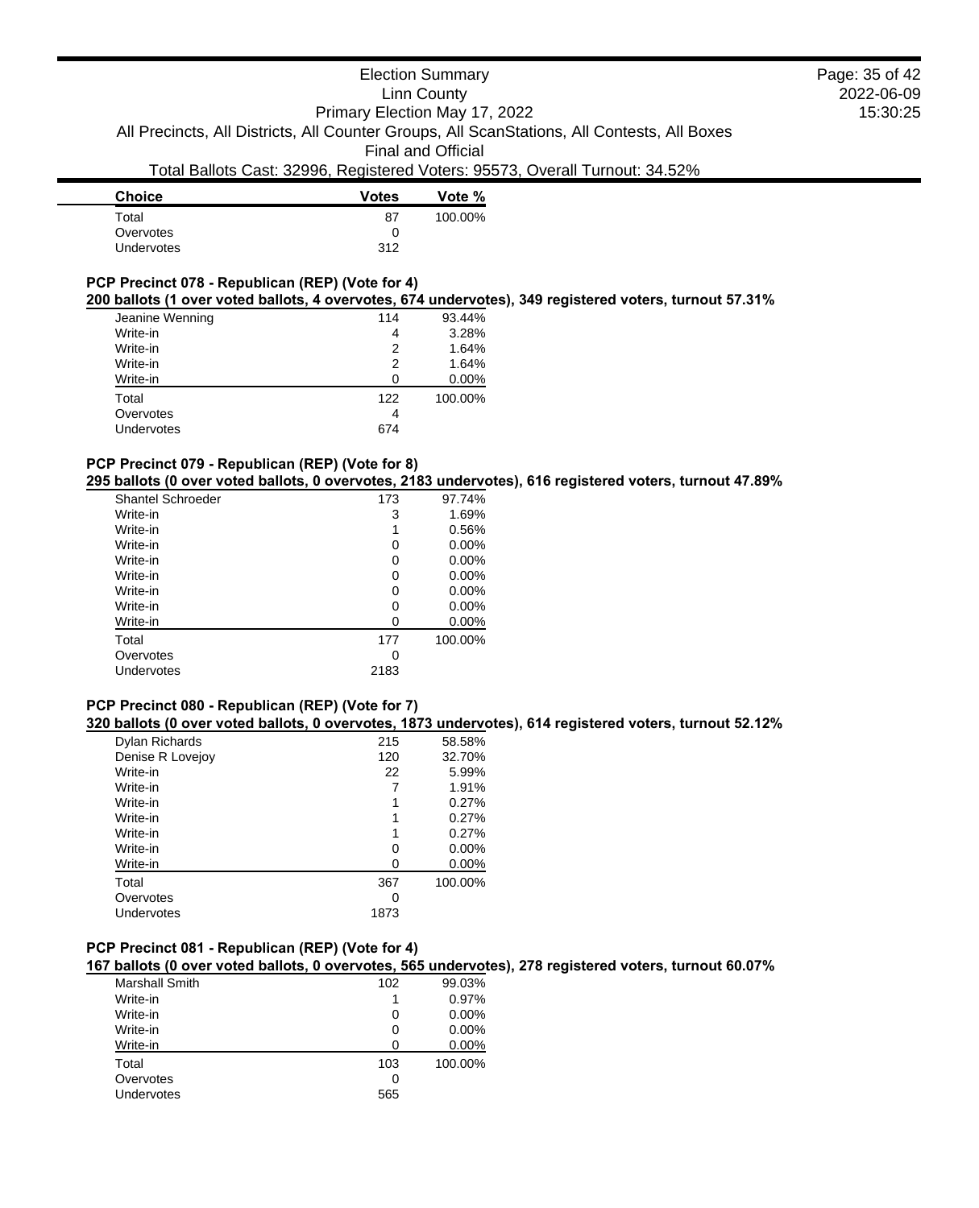| Choice | Votes | Vote % |
|---|---|---|
| Total | 87 | 100.00% |
| Overvotes | 0 | |
| Undervotes | 312 | |

### PCP Precinct 078 - Republican (REP) (Vote for 4)

**200 ballots (1 over voted ballots, 4 overvotes, 674 undervotes), 349 registered voters, turnout 57.31%**

| Choice | Votes | Vote % |
|---|---|---|
| Jeanine Wenning | 114 | 93.44% |
| Write-in | 4 | 3.28% |
| Write-in | 2 | 1.64% |
| Write-in | 2 | 1.64% |
| Write-in | 0 | 0.00% |
| Total | 122 | 100.00% |
| Overvotes | 4 | |
| Undervotes | 674 | |

### PCP Precinct 079 - Republican (REP) (Vote for 8)

**295 ballots (0 over voted ballots, 0 overvotes, 2183 undervotes), 616 registered voters, turnout 47.89%**

| Choice | Votes | Vote % |
|---|---|---|
| Shantel Schroeder | 173 | 97.74% |
| Write-in | 3 | 1.69% |
| Write-in | 1 | 0.56% |
| Write-in | 0 | 0.00% |
| Write-in | 0 | 0.00% |
| Write-in | 0 | 0.00% |
| Write-in | 0 | 0.00% |
| Write-in | 0 | 0.00% |
| Write-in | 0 | 0.00% |
| Total | 177 | 100.00% |
| Overvotes | 0 | |
| Undervotes | 2183 | |

### PCP Precinct 080 - Republican (REP) (Vote for 7)

**320 ballots (0 over voted ballots, 0 overvotes, 1873 undervotes), 614 registered voters, turnout 52.12%**

| Choice | Votes | Vote % |
|---|---|---|
| Dylan Richards | 215 | 58.58% |
| Denise R Lovejoy | 120 | 32.70% |
| Write-in | 22 | 5.99% |
| Write-in | 7 | 1.91% |
| Write-in | 1 | 0.27% |
| Write-in | 1 | 0.27% |
| Write-in | 1 | 0.27% |
| Write-in | 0 | 0.00% |
| Write-in | 0 | 0.00% |
| Total | 367 | 100.00% |
| Overvotes | 0 | |
| Undervotes | 1873 | |

### PCP Precinct 081 - Republican (REP) (Vote for 4)

**167 ballots (0 over voted ballots, 0 overvotes, 565 undervotes), 278 registered voters, turnout 60.07%**

| Choice | Votes | Vote % |
|---|---|---|
| Marshall Smith | 102 | 99.03% |
| Write-in | 1 | 0.97% |
| Write-in | 0 | 0.00% |
| Write-in | 0 | 0.00% |
| Write-in | 0 | 0.00% |
| Total | 103 | 100.00% |
| Overvotes | 0 | |
| Undervotes | 565 | |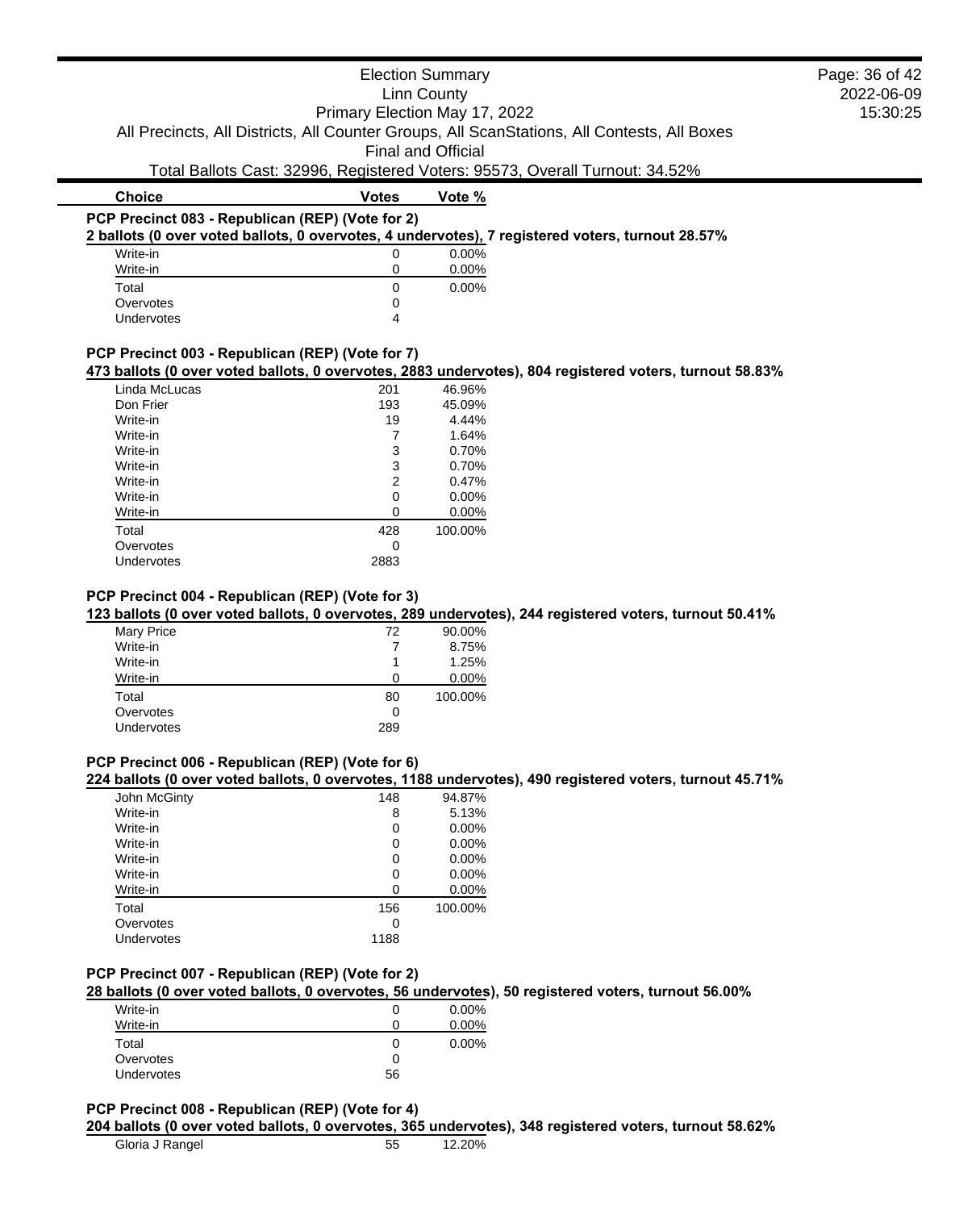Election Summary
Linn County
Primary Election May 17, 2022
All Precincts, All Districts, All Counter Groups, All ScanStations, All Contests, All Boxes
Final and Official
Total Ballots Cast: 32996, Registered Voters: 95573, Overall Turnout: 34.52%

2022-06-09
15:30:25

| Choice | Votes | Vote % |
|---|---|---|

### PCP Precinct 083 - Republican (REP) (Vote for 2)

**2 ballots (0 over voted ballots, 0 overvotes, 4 undervotes), 7 registered voters, turnout 28.57%**

| Choice | Votes | Vote % |
|---|---|---|
| Write-in | 0 | 0.00% |
| Write-in | 0 | 0.00% |
| Total | 0 | 0.00% |
| Overvotes | 0 | |
| Undervotes | 4 | |

### PCP Precinct 003 - Republican (REP) (Vote for 7)

**473 ballots (0 over voted ballots, 0 overvotes, 2883 undervotes), 804 registered voters, turnout 58.83%**

| Choice | Votes | Vote % |
|---|---|---|
| Linda McLucas | 201 | 46.96% |
| Don Frier | 193 | 45.09% |
| Write-in | 19 | 4.44% |
| Write-in | 7 | 1.64% |
| Write-in | 3 | 0.70% |
| Write-in | 3 | 0.70% |
| Write-in | 2 | 0.47% |
| Write-in | 0 | 0.00% |
| Write-in | 0 | 0.00% |
| Total | 428 | 100.00% |
| Overvotes | 0 | |
| Undervotes | 2883 | |

### PCP Precinct 004 - Republican (REP) (Vote for 3)

**123 ballots (0 over voted ballots, 0 overvotes, 289 undervotes), 244 registered voters, turnout 50.41%**

| Choice | Votes | Vote % |
|---|---|---|
| Mary Price | 72 | 90.00% |
| Write-in | 7 | 8.75% |
| Write-in | 1 | 1.25% |
| Write-in | 0 | 0.00% |
| Total | 80 | 100.00% |
| Overvotes | 0 | |
| Undervotes | 289 | |

### PCP Precinct 006 - Republican (REP) (Vote for 6)

**224 ballots (0 over voted ballots, 0 overvotes, 1188 undervotes), 490 registered voters, turnout 45.71%**

| Choice | Votes | Vote % |
|---|---|---|
| John McGinty | 148 | 94.87% |
| Write-in | 8 | 5.13% |
| Write-in | 0 | 0.00% |
| Write-in | 0 | 0.00% |
| Write-in | 0 | 0.00% |
| Write-in | 0 | 0.00% |
| Write-in | 0 | 0.00% |
| Total | 156 | 100.00% |
| Overvotes | 0 | |
| Undervotes | 1188 | |

### PCP Precinct 007 - Republican (REP) (Vote for 2)

**28 ballots (0 over voted ballots, 0 overvotes, 56 undervotes), 50 registered voters, turnout 56.00%**

| Choice | Votes | Vote % |
|---|---|---|
| Write-in | 0 | 0.00% |
| Write-in | 0 | 0.00% |
| Total | 0 | 0.00% |
| Overvotes | 0 | |
| Undervotes | 56 | |

### PCP Precinct 008 - Republican (REP) (Vote for 4)

**204 ballots (0 over voted ballots, 0 overvotes, 365 undervotes), 348 registered voters, turnout 58.62%**

| Choice | Votes | Vote % |
|---|---|---|
| Gloria J Rangel | 55 | 12.20% |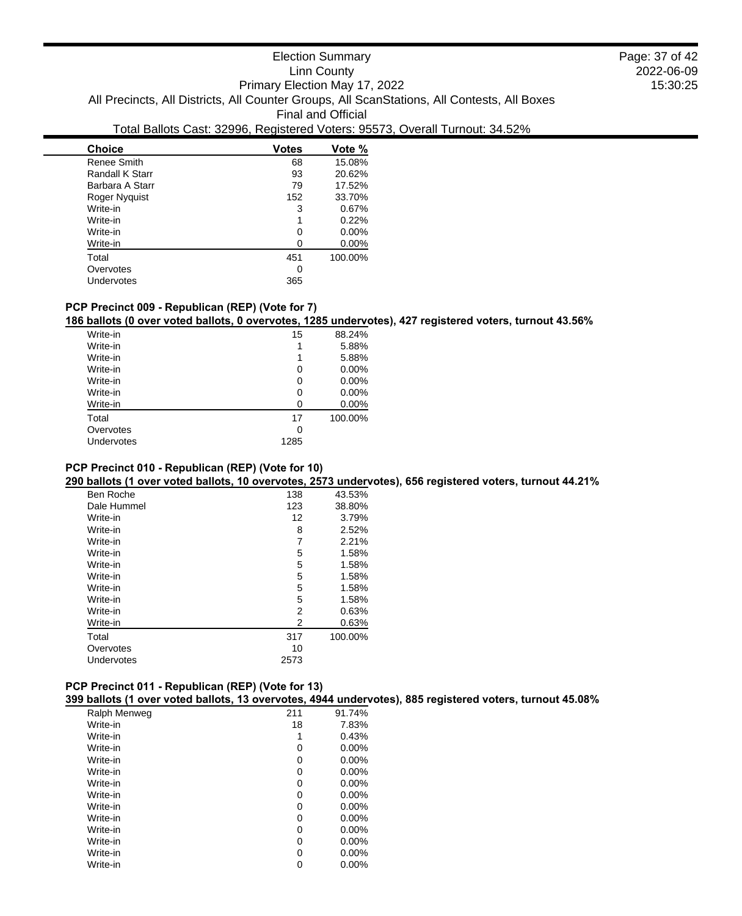Election Summary
Linn County
Primary Election May 17, 2022
All Precincts, All Districts, All Counter Groups, All ScanStations, All Contests, All Boxes
Final and Official
Total Ballots Cast: 32996, Registered Voters: 95573, Overall Turnout: 34.52%

| Choice | Votes | Vote % |
|---|---|---|
| Renee Smith | 68 | 15.08% |
| Randall K Starr | 93 | 20.62% |
| Barbara A Starr | 79 | 17.52% |
| Roger Nyquist | 152 | 33.70% |
| Write-in | 3 | 0.67% |
| Write-in | 1 | 0.22% |
| Write-in | 0 | 0.00% |
| Write-in | 0 | 0.00% |
| Total | 451 | 100.00% |
| Overvotes | 0 | |
| Undervotes | 365 | |

### PCP Precinct 009 - Republican (REP) (Vote for 7)

**186 ballots (0 over voted ballots, 0 overvotes, 1285 undervotes), 427 registered voters, turnout 43.56%**

| Choice | Votes | Vote % |
|---|---|---|
| Write-in | 15 | 88.24% |
| Write-in | 1 | 5.88% |
| Write-in | 1 | 5.88% |
| Write-in | 0 | 0.00% |
| Write-in | 0 | 0.00% |
| Write-in | 0 | 0.00% |
| Write-in | 0 | 0.00% |
| Total | 17 | 100.00% |
| Overvotes | 0 | |
| Undervotes | 1285 | |

### PCP Precinct 010 - Republican (REP) (Vote for 10)

**290 ballots (1 over voted ballots, 10 overvotes, 2573 undervotes), 656 registered voters, turnout 44.21%**

| Choice | Votes | Vote % |
|---|---|---|
| Ben Roche | 138 | 43.53% |
| Dale Hummel | 123 | 38.80% |
| Write-in | 12 | 3.79% |
| Write-in | 8 | 2.52% |
| Write-in | 7 | 2.21% |
| Write-in | 5 | 1.58% |
| Write-in | 5 | 1.58% |
| Write-in | 5 | 1.58% |
| Write-in | 5 | 1.58% |
| Write-in | 5 | 1.58% |
| Write-in | 2 | 0.63% |
| Write-in | 2 | 0.63% |
| Total | 317 | 100.00% |
| Overvotes | 10 | |
| Undervotes | 2573 | |

### PCP Precinct 011 - Republican (REP) (Vote for 13)

**399 ballots (1 over voted ballots, 13 overvotes, 4944 undervotes), 885 registered voters, turnout 45.08%**

| Choice | Votes | Vote % |
|---|---|---|
| Ralph Menweg | 211 | 91.74% |
| Write-in | 18 | 7.83% |
| Write-in | 1 | 0.43% |
| Write-in | 0 | 0.00% |
| Write-in | 0 | 0.00% |
| Write-in | 0 | 0.00% |
| Write-in | 0 | 0.00% |
| Write-in | 0 | 0.00% |
| Write-in | 0 | 0.00% |
| Write-in | 0 | 0.00% |
| Write-in | 0 | 0.00% |
| Write-in | 0 | 0.00% |
| Write-in | 0 | 0.00% |
| Write-in | 0 | 0.00% |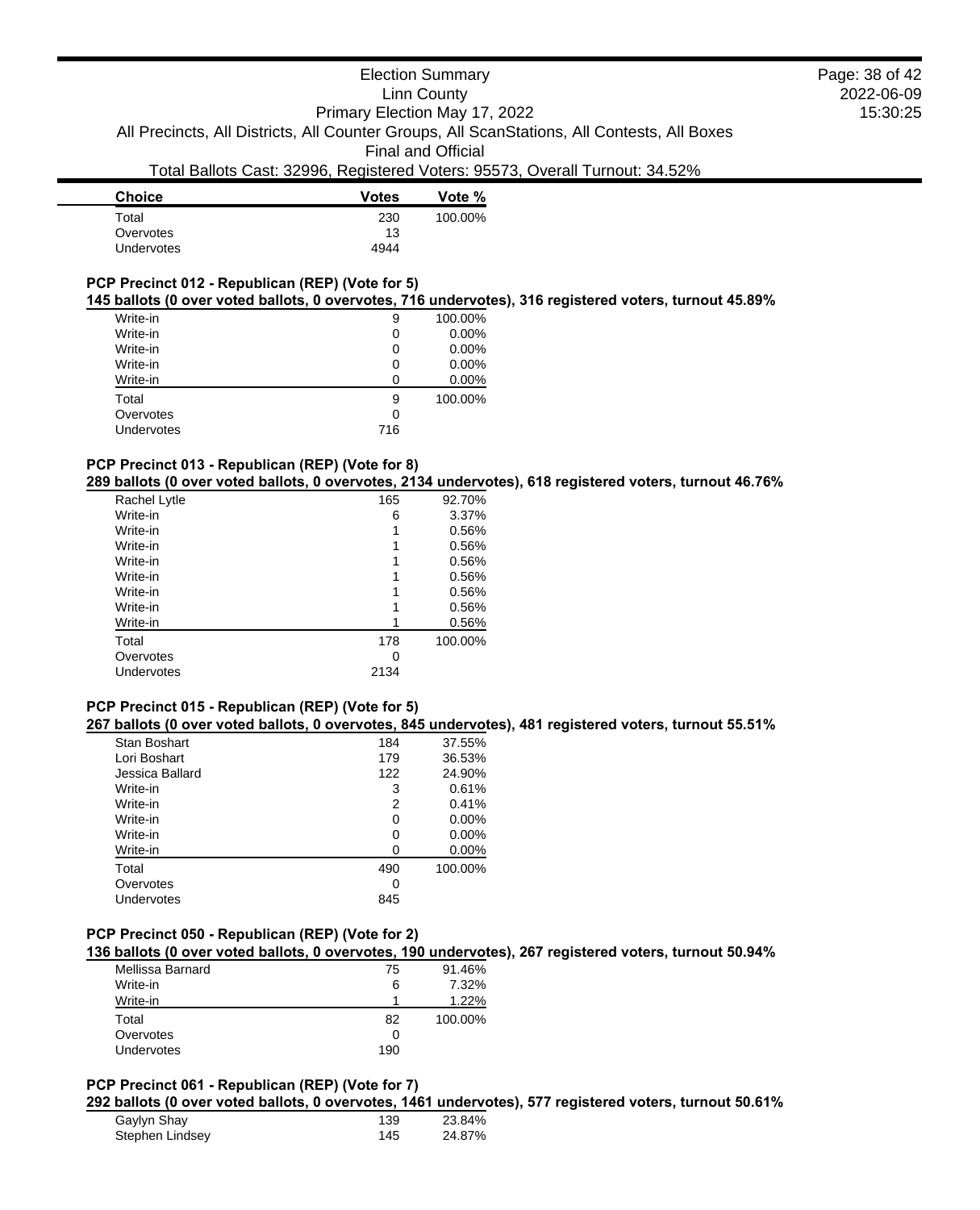| Choice | Votes | Vote % |
|---|---|---|
| Total | 230 | 100.00% |
| Overvotes | 13 | |
| Undervotes | 4944 | |

### PCP Precinct 012 - Republican (REP) (Vote for 5)

**145 ballots (0 over voted ballots, 0 overvotes, 716 undervotes), 316 registered voters, turnout 45.89%**

| Choice | Votes | Vote % |
|---|---|---|
| Write-in | 9 | 100.00% |
| Write-in | 0 | 0.00% |
| Write-in | 0 | 0.00% |
| Write-in | 0 | 0.00% |
| Write-in | 0 | 0.00% |
| Total | 9 | 100.00% |
| Overvotes | 0 | |
| Undervotes | 716 | |

### PCP Precinct 013 - Republican (REP) (Vote for 8)

**289 ballots (0 over voted ballots, 0 overvotes, 2134 undervotes), 618 registered voters, turnout 46.76%**

| Choice | Votes | Vote % |
|---|---|---|
| Rachel Lytle | 165 | 92.70% |
| Write-in | 6 | 3.37% |
| Write-in | 1 | 0.56% |
| Write-in | 1 | 0.56% |
| Write-in | 1 | 0.56% |
| Write-in | 1 | 0.56% |
| Write-in | 1 | 0.56% |
| Write-in | 1 | 0.56% |
| Write-in | 1 | 0.56% |
| Total | 178 | 100.00% |
| Overvotes | 0 | |
| Undervotes | 2134 | |

### PCP Precinct 015 - Republican (REP) (Vote for 5)

**267 ballots (0 over voted ballots, 0 overvotes, 845 undervotes), 481 registered voters, turnout 55.51%**

| Choice | Votes | Vote % |
|---|---|---|
| Stan Boshart | 184 | 37.55% |
| Lori Boshart | 179 | 36.53% |
| Jessica Ballard | 122 | 24.90% |
| Write-in | 3 | 0.61% |
| Write-in | 2 | 0.41% |
| Write-in | 0 | 0.00% |
| Write-in | 0 | 0.00% |
| Write-in | 0 | 0.00% |
| Total | 490 | 100.00% |
| Overvotes | 0 | |
| Undervotes | 845 | |

### PCP Precinct 050 - Republican (REP) (Vote for 2)

**136 ballots (0 over voted ballots, 0 overvotes, 190 undervotes), 267 registered voters, turnout 50.94%**

| Choice | Votes | Vote % |
|---|---|---|
| Mellissa Barnard | 75 | 91.46% |
| Write-in | 6 | 7.32% |
| Write-in | 1 | 1.22% |
| Total | 82 | 100.00% |
| Overvotes | 0 | |
| Undervotes | 190 | |

### PCP Precinct 061 - Republican (REP) (Vote for 7)

**292 ballots (0 over voted ballots, 0 overvotes, 1461 undervotes), 577 registered voters, turnout 50.61%**

| Choice | Votes | Vote % |
|---|---|---|
| Gaylyn Shay | 139 | 23.84% |
| Stephen Lindsey | 145 | 24.87% |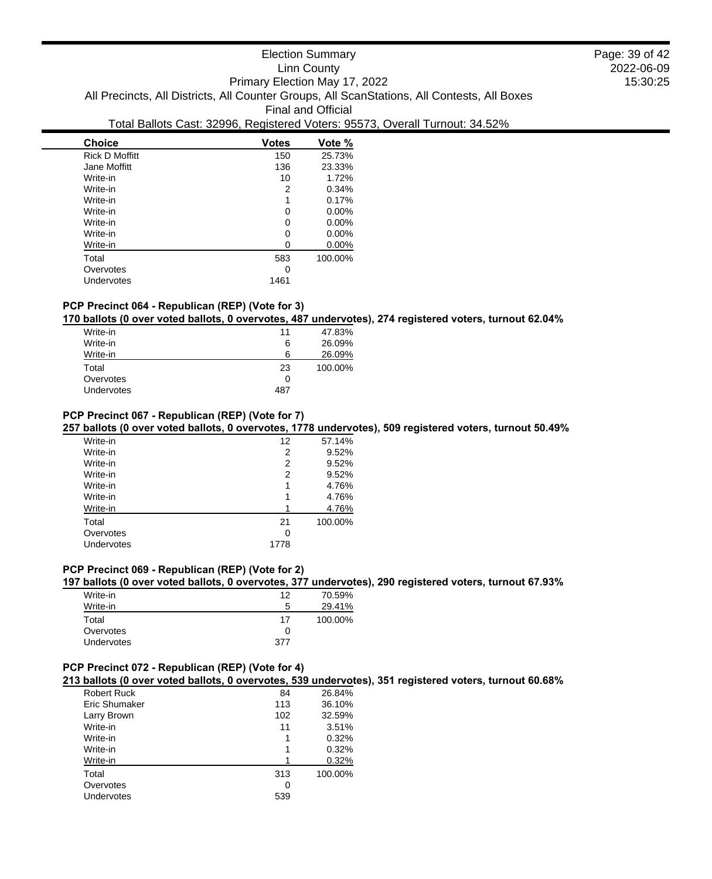| Choice | Votes | Vote % |
|---|---|---|
| Rick D Moffitt | 150 | 25.73% |
| Jane Moffitt | 136 | 23.33% |
| Write-in | 10 | 1.72% |
| Write-in | 2 | 0.34% |
| Write-in | 1 | 0.17% |
| Write-in | 0 | 0.00% |
| Write-in | 0 | 0.00% |
| Write-in | 0 | 0.00% |
| Write-in | 0 | 0.00% |
| Total | 583 | 100.00% |
| Overvotes | 0 | |
| Undervotes | 1461 | |

### PCP Precinct 064 - Republican (REP) (Vote for 3)

**170 ballots (0 over voted ballots, 0 overvotes, 487 undervotes), 274 registered voters, turnout 62.04%**

| Choice | Votes | Vote % |
|---|---|---|
| Write-in | 11 | 47.83% |
| Write-in | 6 | 26.09% |
| Write-in | 6 | 26.09% |
| Total | 23 | 100.00% |
| Overvotes | 0 | |
| Undervotes | 487 | |

### PCP Precinct 067 - Republican (REP) (Vote for 7)

**257 ballots (0 over voted ballots, 0 overvotes, 1778 undervotes), 509 registered voters, turnout 50.49%**

| Choice | Votes | Vote % |
|---|---|---|
| Write-in | 12 | 57.14% |
| Write-in | 2 | 9.52% |
| Write-in | 2 | 9.52% |
| Write-in | 2 | 9.52% |
| Write-in | 1 | 4.76% |
| Write-in | 1 | 4.76% |
| Write-in | 1 | 4.76% |
| Total | 21 | 100.00% |
| Overvotes | 0 | |
| Undervotes | 1778 | |

### PCP Precinct 069 - Republican (REP) (Vote for 2)

**197 ballots (0 over voted ballots, 0 overvotes, 377 undervotes), 290 registered voters, turnout 67.93%**

| Choice | Votes | Vote % |
|---|---|---|
| Write-in | 12 | 70.59% |
| Write-in | 5 | 29.41% |
| Total | 17 | 100.00% |
| Overvotes | 0 | |
| Undervotes | 377 | |

### PCP Precinct 072 - Republican (REP) (Vote for 4)

**213 ballots (0 over voted ballots, 0 overvotes, 539 undervotes), 351 registered voters, turnout 60.68%**

| Choice | Votes | Vote % |
|---|---|---|
| Robert Ruck | 84 | 26.84% |
| Eric Shumaker | 113 | 36.10% |
| Larry Brown | 102 | 32.59% |
| Write-in | 11 | 3.51% |
| Write-in | 1 | 0.32% |
| Write-in | 1 | 0.32% |
| Write-in | 1 | 0.32% |
| Total | 313 | 100.00% |
| Overvotes | 0 | |
| Undervotes | 539 | |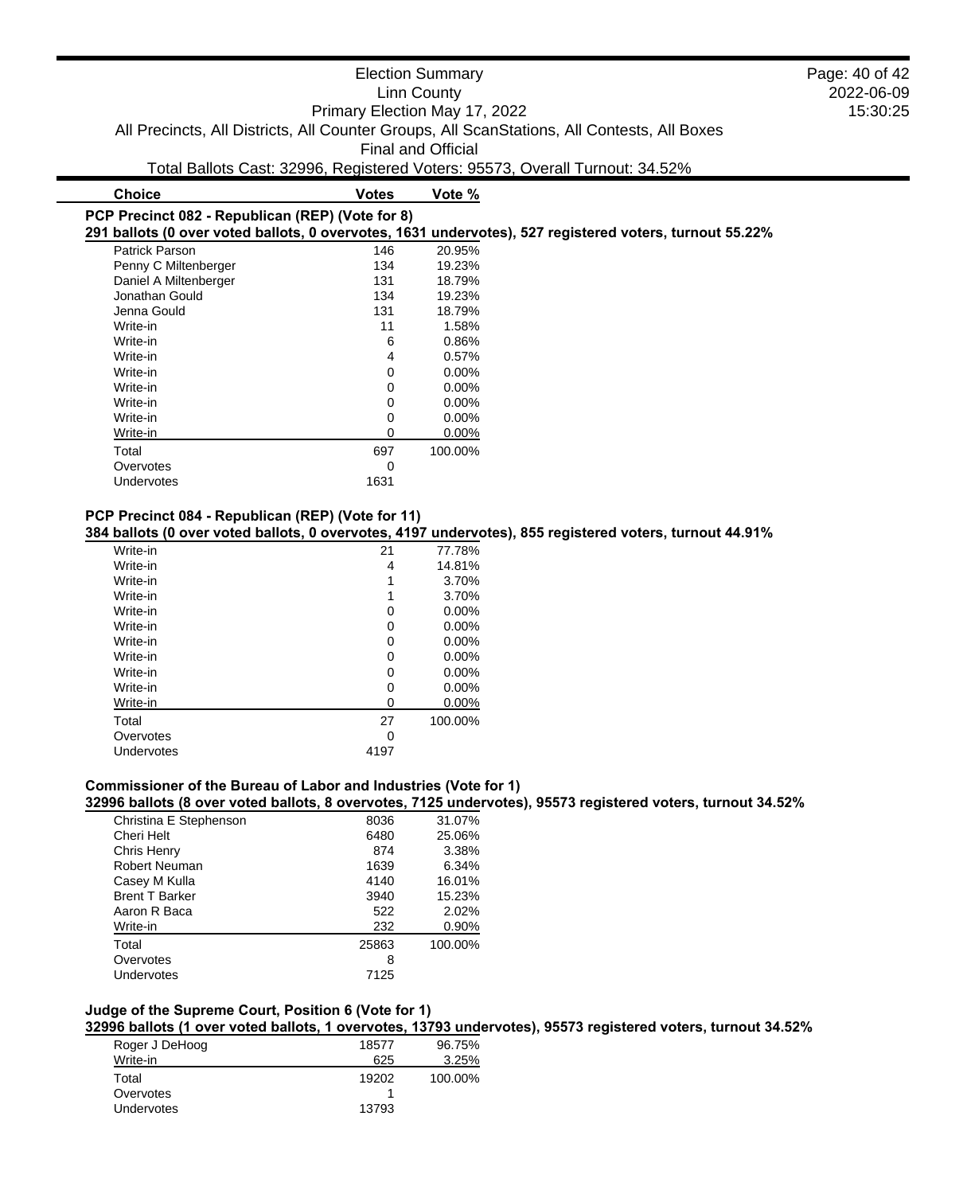Election Summary
Linn County
Primary Election May 17, 2022
All Precincts, All Districts, All Counter Groups, All ScanStations, All Contests, All Boxes
Final and Official
Total Ballots Cast: 32996, Registered Voters: 95573, Overall Turnout: 34.52%

### PCP Precinct 082 - Republican (REP) (Vote for 8)

**291 ballots (0 over voted ballots, 0 overvotes, 1631 undervotes), 527 registered voters, turnout 55.22%**

| Choice | Votes | Vote % |
|---|---|---|
| Patrick Parson | 146 | 20.95% |
| Penny C Miltenberger | 134 | 19.23% |
| Daniel A Miltenberger | 131 | 18.79% |
| Jonathan Gould | 134 | 19.23% |
| Jenna Gould | 131 | 18.79% |
| Write-in | 11 | 1.58% |
| Write-in | 6 | 0.86% |
| Write-in | 4 | 0.57% |
| Write-in | 0 | 0.00% |
| Write-in | 0 | 0.00% |
| Write-in | 0 | 0.00% |
| Write-in | 0 | 0.00% |
| Write-in | 0 | 0.00% |
| Total | 697 | 100.00% |
| Overvotes | 0 | |
| Undervotes | 1631 | |

### PCP Precinct 084 - Republican (REP) (Vote for 11)

**384 ballots (0 over voted ballots, 0 overvotes, 4197 undervotes), 855 registered voters, turnout 44.91%**

| Choice | Votes | Vote % |
|---|---|---|
| Write-in | 21 | 77.78% |
| Write-in | 4 | 14.81% |
| Write-in | 1 | 3.70% |
| Write-in | 1 | 3.70% |
| Write-in | 0 | 0.00% |
| Write-in | 0 | 0.00% |
| Write-in | 0 | 0.00% |
| Write-in | 0 | 0.00% |
| Write-in | 0 | 0.00% |
| Write-in | 0 | 0.00% |
| Write-in | 0 | 0.00% |
| Total | 27 | 100.00% |
| Overvotes | 0 | |
| Undervotes | 4197 | |

### Commissioner of the Bureau of Labor and Industries (Vote for 1)

**32996 ballots (8 over voted ballots, 8 overvotes, 7125 undervotes), 95573 registered voters, turnout 34.52%**

| Choice | Votes | Vote % |
|---|---|---|
| Christina E Stephenson | 8036 | 31.07% |
| Cheri Helt | 6480 | 25.06% |
| Chris Henry | 874 | 3.38% |
| Robert Neuman | 1639 | 6.34% |
| Casey M Kulla | 4140 | 16.01% |
| Brent T Barker | 3940 | 15.23% |
| Aaron R Baca | 522 | 2.02% |
| Write-in | 232 | 0.90% |
| Total | 25863 | 100.00% |
| Overvotes | 8 | |
| Undervotes | 7125 | |

### Judge of the Supreme Court, Position 6 (Vote for 1)

**32996 ballots (1 over voted ballots, 1 overvotes, 13793 undervotes), 95573 registered voters, turnout 34.52%**

| Choice | Votes | Vote % |
|---|---|---|
| Roger J DeHoog | 18577 | 96.75% |
| Write-in | 625 | 3.25% |
| Total | 19202 | 100.00% |
| Overvotes | 1 | |
| Undervotes | 13793 | |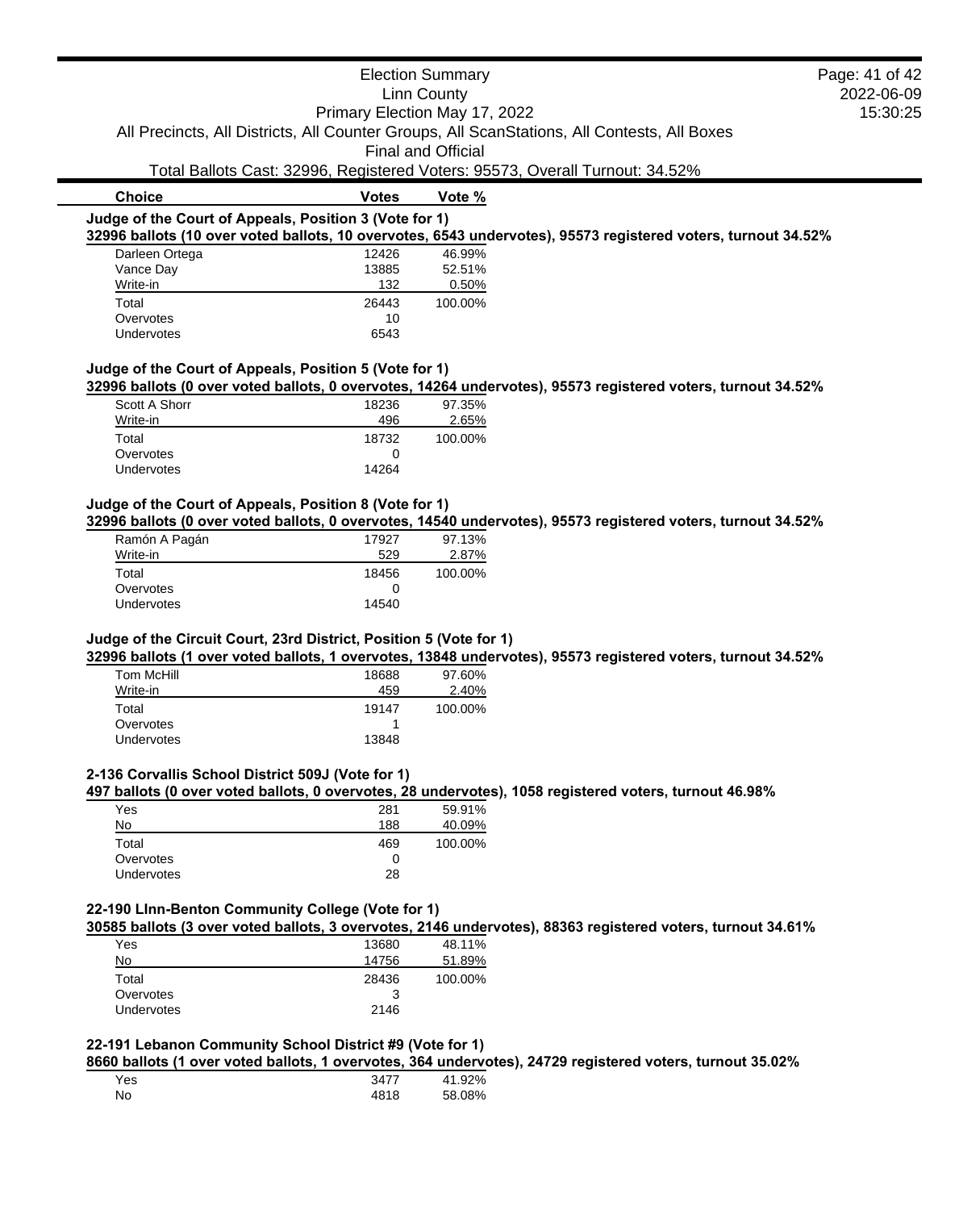Election Summary
Linn County
Primary Election May 17, 2022
All Precincts, All Districts, All Counter Groups, All ScanStations, All Contests, All Boxes
Final and Official
Total Ballots Cast: 32996, Registered Voters: 95573, Overall Turnout: 34.52%

### Judge of the Court of Appeals, Position 3 (Vote for 1)

**32996 ballots (10 over voted ballots, 10 overvotes, 6543 undervotes), 95573 registered voters, turnout 34.52%**

| Choice | Votes | Vote % |
| --- | --- | --- |
| Darleen Ortega | 12426 | 46.99% |
| Vance Day | 13885 | 52.51% |
| Write-in | 132 | 0.50% |
| Total | 26443 | 100.00% |
| Overvotes | 10 | |
| Undervotes | 6543 | |

### Judge of the Court of Appeals, Position 5 (Vote for 1)

**32996 ballots (0 over voted ballots, 0 overvotes, 14264 undervotes), 95573 registered voters, turnout 34.52%**

| Choice | Votes | Vote % |
| --- | --- | --- |
| Scott A Shorr | 18236 | 97.35% |
| Write-in | 496 | 2.65% |
| Total | 18732 | 100.00% |
| Overvotes | 0 | |
| Undervotes | 14264 | |

### Judge of the Court of Appeals, Position 8 (Vote for 1)

**32996 ballots (0 over voted ballots, 0 overvotes, 14540 undervotes), 95573 registered voters, turnout 34.52%**

| Choice | Votes | Vote % |
| --- | --- | --- |
| Ramón A Pagán | 17927 | 97.13% |
| Write-in | 529 | 2.87% |
| Total | 18456 | 100.00% |
| Overvotes | 0 | |
| Undervotes | 14540 | |

### Judge of the Circuit Court, 23rd District, Position 5 (Vote for 1)

**32996 ballots (1 over voted ballots, 1 overvotes, 13848 undervotes), 95573 registered voters, turnout 34.52%**

| Choice | Votes | Vote % |
| --- | --- | --- |
| Tom McHill | 18688 | 97.60% |
| Write-in | 459 | 2.40% |
| Total | 19147 | 100.00% |
| Overvotes | 1 | |
| Undervotes | 13848 | |

### 2-136 Corvallis School District 509J (Vote for 1)

**497 ballots (0 over voted ballots, 0 overvotes, 28 undervotes), 1058 registered voters, turnout 46.98%**

| Choice | Votes | Vote % |
| --- | --- | --- |
| Yes | 281 | 59.91% |
| No | 188 | 40.09% |
| Total | 469 | 100.00% |
| Overvotes | 0 | |
| Undervotes | 28 | |

### 22-190 LInn-Benton Community College (Vote for 1)

**30585 ballots (3 over voted ballots, 3 overvotes, 2146 undervotes), 88363 registered voters, turnout 34.61%**

| Choice | Votes | Vote % |
| --- | --- | --- |
| Yes | 13680 | 48.11% |
| No | 14756 | 51.89% |
| Total | 28436 | 100.00% |
| Overvotes | 3 | |
| Undervotes | 2146 | |

### 22-191 Lebanon Community School District #9 (Vote for 1)

**8660 ballots (1 over voted ballots, 1 overvotes, 364 undervotes), 24729 registered voters, turnout 35.02%**

| Choice | Votes | Vote % |
| --- | --- | --- |
| Yes | 3477 | 41.92% |
| No | 4818 | 58.08% |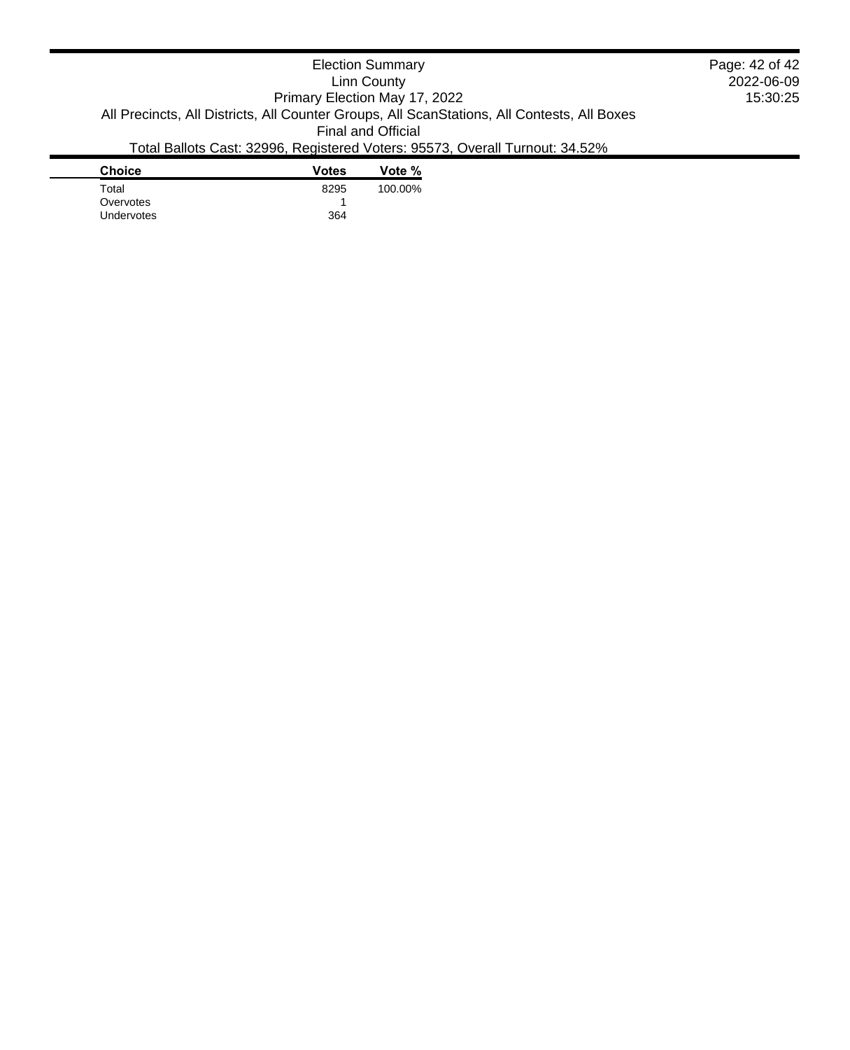| Choice | Votes | Vote % |
|---|---|---|
| Total | 8295 | 100.00% |
| Overvotes | 1 | |
| Undervotes | 364 | |